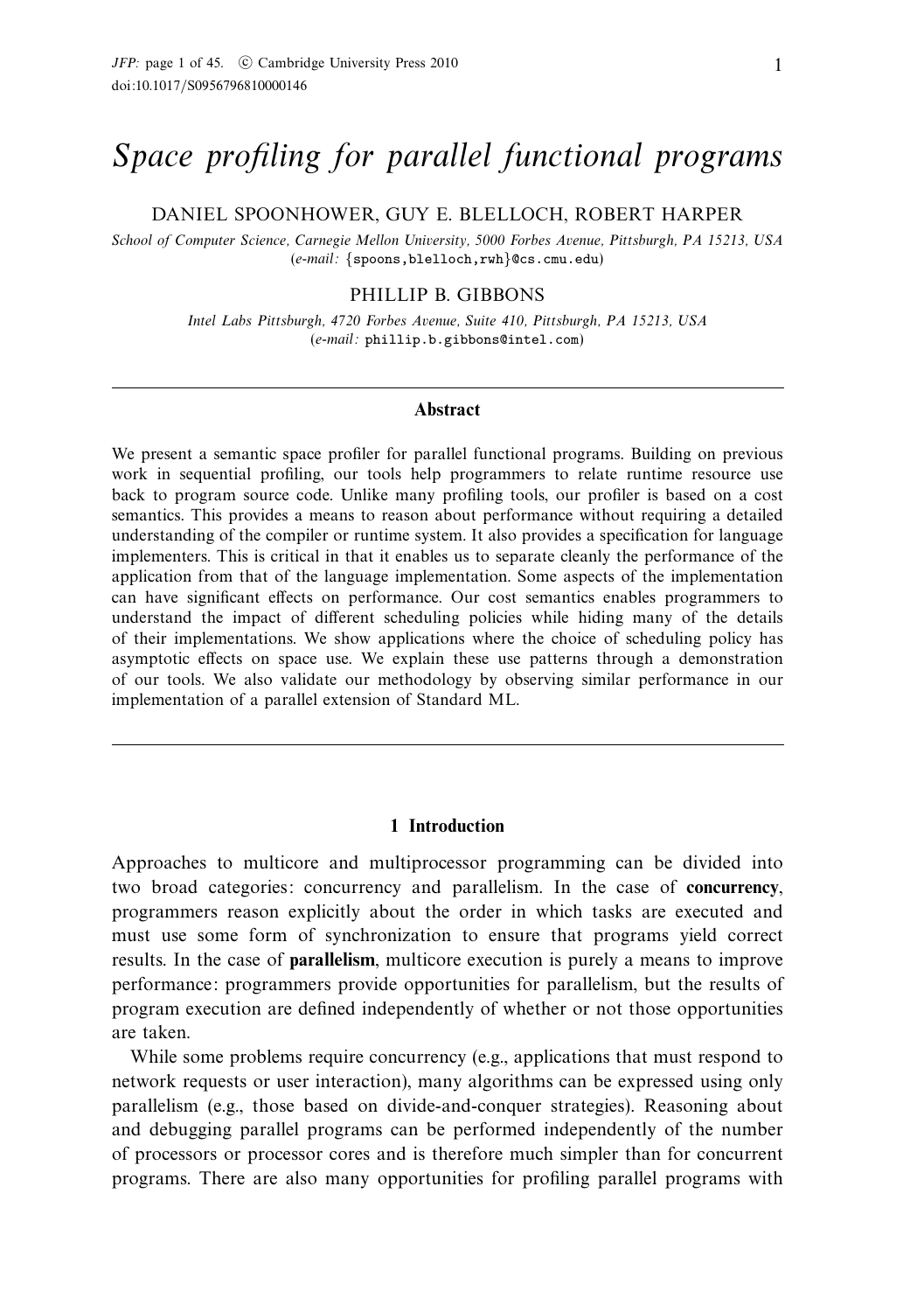# *Space profiling for parallel functional programs*

DANIEL SPOONHOWER, GUY E. BLELLOCH, ROBERT HARPER

*School of Computer Science, Carnegie Mellon University, 5000 Forbes Avenue, Pittsburgh, PA 15213, USA*
(*e-mail:* {spoons,blelloch,rwh}@cs.cmu.edu)

PHILLIP B. GIBBONS

*Intel Labs Pittsburgh, 4720 Forbes Avenue, Suite 410, Pittsburgh, PA 15213, USA*
(*e-mail:* phillip.b.gibbons@intel.com)

## Abstract

We present a semantic space profiler for parallel functional programs. Building on previous work in sequential profiling, our tools help programmers to relate runtime resource use back to program source code. Unlike many profiling tools, our profiler is based on a cost semantics. This provides a means to reason about performance without requiring a detailed understanding of the compiler or runtime system. It also provides a specification for language implementers. This is critical in that it enables us to separate cleanly the performance of the application from that of the language implementation. Some aspects of the implementation can have significant effects on performance. Our cost semantics enables programmers to understand the impact of different scheduling policies while hiding many of the details of their implementations. We show applications where the choice of scheduling policy has asymptotic effects on space use. We explain these use patterns through a demonstration of our tools. We also validate our methodology by observing similar performance in our implementation of a parallel extension of Standard ML.

## 1 Introduction

Approaches to multicore and multiprocessor programming can be divided into two broad categories: concurrency and parallelism. In the case of **concurrency**, programmers reason explicitly about the order in which tasks are executed and must use some form of synchronization to ensure that programs yield correct results. In the case of **parallelism**, multicore execution is purely a means to improve performance: programmers provide opportunities for parallelism, but the results of program execution are defined independently of whether or not those opportunities are taken.

While some problems require concurrency (e.g., applications that must respond to network requests or user interaction), many algorithms can be expressed using only parallelism (e.g., those based on divide-and-conquer strategies). Reasoning about and debugging parallel programs can be performed independently of the number of processors or processor cores and is therefore much simpler than for concurrent programs. There are also many opportunities for profiling parallel programs with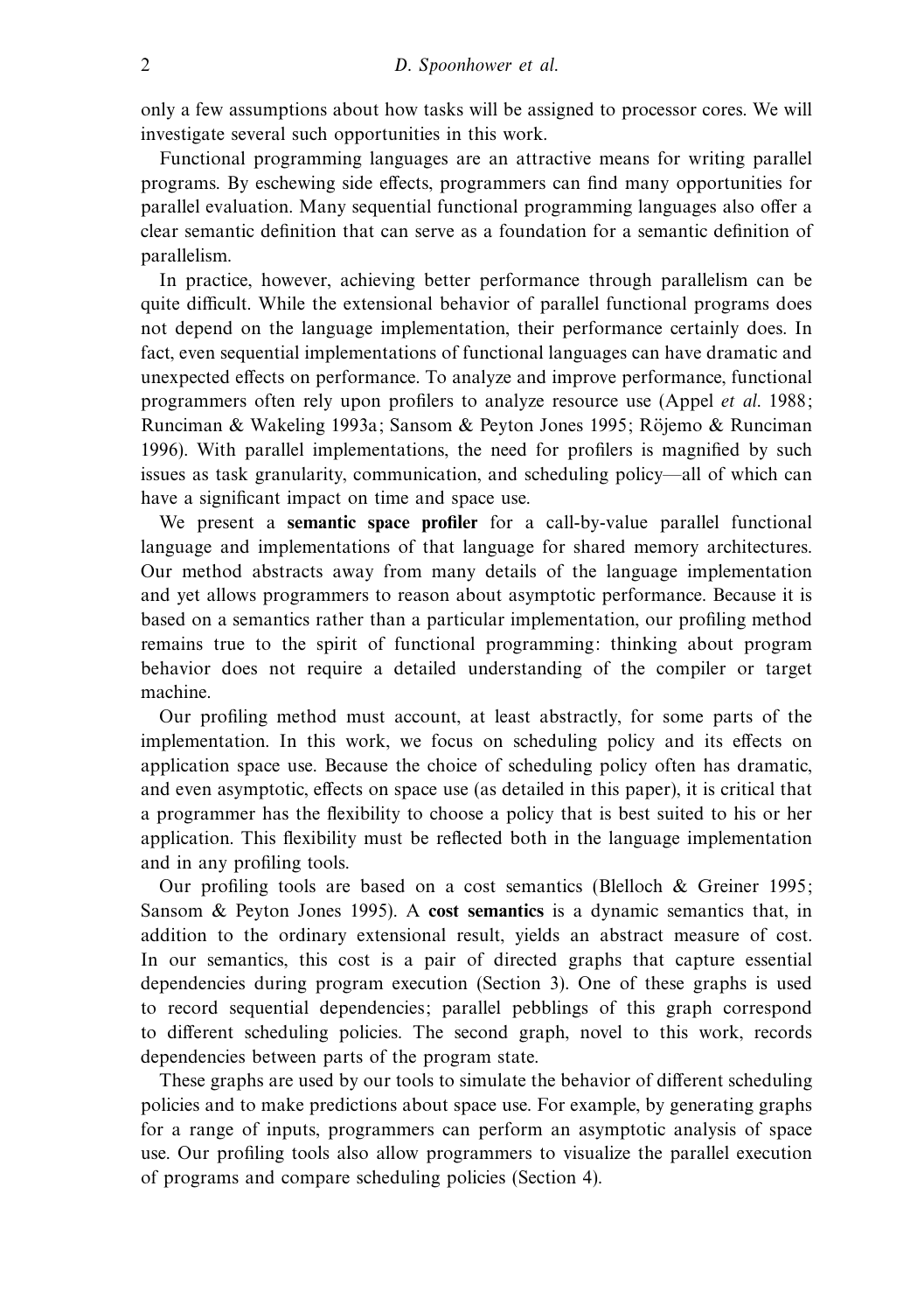only a few assumptions about how tasks will be assigned to processor cores. We will investigate several such opportunities in this work.

Functional programming languages are an attractive means for writing parallel programs. By eschewing side effects, programmers can find many opportunities for parallel evaluation. Many sequential functional programming languages also offer a clear semantic definition that can serve as a foundation for a semantic definition of parallelism.

In practice, however, achieving better performance through parallelism can be quite difficult. While the extensional behavior of parallel functional programs does not depend on the language implementation, their performance certainly does. In fact, even sequential implementations of functional languages can have dramatic and unexpected effects on performance. To analyze and improve performance, functional programmers often rely upon profilers to analyze resource use (Appel *et al.* 1988; Runciman & Wakeling 1993a; Sansom & Peyton Jones 1995; Röjemo & Runciman 1996). With parallel implementations, the need for profilers is magnified by such issues as task granularity, communication, and scheduling policy—all of which can have a significant impact on time and space use.

We present a **semantic space profiler** for a call-by-value parallel functional language and implementations of that language for shared memory architectures. Our method abstracts away from many details of the language implementation and yet allows programmers to reason about asymptotic performance. Because it is based on a semantics rather than a particular implementation, our profiling method remains true to the spirit of functional programming: thinking about program behavior does not require a detailed understanding of the compiler or target machine.

Our profiling method must account, at least abstractly, for some parts of the implementation. In this work, we focus on scheduling policy and its effects on application space use. Because the choice of scheduling policy often has dramatic, and even asymptotic, effects on space use (as detailed in this paper), it is critical that a programmer has the flexibility to choose a policy that is best suited to his or her application. This flexibility must be reflected both in the language implementation and in any profiling tools.

Our profiling tools are based on a cost semantics (Blelloch & Greiner 1995; Sansom & Peyton Jones 1995). A **cost semantics** is a dynamic semantics that, in addition to the ordinary extensional result, yields an abstract measure of cost. In our semantics, this cost is a pair of directed graphs that capture essential dependencies during program execution (Section 3). One of these graphs is used to record sequential dependencies; parallel pebblings of this graph correspond to different scheduling policies. The second graph, novel to this work, records dependencies between parts of the program state.

These graphs are used by our tools to simulate the behavior of different scheduling policies and to make predictions about space use. For example, by generating graphs for a range of inputs, programmers can perform an asymptotic analysis of space use. Our profiling tools also allow programmers to visualize the parallel execution of programs and compare scheduling policies (Section 4).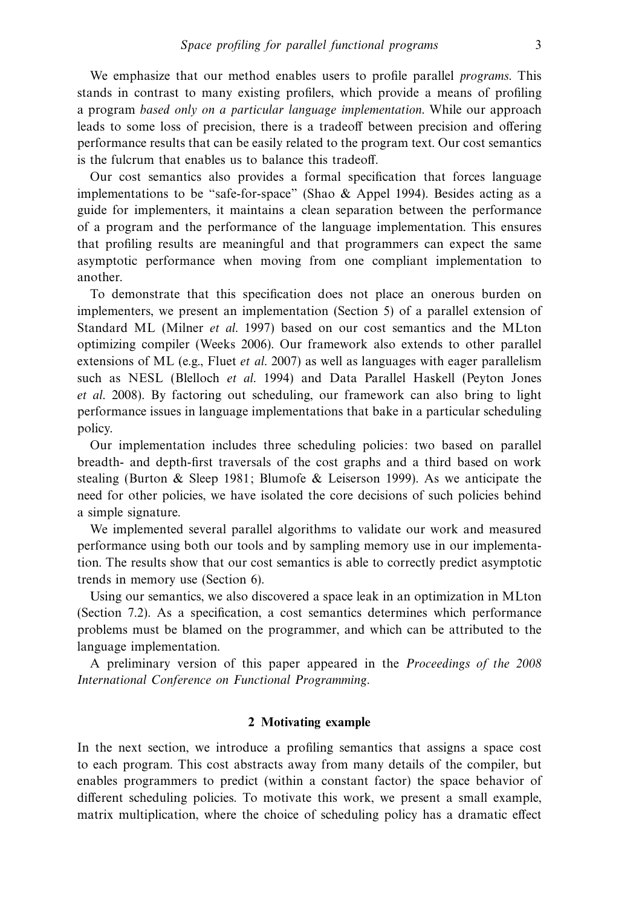We emphasize that our method enables users to profile parallel *programs*. This stands in contrast to many existing profilers, which provide a means of profiling a program *based only on a particular language implementation*. While our approach leads to some loss of precision, there is a tradeoff between precision and offering performance results that can be easily related to the program text. Our cost semantics is the fulcrum that enables us to balance this tradeoff.

Our cost semantics also provides a formal specification that forces language implementations to be "safe-for-space" (Shao & Appel 1994). Besides acting as a guide for implementers, it maintains a clean separation between the performance of a program and the performance of the language implementation. This ensures that profiling results are meaningful and that programmers can expect the same asymptotic performance when moving from one compliant implementation to another.

To demonstrate that this specification does not place an onerous burden on implementers, we present an implementation (Section 5) of a parallel extension of Standard ML (Milner *et al.* 1997) based on our cost semantics and the MLton optimizing compiler (Weeks 2006). Our framework also extends to other parallel extensions of ML (e.g., Fluet *et al.* 2007) as well as languages with eager parallelism such as NESL (Blelloch *et al.* 1994) and Data Parallel Haskell (Peyton Jones *et al.* 2008). By factoring out scheduling, our framework can also bring to light performance issues in language implementations that bake in a particular scheduling policy.

Our implementation includes three scheduling policies: two based on parallel breadth- and depth-first traversals of the cost graphs and a third based on work stealing (Burton & Sleep 1981; Blumofe & Leiserson 1999). As we anticipate the need for other policies, we have isolated the core decisions of such policies behind a simple signature.

We implemented several parallel algorithms to validate our work and measured performance using both our tools and by sampling memory use in our implementation. The results show that our cost semantics is able to correctly predict asymptotic trends in memory use (Section 6).

Using our semantics, we also discovered a space leak in an optimization in MLton (Section 7.2). As a specification, a cost semantics determines which performance problems must be blamed on the programmer, and which can be attributed to the language implementation.

A preliminary version of this paper appeared in the *Proceedings of the 2008 International Conference on Functional Programming*.

## 2 Motivating example

In the next section, we introduce a profiling semantics that assigns a space cost to each program. This cost abstracts away from many details of the compiler, but enables programmers to predict (within a constant factor) the space behavior of different scheduling policies. To motivate this work, we present a small example, matrix multiplication, where the choice of scheduling policy has a dramatic effect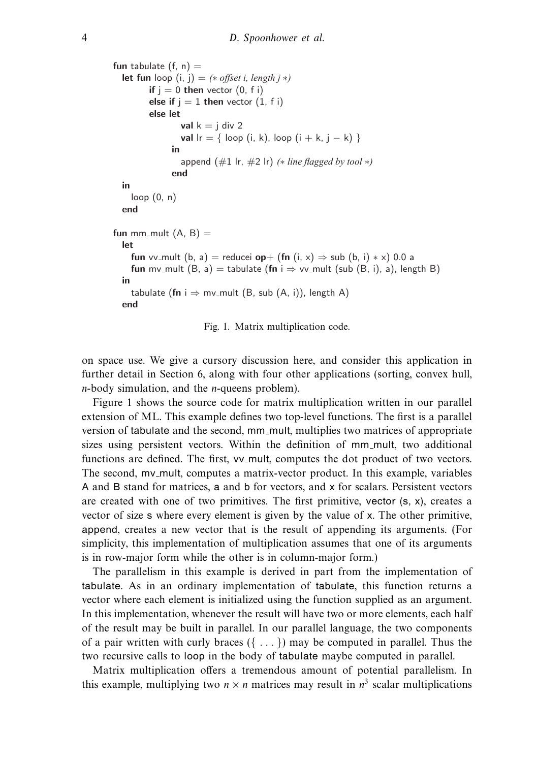```
fun tabulate (f, n) =
  let fun loop (i, j) = (* offset i, length j *)
        if j = 0 then vector (0, f i)
        else if j = 1 then vector (1, f i)
        else let
              val k = j div 2
              val lr = { loop (i, k), loop (i + k, j − k) }
            in
              append (#1 lr, #2 lr) (* line flagged by tool *)
            end
  in
    loop (0, n)
  end

fun mm_mult (A, B) =
  let
    fun vv_mult (b, a) = reducei op+ (fn (i, x) ⇒ sub (b, i) ∗ x) 0.0 a
    fun mv_mult (B, a) = tabulate (fn i ⇒ vv_mult (sub (B, i), a), length B)
  in
    tabulate (fn i ⇒ mv_mult (B, sub (A, i)), length A)
  end
```

Fig. 1. Matrix multiplication code.

on space use. We give a cursory discussion here, and consider this application in further detail in Section 6, along with four other applications (sorting, convex hull, $n$-body simulation, and the $n$-queens problem).

Figure 1 shows the source code for matrix multiplication written in our parallel extension of ML. This example defines two top-level functions. The first is a parallel version of tabulate and the second, mm_mult, multiplies two matrices of appropriate sizes using persistent vectors. Within the definition of mm_mult, two additional functions are defined. The first, vv_mult, computes the dot product of two vectors. The second, mv_mult, computes a matrix-vector product. In this example, variables A and B stand for matrices, a and b for vectors, and x for scalars. Persistent vectors are created with one of two primitives. The first primitive, vector (s, x), creates a vector of size s where every element is given by the value of x. The other primitive, append, creates a new vector that is the result of appending its arguments. (For simplicity, this implementation of multiplication assumes that one of its arguments is in row-major form while the other is in column-major form.)

The parallelism in this example is derived in part from the implementation of tabulate. As in an ordinary implementation of tabulate, this function returns a vector where each element is initialized using the function supplied as an argument. In this implementation, whenever the result will have two or more elements, each half of the result may be built in parallel. In our parallel language, the two components of a pair written with curly braces ({ . . . }) may be computed in parallel. Thus the two recursive calls to loop in the body of tabulate maybe computed in parallel.

Matrix multiplication offers a tremendous amount of potential parallelism. In this example, multiplying two $n \times n$ matrices may result in $n^3$ scalar multiplications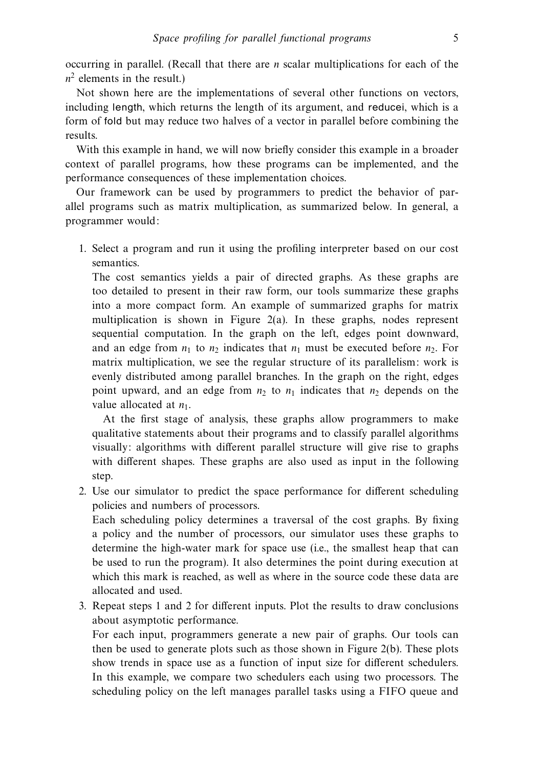occurring in parallel. (Recall that there are $n$ scalar multiplications for each of the $n^2$ elements in the result.)

Not shown here are the implementations of several other functions on vectors, including length, which returns the length of its argument, and reducei, which is a form of fold but may reduce two halves of a vector in parallel before combining the results.

With this example in hand, we will now briefly consider this example in a broader context of parallel programs, how these programs can be implemented, and the performance consequences of these implementation choices.

Our framework can be used by programmers to predict the behavior of parallel programs such as matrix multiplication, as summarized below. In general, a programmer would:

1. Select a program and run it using the profiling interpreter based on our cost semantics.

   The cost semantics yields a pair of directed graphs. As these graphs are too detailed to present in their raw form, our tools summarize these graphs into a more compact form. An example of summarized graphs for matrix multiplication is shown in Figure 2(a). In these graphs, nodes represent sequential computation. In the graph on the left, edges point downward, and an edge from $n_1$ to $n_2$ indicates that $n_1$ must be executed before $n_2$. For matrix multiplication, we see the regular structure of its parallelism: work is evenly distributed among parallel branches. In the graph on the right, edges point upward, and an edge from $n_2$ to $n_1$ indicates that $n_2$ depends on the value allocated at $n_1$.

   At the first stage of analysis, these graphs allow programmers to make qualitative statements about their programs and to classify parallel algorithms visually: algorithms with different parallel structure will give rise to graphs with different shapes. These graphs are also used as input in the following step.

2. Use our simulator to predict the space performance for different scheduling policies and numbers of processors.

   Each scheduling policy determines a traversal of the cost graphs. By fixing a policy and the number of processors, our simulator uses these graphs to determine the high-water mark for space use (i.e., the smallest heap that can be used to run the program). It also determines the point during execution at which this mark is reached, as well as where in the source code these data are allocated and used.

3. Repeat steps 1 and 2 for different inputs. Plot the results to draw conclusions about asymptotic performance.

   For each input, programmers generate a new pair of graphs. Our tools can then be used to generate plots such as those shown in Figure 2(b). These plots show trends in space use as a function of input size for different schedulers. In this example, we compare two schedulers each using two processors. The scheduling policy on the left manages parallel tasks using a FIFO queue and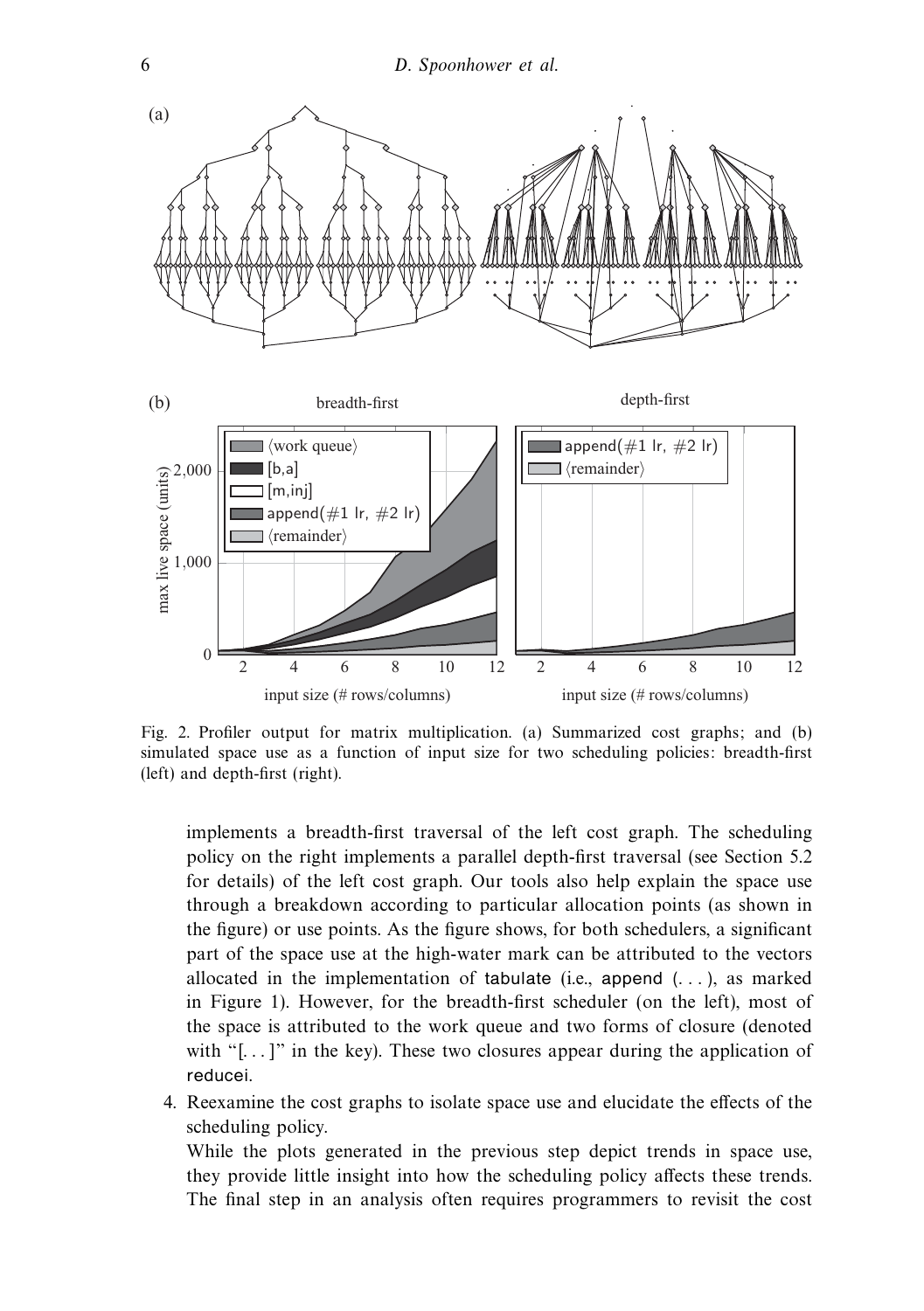(a)

(b)

breadth-first

depth-first

⟨work queue⟩

[b,a]

[m,inj]

append(#1 lr, #2 lr)

⟨remainder⟩

append(#1 lr, #2 lr)

⟨remainder⟩

max live space (units)

2,000

1,000

0

2 4 6 8 10 12

2 4 6 8 10 12

input size (# rows/columns)

input size (# rows/columns)

Fig. 2. Profiler output for matrix multiplication. (a) Summarized cost graphs; and (b) simulated space use as a function of input size for two scheduling policies: breadth-first (left) and depth-first (right).

implements a breadth-first traversal of the left cost graph. The scheduling policy on the right implements a parallel depth-first traversal (see Section 5.2 for details) of the left cost graph. Our tools also help explain the space use through a breakdown according to particular allocation points (as shown in the figure) or use points. As the figure shows, for both schedulers, a significant part of the space use at the high-water mark can be attributed to the vectors allocated in the implementation of tabulate (i.e., append (. . . ), as marked in Figure 1). However, for the breadth-first scheduler (on the left), most of the space is attributed to the work queue and two forms of closure (denoted with "[. . . ]" in the key). These two closures appear during the application of reducei.

4. Reexamine the cost graphs to isolate space use and elucidate the effects of the scheduling policy.

   While the plots generated in the previous step depict trends in space use, they provide little insight into how the scheduling policy affects these trends. The final step in an analysis often requires programmers to revisit the cost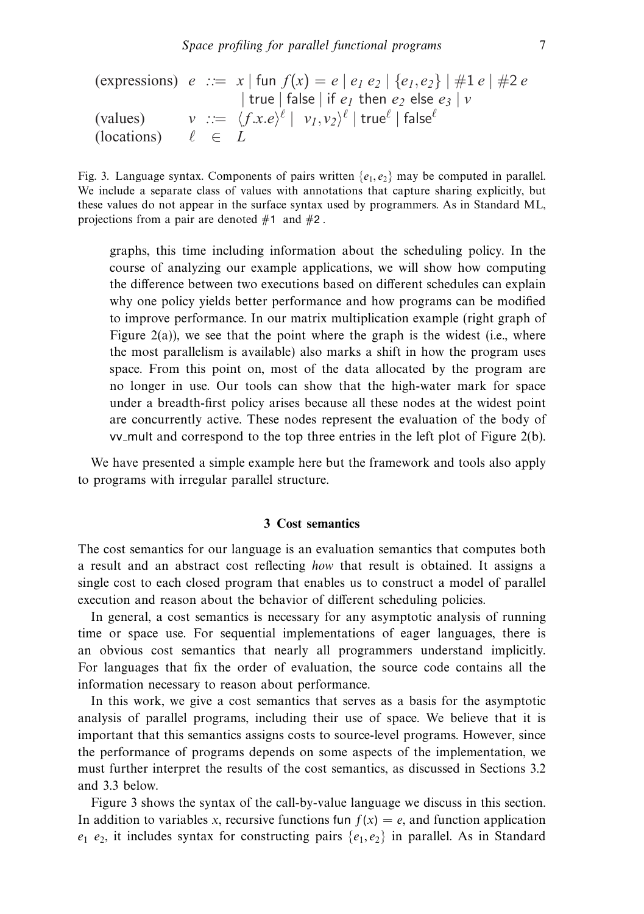$$
\begin{array}{llcl}
\text{(expressions)} & e & ::= & x \mid \mathsf{fun}\ f(x) = e \mid e_1\ e_2 \mid \{e_1, e_2\} \mid \#1\ e \mid \#2\ e \\
 & & & \mid \mathsf{true} \mid \mathsf{false} \mid \mathsf{if}\ e_1\ \mathsf{then}\ e_2\ \mathsf{else}\ e_3 \mid v \\
\text{(values)} & v & ::= & \langle f.x.e \rangle^{\ell} \mid \langle v_1, v_2 \rangle^{\ell} \mid \mathsf{true}^{\ell} \mid \mathsf{false}^{\ell} \\
\text{(locations)} & \ell & \in & L
\end{array}
$$

Fig. 3. Language syntax. Components of pairs written $\{e_1, e_2\}$ may be computed in parallel. We include a separate class of values with annotations that capture sharing explicitly, but these values do not appear in the surface syntax used by programmers. As in Standard ML, projections from a pair are denoted #1 and #2 .

graphs, this time including information about the scheduling policy. In the course of analyzing our example applications, we will show how computing the difference between two executions based on different schedules can explain why one policy yields better performance and how programs can be modified to improve performance. In our matrix multiplication example (right graph of Figure 2(a)), we see that the point where the graph is the widest (i.e., where the most parallelism is available) also marks a shift in how the program uses space. From this point on, most of the data allocated by the program are no longer in use. Our tools can show that the high-water mark for space under a breadth-first policy arises because all these nodes at the widest point are concurrently active. These nodes represent the evaluation of the body of vv_mult and correspond to the top three entries in the left plot of Figure 2(b).

We have presented a simple example here but the framework and tools also apply to programs with irregular parallel structure.

## 3 Cost semantics

The cost semantics for our language is an evaluation semantics that computes both a result and an abstract cost reflecting *how* that result is obtained. It assigns a single cost to each closed program that enables us to construct a model of parallel execution and reason about the behavior of different scheduling policies.

In general, a cost semantics is necessary for any asymptotic analysis of running time or space use. For sequential implementations of eager languages, there is an obvious cost semantics that nearly all programmers understand implicitly. For languages that fix the order of evaluation, the source code contains all the information necessary to reason about performance.

In this work, we give a cost semantics that serves as a basis for the asymptotic analysis of parallel programs, including their use of space. We believe that it is important that this semantics assigns costs to source-level programs. However, since the performance of programs depends on some aspects of the implementation, we must further interpret the results of the cost semantics, as discussed in Sections 3.2 and 3.3 below.

Figure 3 shows the syntax of the call-by-value language we discuss in this section. In addition to variables $x$, recursive functions $\mathsf{fun}\ f(x) = e$, and function application $e_1\ e_2$, it includes syntax for constructing pairs $\{e_1, e_2\}$ in parallel. As in Standard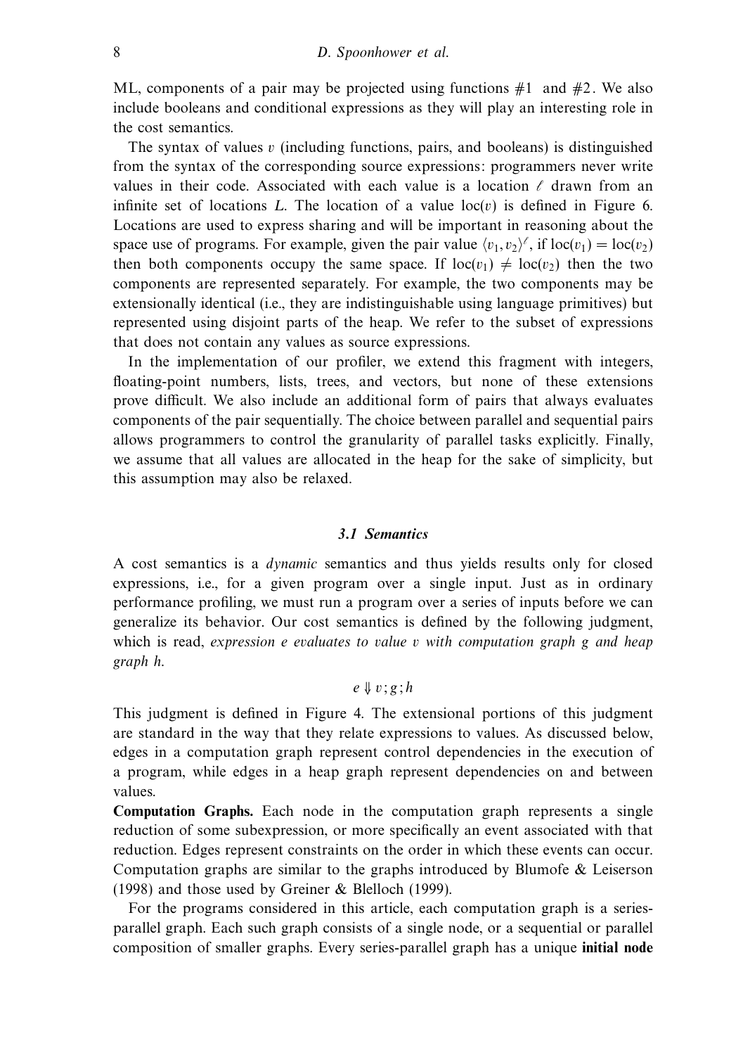ML, components of a pair may be projected using functions #1 and #2. We also include booleans and conditional expressions as they will play an interesting role in the cost semantics.

The syntax of values $v$ (including functions, pairs, and booleans) is distinguished from the syntax of the corresponding source expressions: programmers never write values in their code. Associated with each value is a location $\ell$ drawn from an infinite set of locations $L$. The location of a value $\text{loc}(v)$ is defined in Figure 6. Locations are used to express sharing and will be important in reasoning about the space use of programs. For example, given the pair value $\langle v_1, v_2 \rangle^\ell$, if $\text{loc}(v_1) = \text{loc}(v_2)$ then both components occupy the same space. If $\text{loc}(v_1) \neq \text{loc}(v_2)$ then the two components are represented separately. For example, the two components may be extensionally identical (i.e., they are indistinguishable using language primitives) but represented using disjoint parts of the heap. We refer to the subset of expressions that does not contain any values as source expressions.

In the implementation of our profiler, we extend this fragment with integers, floating-point numbers, lists, trees, and vectors, but none of these extensions prove difficult. We also include an additional form of pairs that always evaluates components of the pair sequentially. The choice between parallel and sequential pairs allows programmers to control the granularity of parallel tasks explicitly. Finally, we assume that all values are allocated in the heap for the sake of simplicity, but this assumption may also be relaxed.

### 3.1 Semantics

A cost semantics is a *dynamic* semantics and thus yields results only for closed expressions, i.e., for a given program over a single input. Just as in ordinary performance profiling, we must run a program over a series of inputs before we can generalize its behavior. Our cost semantics is defined by the following judgment, which is read, *expression e evaluates to value v with computation graph g and heap graph h.*

$$e \Downarrow v; g; h$$

This judgment is defined in Figure 4. The extensional portions of this judgment are standard in the way that they relate expressions to values. As discussed below, edges in a computation graph represent control dependencies in the execution of a program, while edges in a heap graph represent dependencies on and between values.

**Computation Graphs.** Each node in the computation graph represents a single reduction of some subexpression, or more specifically an event associated with that reduction. Edges represent constraints on the order in which these events can occur. Computation graphs are similar to the graphs introduced by Blumofe & Leiserson (1998) and those used by Greiner & Blelloch (1999).

For the programs considered in this article, each computation graph is a series-parallel graph. Each such graph consists of a single node, or a sequential or parallel composition of smaller graphs. Every series-parallel graph has a unique **initial node**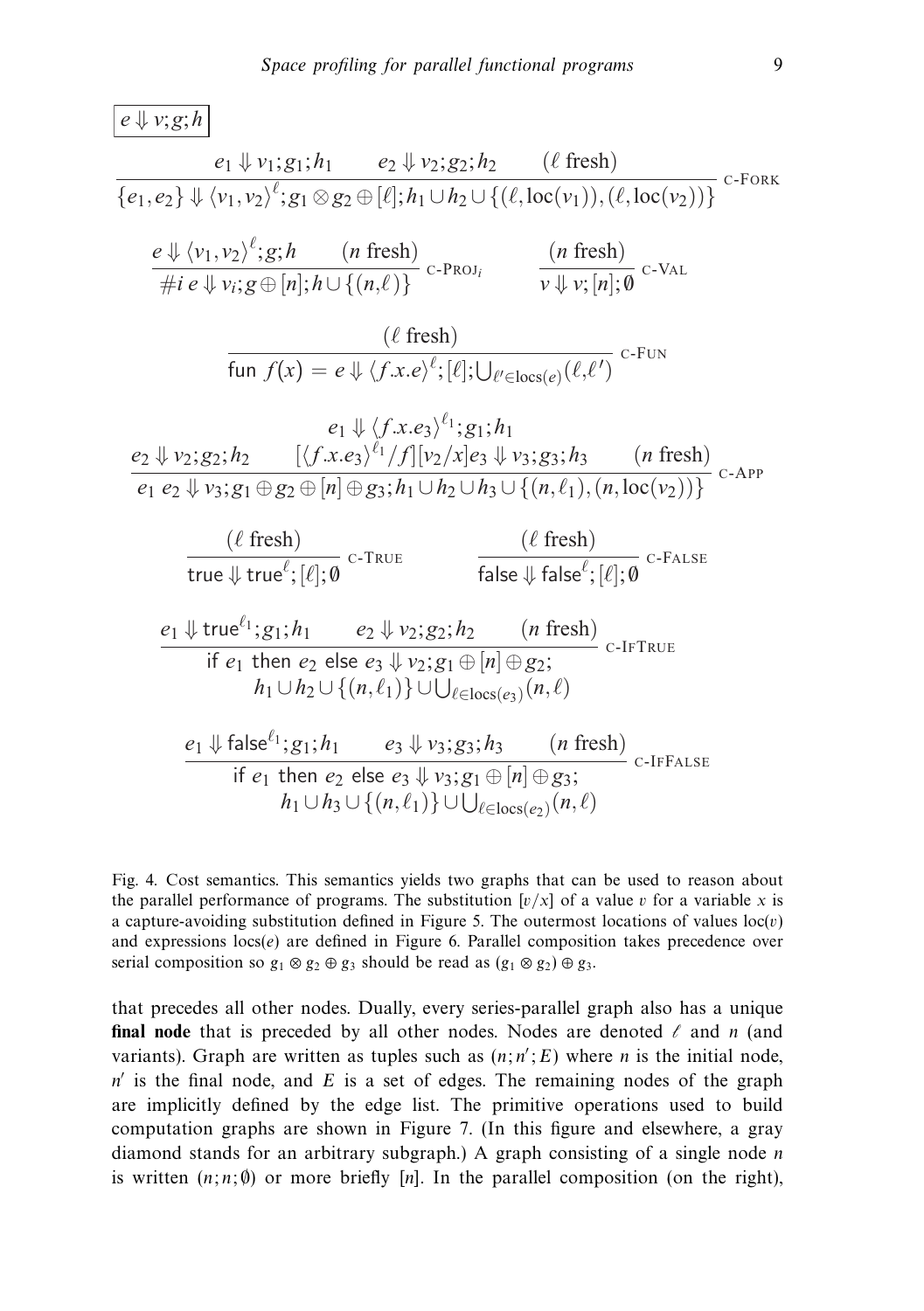$$\boxed{e \Downarrow v; g; h}$$

$$\frac{e_1 \Downarrow v_1; g_1; h_1 \qquad e_2 \Downarrow v_2; g_2; h_2 \qquad (\ell \text{ fresh})}{\{e_1, e_2\} \Downarrow \langle v_1, v_2 \rangle^{\ell}; g_1 \otimes g_2 \oplus [\ell]; h_1 \cup h_2 \cup \{(\ell, \mathrm{loc}(v_1)), (\ell, \mathrm{loc}(v_2))\}} \text{ C-FORK}$$

$$\frac{e \Downarrow \langle v_1, v_2 \rangle^{\ell}; g; h \qquad (n \text{ fresh})}{\#i\ e \Downarrow v_i; g \oplus [n]; h \cup \{(n, \ell)\}} \text{ C-PROJ}_i \qquad \frac{(n \text{ fresh})}{v \Downarrow v; [n]; \emptyset} \text{ C-VAL}$$

$$\frac{(\ell \text{ fresh})}{\mathsf{fun}\ f(x) = e \Downarrow \langle f.x.e \rangle^{\ell}; [\ell]; \bigcup_{\ell' \in \mathrm{locs}(e)} (\ell, \ell')} \text{ C-FUN}$$

$$\frac{\begin{array}{c} e_1 \Downarrow \langle f.x.e_3 \rangle^{\ell_1}; g_1; h_1 \\ e_2 \Downarrow v_2; g_2; h_2 \qquad [\langle f.x.e_3 \rangle^{\ell_1}/f][v_2/x]e_3 \Downarrow v_3; g_3; h_3 \qquad (n \text{ fresh}) \end{array}}{e_1\ e_2 \Downarrow v_3; g_1 \oplus g_2 \oplus [n] \oplus g_3; h_1 \cup h_2 \cup h_3 \cup \{(n, \ell_1), (n, \mathrm{loc}(v_2))\}} \text{ C-APP}$$

$$\frac{(\ell \text{ fresh})}{\mathsf{true} \Downarrow \mathsf{true}^{\ell}; [\ell]; \emptyset} \text{ C-TRUE} \qquad \frac{(\ell \text{ fresh})}{\mathsf{false} \Downarrow \mathsf{false}^{\ell}; [\ell]; \emptyset} \text{ C-FALSE}$$

$$\frac{e_1 \Downarrow \mathsf{true}^{\ell_1}; g_1; h_1 \qquad e_2 \Downarrow v_2; g_2; h_2 \qquad (n \text{ fresh})}{\begin{array}{c} \mathsf{if}\ e_1\ \mathsf{then}\ e_2\ \mathsf{else}\ e_3 \Downarrow v_2; g_1 \oplus [n] \oplus g_2; \\ h_1 \cup h_2 \cup \{(n, \ell_1)\} \cup \bigcup_{\ell \in \mathrm{locs}(e_3)} (n, \ell) \end{array}} \text{ C-IFTRUE}$$

$$\frac{e_1 \Downarrow \mathsf{false}^{\ell_1}; g_1; h_1 \qquad e_3 \Downarrow v_3; g_3; h_3 \qquad (n \text{ fresh})}{\begin{array}{c} \mathsf{if}\ e_1\ \mathsf{then}\ e_2\ \mathsf{else}\ e_3 \Downarrow v_3; g_1 \oplus [n] \oplus g_3; \\ h_1 \cup h_3 \cup \{(n, \ell_1)\} \cup \bigcup_{\ell \in \mathrm{locs}(e_2)} (n, \ell) \end{array}} \text{ C-IFFALSE}$$

Fig. 4. Cost semantics. This semantics yields two graphs that can be used to reason about the parallel performance of programs. The substitution $[v/x]$ of a value $v$ for a variable $x$ is a capture-avoiding substitution defined in Figure 5. The outermost locations of values $\mathrm{loc}(v)$ and expressions $\mathrm{locs}(e)$ are defined in Figure 6. Parallel composition takes precedence over serial composition so $g_1 \otimes g_2 \oplus g_3$ should be read as $(g_1 \otimes g_2) \oplus g_3$.

that precedes all other nodes. Dually, every series-parallel graph also has a unique **final node** that is preceded by all other nodes. Nodes are denoted $\ell$ and $n$ (and variants). Graph are written as tuples such as $(n; n'; E)$ where $n$ is the initial node, $n'$ is the final node, and $E$ is a set of edges. The remaining nodes of the graph are implicitly defined by the edge list. The primitive operations used to build computation graphs are shown in Figure 7. (In this figure and elsewhere, a gray diamond stands for an arbitrary subgraph.) A graph consisting of a single node $n$ is written $(n; n; \emptyset)$ or more briefly $[n]$. In the parallel composition (on the right),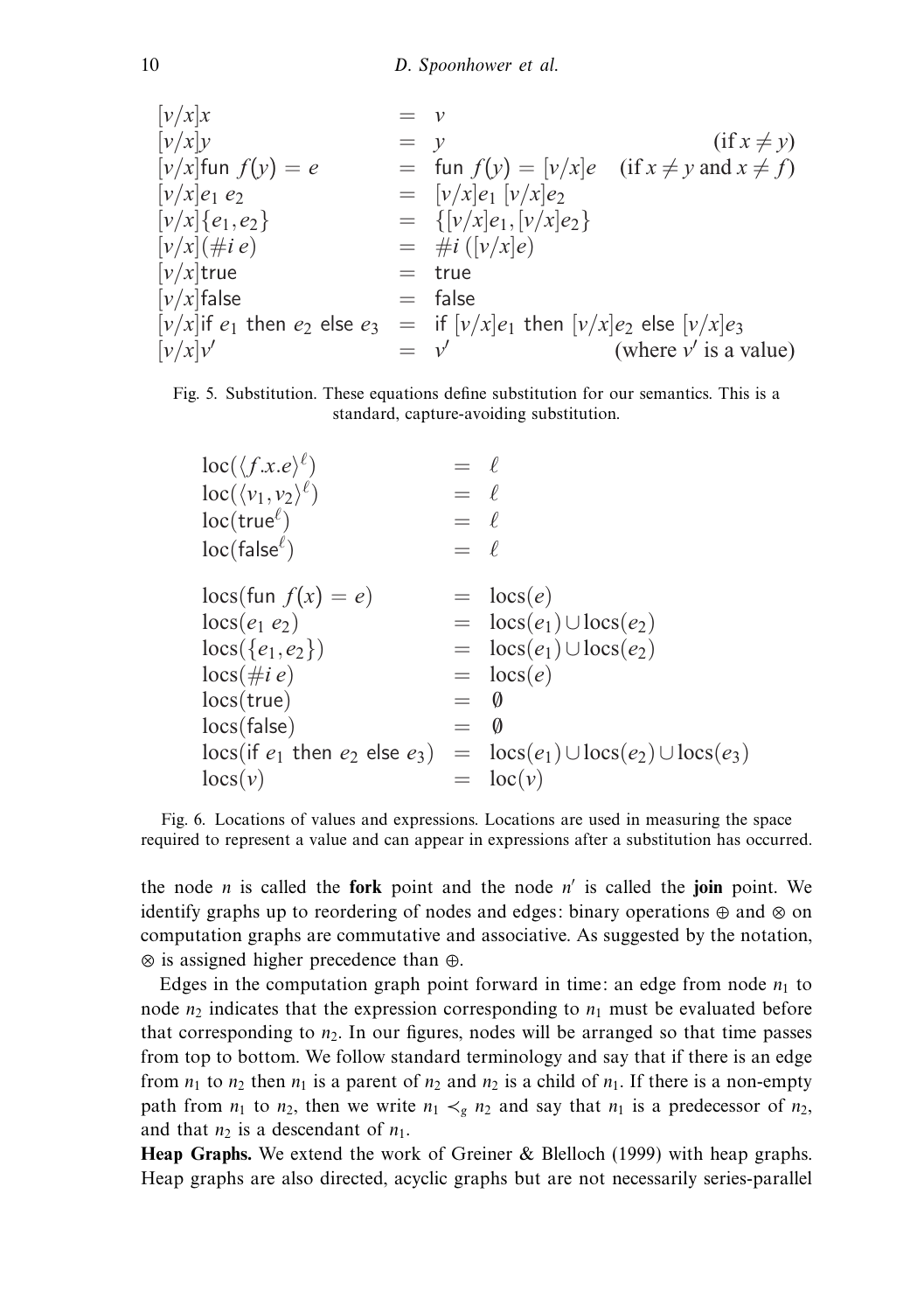$$
\begin{array}{lll}
[v/x]x & = & v \\
[v/x]y & = & y \qquad\qquad\qquad\qquad\qquad (\text{if } x \neq y) \\
[v/x]\mathsf{fun}\ f(y) = e & = & \mathsf{fun}\ f(y) = [v/x]e \quad (\text{if } x \neq y \text{ and } x \neq f) \\
[v/x]e_1\ e_2 & = & [v/x]e_1\ [v/x]e_2 \\
[v/x]\{e_1, e_2\} & = & \{[v/x]e_1, [v/x]e_2\} \\
[v/x](\#i\ e) & = & \#i\ ([v/x]e) \\
[v/x]\mathsf{true} & = & \mathsf{true} \\
[v/x]\mathsf{false} & = & \mathsf{false} \\
[v/x]\mathsf{if}\ e_1\ \mathsf{then}\ e_2\ \mathsf{else}\ e_3 & = & \mathsf{if}\ [v/x]e_1\ \mathsf{then}\ [v/x]e_2\ \mathsf{else}\ [v/x]e_3 \\
[v/x]v' & = & v' \qquad\qquad\qquad (\text{where } v' \text{ is a value})
\end{array}
$$

Fig. 5. Substitution. These equations define substitution for our semantics. This is a standard, capture-avoiding substitution.

$$
\begin{array}{lll}
\mathrm{loc}(\langle f.x.e\rangle^{\ell}) & = & \ell \\
\mathrm{loc}(\langle v_1, v_2\rangle^{\ell}) & = & \ell \\
\mathrm{loc}(\mathsf{true}^{\ell}) & = & \ell \\
\mathrm{loc}(\mathsf{false}^{\ell}) & = & \ell \\
 & & \\
\mathrm{locs}(\mathsf{fun}\ f(x) = e) & = & \mathrm{locs}(e) \\
\mathrm{locs}(e_1\ e_2) & = & \mathrm{locs}(e_1) \cup \mathrm{locs}(e_2) \\
\mathrm{locs}(\{e_1, e_2\}) & = & \mathrm{locs}(e_1) \cup \mathrm{locs}(e_2) \\
\mathrm{locs}(\#i\ e) & = & \mathrm{locs}(e) \\
\mathrm{locs}(\mathsf{true}) & = & \emptyset \\
\mathrm{locs}(\mathsf{false}) & = & \emptyset \\
\mathrm{locs}(\mathsf{if}\ e_1\ \mathsf{then}\ e_2\ \mathsf{else}\ e_3) & = & \mathrm{locs}(e_1) \cup \mathrm{locs}(e_2) \cup \mathrm{locs}(e_3) \\
\mathrm{locs}(v) & = & \mathrm{loc}(v)
\end{array}
$$

Fig. 6. Locations of values and expressions. Locations are used in measuring the space required to represent a value and can appear in expressions after a substitution has occurred.

the node $n$ is called the **fork** point and the node $n'$ is called the **join** point. We identify graphs up to reordering of nodes and edges: binary operations $\oplus$ and $\otimes$ on computation graphs are commutative and associative. As suggested by the notation, $\otimes$ is assigned higher precedence than $\oplus$.

Edges in the computation graph point forward in time: an edge from node $n_1$ to node $n_2$ indicates that the expression corresponding to $n_1$ must be evaluated before that corresponding to $n_2$. In our figures, nodes will be arranged so that time passes from top to bottom. We follow standard terminology and say that if there is an edge from $n_1$ to $n_2$ then $n_1$ is a parent of $n_2$ and $n_2$ is a child of $n_1$. If there is a non-empty path from $n_1$ to $n_2$, then we write $n_1 \prec_g n_2$ and say that $n_1$ is a predecessor of $n_2$, and that $n_2$ is a descendant of $n_1$.

**Heap Graphs.** We extend the work of Greiner & Blelloch (1999) with heap graphs. Heap graphs are also directed, acyclic graphs but are not necessarily series-parallel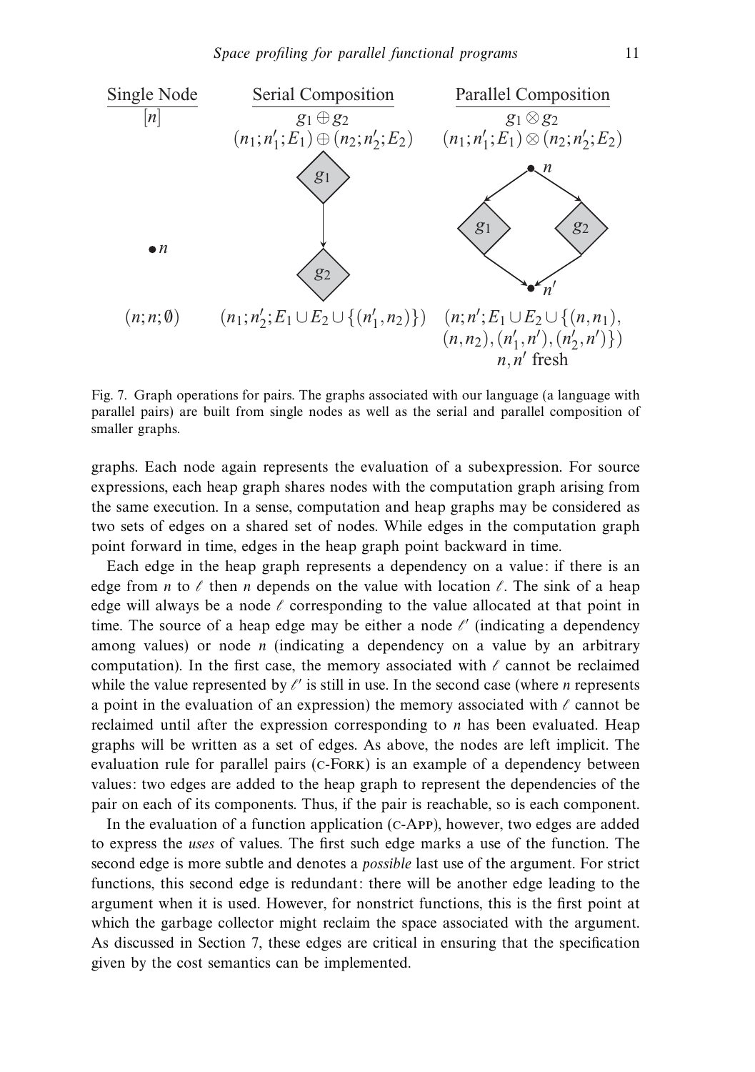| Single Node | Serial Composition | Parallel Composition |
| --- | --- | --- |
| $[n]$ | $g_1 \oplus g_2$ | $g_1 \otimes g_2$ |
| | $(n_1; n_1'; E_1) \oplus (n_2; n_2'; E_2)$ | $(n_1; n_1'; E_1) \otimes (n_2; n_2'; E_2)$ |
| $(n; n; \emptyset)$ | $(n_1; n_2'; E_1 \cup E_2 \cup \{(n_1', n_2)\})$ | $(n; n'; E_1 \cup E_2 \cup \{(n, n_1), (n, n_2), (n_1', n'), (n_2', n')\})$ <br> $n, n'$ fresh |

Fig. 7. Graph operations for pairs. The graphs associated with our language (a language with parallel pairs) are built from single nodes as well as the serial and parallel composition of smaller graphs.

graphs. Each node again represents the evaluation of a subexpression. For source expressions, each heap graph shares nodes with the computation graph arising from the same execution. In a sense, computation and heap graphs may be considered as two sets of edges on a shared set of nodes. While edges in the computation graph point forward in time, edges in the heap graph point backward in time.

Each edge in the heap graph represents a dependency on a value: if there is an edge from $n$ to $\ell$ then $n$ depends on the value with location $\ell$. The sink of a heap edge will always be a node $\ell$ corresponding to the value allocated at that point in time. The source of a heap edge may be either a node $\ell'$ (indicating a dependency among values) or node $n$ (indicating a dependency on a value by an arbitrary computation). In the first case, the memory associated with $\ell$ cannot be reclaimed while the value represented by $\ell'$ is still in use. In the second case (where $n$ represents a point in the evaluation of an expression) the memory associated with $\ell$ cannot be reclaimed until after the expression corresponding to $n$ has been evaluated. Heap graphs will be written as a set of edges. As above, the nodes are left implicit. The evaluation rule for parallel pairs (C-FORK) is an example of a dependency between values: two edges are added to the heap graph to represent the dependencies of the pair on each of its components. Thus, if the pair is reachable, so is each component.

In the evaluation of a function application (C-APP), however, two edges are added to express the *uses* of values. The first such edge marks a use of the function. The second edge is more subtle and denotes a *possible* last use of the argument. For strict functions, this second edge is redundant: there will be another edge leading to the argument when it is used. However, for nonstrict functions, this is the first point at which the garbage collector might reclaim the space associated with the argument. As discussed in Section 7, these edges are critical in ensuring that the specification given by the cost semantics can be implemented.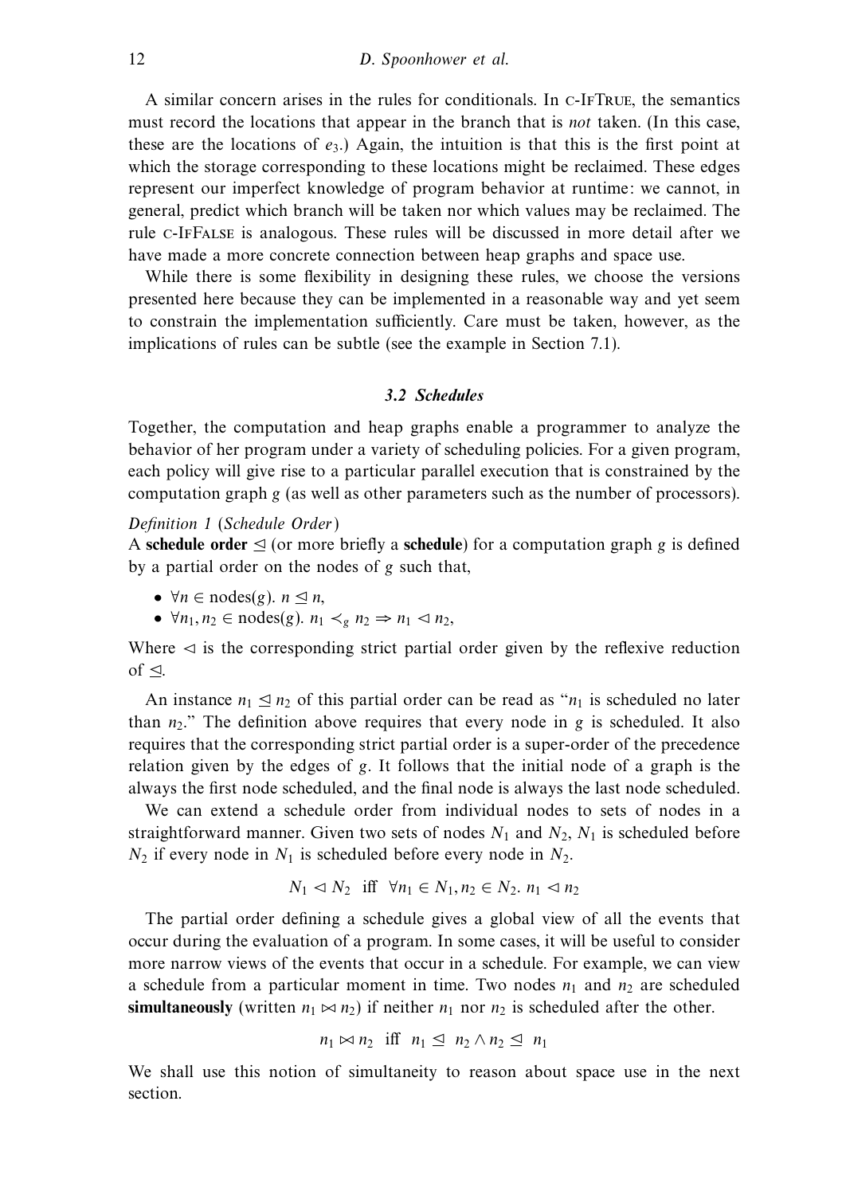A similar concern arises in the rules for conditionals. In c-IfTrue, the semantics must record the locations that appear in the branch that is *not* taken. (In this case, these are the locations of $e_3$.) Again, the intuition is that this is the first point at which the storage corresponding to these locations might be reclaimed. These edges represent our imperfect knowledge of program behavior at runtime: we cannot, in general, predict which branch will be taken nor which values may be reclaimed. The rule c-IfFalse is analogous. These rules will be discussed in more detail after we have made a more concrete connection between heap graphs and space use.

While there is some flexibility in designing these rules, we choose the versions presented here because they can be implemented in a reasonable way and yet seem to constrain the implementation sufficiently. Care must be taken, however, as the implications of rules can be subtle (see the example in Section 7.1).

### 3.2 Schedules

Together, the computation and heap graphs enable a programmer to analyze the behavior of her program under a variety of scheduling policies. For a given program, each policy will give rise to a particular parallel execution that is constrained by the computation graph $g$ (as well as other parameters such as the number of processors).

*Definition 1* (*Schedule Order*)
A **schedule order** $\trianglelefteq$ (or more briefly a **schedule**) for a computation graph $g$ is defined by a partial order on the nodes of $g$ such that,

- $\forall n \in \text{nodes}(g).\ n \trianglelefteq n$,
- $\forall n_1, n_2 \in \text{nodes}(g).\ n_1 \prec_g n_2 \Rightarrow n_1 \vartriangleleft n_2$,

Where $\vartriangleleft$ is the corresponding strict partial order given by the reflexive reduction of $\trianglelefteq$.

An instance $n_1 \trianglelefteq n_2$ of this partial order can be read as "$n_1$ is scheduled no later than $n_2$." The definition above requires that every node in $g$ is scheduled. It also requires that the corresponding strict partial order is a super-order of the precedence relation given by the edges of $g$. It follows that the initial node of a graph is the always the first node scheduled, and the final node is always the last node scheduled.

We can extend a schedule order from individual nodes to sets of nodes in a straightforward manner. Given two sets of nodes $N_1$ and $N_2$, $N_1$ is scheduled before $N_2$ if every node in $N_1$ is scheduled before every node in $N_2$.

$$N_1 \vartriangleleft N_2 \quad \text{iff} \quad \forall n_1 \in N_1, n_2 \in N_2.\ n_1 \vartriangleleft n_2$$

The partial order defining a schedule gives a global view of all the events that occur during the evaluation of a program. In some cases, it will be useful to consider more narrow views of the events that occur in a schedule. For example, we can view a schedule from a particular moment in time. Two nodes $n_1$ and $n_2$ are scheduled **simultaneously** (written $n_1 \bowtie n_2$) if neither $n_1$ nor $n_2$ is scheduled after the other.

$$n_1 \bowtie n_2 \quad \text{iff} \quad n_1 \trianglelefteq\ n_2 \wedge n_2 \trianglelefteq\ n_1$$

We shall use this notion of simultaneity to reason about space use in the next section.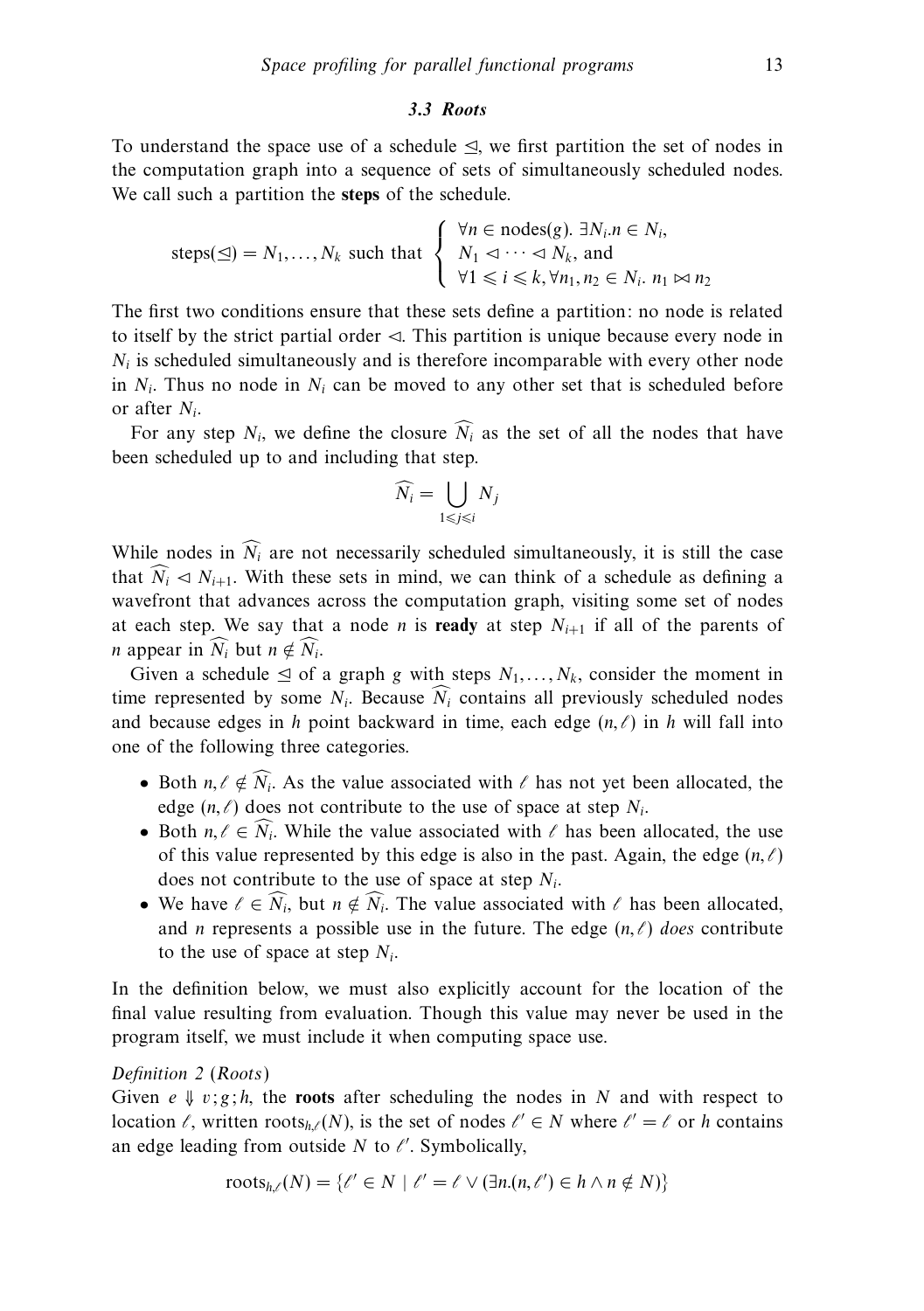### 3.3 Roots

To understand the space use of a schedule $\trianglelefteq$, we first partition the set of nodes in the computation graph into a sequence of sets of simultaneously scheduled nodes. We call such a partition the **steps** of the schedule.

$$\text{steps}(\trianglelefteq) = N_1, \ldots, N_k \text{ such that } \left\{ \begin{array}{l} \forall n \in \text{nodes}(g).\ \exists N_i . n \in N_i, \\ N_1 \vartriangleleft \cdots \vartriangleleft N_k, \text{ and} \\ \forall 1 \leqslant i \leqslant k, \forall n_1, n_2 \in N_i.\ n_1 \bowtie n_2 \end{array} \right.$$

The first two conditions ensure that these sets define a partition: no node is related to itself by the strict partial order $\vartriangleleft$. This partition is unique because every node in $N_i$ is scheduled simultaneously and is therefore incomparable with every other node in $N_i$. Thus no node in $N_i$ can be moved to any other set that is scheduled before or after $N_i$.

For any step $N_i$, we define the closure $\widehat{N_i}$ as the set of all the nodes that have been scheduled up to and including that step.

$$\widehat{N_i} = \bigcup_{1 \leqslant j \leqslant i} N_j$$

While nodes in $\widehat{N_i}$ are not necessarily scheduled simultaneously, it is still the case that $\widehat{N_i} \vartriangleleft N_{i+1}$. With these sets in mind, we can think of a schedule as defining a wavefront that advances across the computation graph, visiting some set of nodes at each step. We say that a node $n$ is **ready** at step $N_{i+1}$ if all of the parents of $n$ appear in $\widehat{N_i}$ but $n \notin \widehat{N_i}$.

Given a schedule $\trianglelefteq$ of a graph $g$ with steps $N_1, \ldots, N_k$, consider the moment in time represented by some $N_i$. Because $\widehat{N_i}$ contains all previously scheduled nodes and because edges in $h$ point backward in time, each edge $(n, \ell)$ in $h$ will fall into one of the following three categories.

- Both $n, \ell \notin \widehat{N_i}$. As the value associated with $\ell$ has not yet been allocated, the edge $(n, \ell)$ does not contribute to the use of space at step $N_i$.
- Both $n, \ell \in \widehat{N_i}$. While the value associated with $\ell$ has been allocated, the use of this value represented by this edge is also in the past. Again, the edge $(n, \ell)$ does not contribute to the use of space at step $N_i$.
- We have $\ell \in \widehat{N_i}$, but $n \notin \widehat{N_i}$. The value associated with $\ell$ has been allocated, and $n$ represents a possible use in the future. The edge $(n, \ell)$ *does* contribute to the use of space at step $N_i$.

In the definition below, we must also explicitly account for the location of the final value resulting from evaluation. Though this value may never be used in the program itself, we must include it when computing space use.

*Definition 2* (*Roots*)
Given $e \Downarrow v; g; h$, the **roots** after scheduling the nodes in $N$ and with respect to location $\ell$, written $\text{roots}_{h,\ell}(N)$, is the set of nodes $\ell' \in N$ where $\ell' = \ell$ or $h$ contains an edge leading from outside $N$ to $\ell'$. Symbolically,

$$\text{roots}_{h,\ell}(N) = \{\ell' \in N \mid \ell' = \ell \vee (\exists n.(n, \ell') \in h \wedge n \notin N)\}$$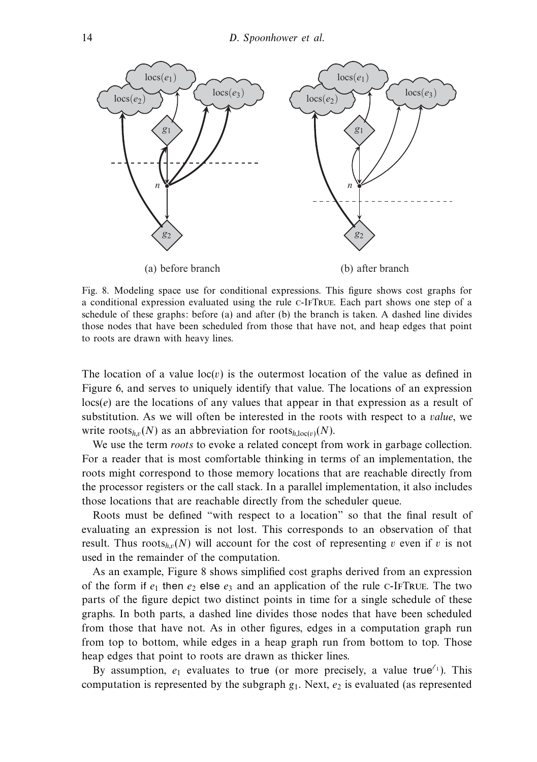locs($e_1$)

locs($e_2$)

locs($e_3$)

$g_1$

$n$

$g_2$

(a) before branch

locs($e_1$)

locs($e_2$)

locs($e_3$)

$g_1$

$n$

$g_2$

(b) after branch

Fig. 8. Modeling space use for conditional expressions. This figure shows cost graphs for a conditional expression evaluated using the rule C-IFTRUE. Each part shows one step of a schedule of these graphs: before (a) and after (b) the branch is taken. A dashed line divides those nodes that have been scheduled from those that have not, and heap edges that point to roots are drawn with heavy lines.

The location of a value $\text{loc}(v)$ is the outermost location of the value as defined in Figure 6, and serves to uniquely identify that value. The locations of an expression $\text{locs}(e)$ are the locations of any values that appear in that expression as a result of substitution. As we will often be interested in the roots with respect to a *value*, we write $\text{roots}_{h,v}(N)$ as an abbreviation for $\text{roots}_{h,\text{loc}(v)}(N)$.

We use the term *roots* to evoke a related concept from work in garbage collection. For a reader that is most comfortable thinking in terms of an implementation, the roots might correspond to those memory locations that are reachable directly from the processor registers or the call stack. In a parallel implementation, it also includes those locations that are reachable directly from the scheduler queue.

Roots must be defined "with respect to a location" so that the final result of evaluating an expression is not lost. This corresponds to an observation of that result. Thus $\text{roots}_{h,v}(N)$ will account for the cost of representing $v$ even if $v$ is not used in the remainder of the computation.

As an example, Figure 8 shows simplified cost graphs derived from an expression of the form if $e_1$ then $e_2$ else $e_3$ and an application of the rule C-IFTRUE. The two parts of the figure depict two distinct points in time for a single schedule of these graphs. In both parts, a dashed line divides those nodes that have been scheduled from those that have not. As in other figures, edges in a computation graph run from top to bottom, while edges in a heap graph run from bottom to top. Those heap edges that point to roots are drawn as thicker lines.

By assumption, $e_1$ evaluates to true (or more precisely, a value $\text{true}^{\ell_1}$). This computation is represented by the subgraph $g_1$. Next, $e_2$ is evaluated (as represented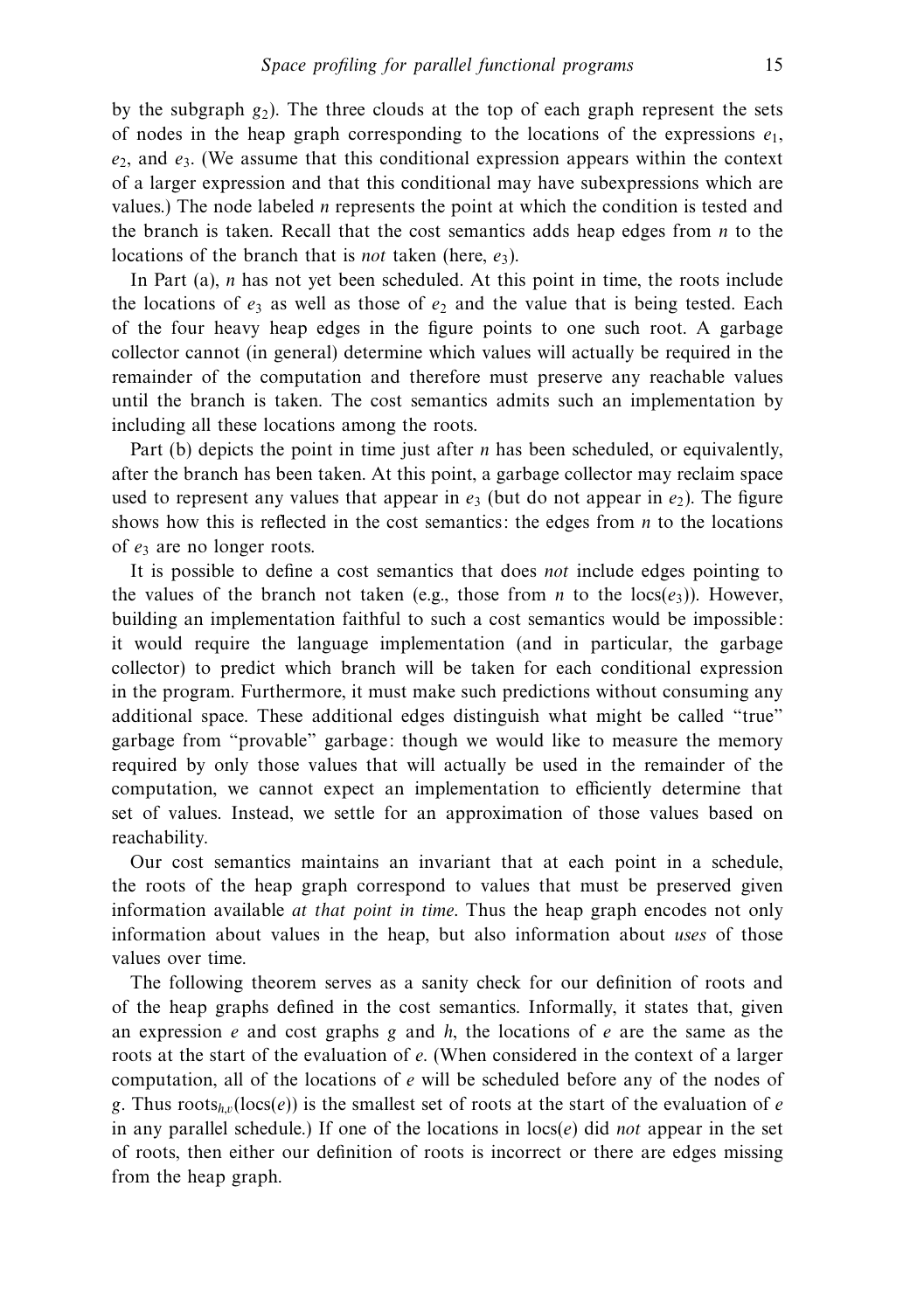by the subgraph $g_2$). The three clouds at the top of each graph represent the sets of nodes in the heap graph corresponding to the locations of the expressions $e_1$, $e_2$, and $e_3$. (We assume that this conditional expression appears within the context of a larger expression and that this conditional may have subexpressions which are values.) The node labeled $n$ represents the point at which the condition is tested and the branch is taken. Recall that the cost semantics adds heap edges from $n$ to the locations of the branch that is *not* taken (here, $e_3$).

In Part (a), $n$ has not yet been scheduled. At this point in time, the roots include the locations of $e_3$ as well as those of $e_2$ and the value that is being tested. Each of the four heavy heap edges in the figure points to one such root. A garbage collector cannot (in general) determine which values will actually be required in the remainder of the computation and therefore must preserve any reachable values until the branch is taken. The cost semantics admits such an implementation by including all these locations among the roots.

Part (b) depicts the point in time just after $n$ has been scheduled, or equivalently, after the branch has been taken. At this point, a garbage collector may reclaim space used to represent any values that appear in $e_3$ (but do not appear in $e_2$). The figure shows how this is reflected in the cost semantics: the edges from $n$ to the locations of $e_3$ are no longer roots.

It is possible to define a cost semantics that does *not* include edges pointing to the values of the branch not taken (e.g., those from $n$ to the $\text{locs}(e_3)$). However, building an implementation faithful to such a cost semantics would be impossible: it would require the language implementation (and in particular, the garbage collector) to predict which branch will be taken for each conditional expression in the program. Furthermore, it must make such predictions without consuming any additional space. These additional edges distinguish what might be called "true" garbage from "provable" garbage: though we would like to measure the memory required by only those values that will actually be used in the remainder of the computation, we cannot expect an implementation to efficiently determine that set of values. Instead, we settle for an approximation of those values based on reachability.

Our cost semantics maintains an invariant that at each point in a schedule, the roots of the heap graph correspond to values that must be preserved given information available *at that point in time*. Thus the heap graph encodes not only information about values in the heap, but also information about *uses* of those values over time.

The following theorem serves as a sanity check for our definition of roots and of the heap graphs defined in the cost semantics. Informally, it states that, given an expression $e$ and cost graphs $g$ and $h$, the locations of $e$ are the same as the roots at the start of the evaluation of $e$. (When considered in the context of a larger computation, all of the locations of $e$ will be scheduled before any of the nodes of $g$. Thus $\text{roots}_{h,v}(\text{locs}(e))$ is the smallest set of roots at the start of the evaluation of $e$ in any parallel schedule.) If one of the locations in $\text{locs}(e)$ did *not* appear in the set of roots, then either our definition of roots is incorrect or there are edges missing from the heap graph.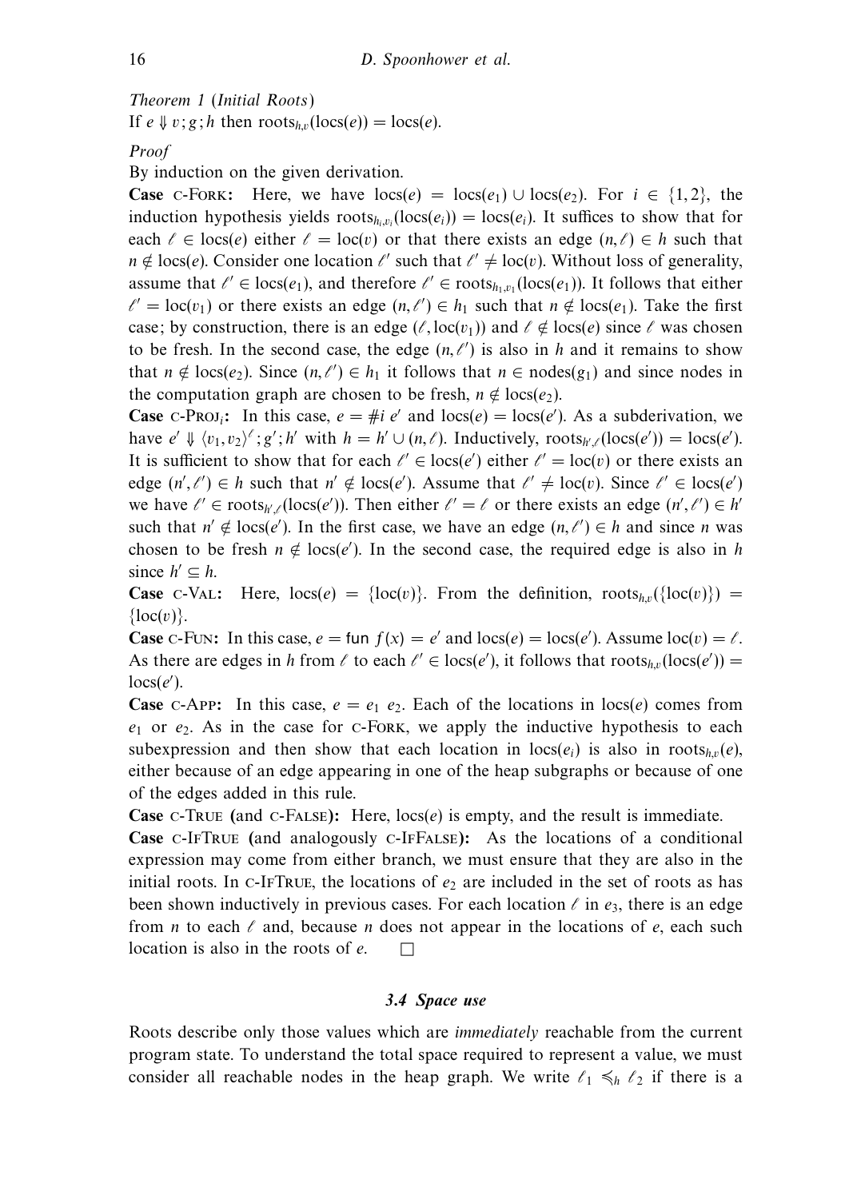*Theorem 1* (*Initial Roots*)
If $e \Downarrow v; g; h$ then $\text{roots}_{h,v}(\text{locs}(e)) = \text{locs}(e)$.

*Proof*
By induction on the given derivation.

**Case** c-Fork**:** Here, we have $\text{locs}(e) = \text{locs}(e_1) \cup \text{locs}(e_2)$. For $i \in \{1, 2\}$, the induction hypothesis yields $\text{roots}_{h_i,v_i}(\text{locs}(e_i)) = \text{locs}(e_i)$. It suffices to show that for each $\ell \in \text{locs}(e)$ either $\ell = \text{loc}(v)$ or that there exists an edge $(n, \ell) \in h$ such that $n \notin \text{locs}(e)$. Consider one location $\ell'$ such that $\ell' \neq \text{loc}(v)$. Without loss of generality, assume that $\ell' \in \text{locs}(e_1)$, and therefore $\ell' \in \text{roots}_{h_1,v_1}(\text{locs}(e_1))$. It follows that either $\ell' = \text{loc}(v_1)$ or there exists an edge $(n, \ell') \in h_1$ such that $n \notin \text{locs}(e_1)$. Take the first case; by construction, there is an edge $(\ell, \text{loc}(v_1))$ and $\ell \notin \text{locs}(e)$ since $\ell$ was chosen to be fresh. In the second case, the edge $(n, \ell')$ is also in $h$ and it remains to show that $n \notin \text{locs}(e_2)$. Since $(n, \ell') \in h_1$ it follows that $n \in \text{nodes}(g_1)$ and since nodes in the computation graph are chosen to be fresh, $n \notin \text{locs}(e_2)$.

**Case** c-Proj$_i$**:** In this case, $e = \#i\ e'$ and $\text{locs}(e) = \text{locs}(e')$. As a subderivation, we have $e' \Downarrow \langle v_1, v_2 \rangle^{\ell}; g'; h'$ with $h = h' \cup (n, \ell)$. Inductively, $\text{roots}_{h',\ell}(\text{locs}(e')) = \text{locs}(e')$. It is sufficient to show that for each $\ell' \in \text{locs}(e')$ either $\ell' = \text{loc}(v)$ or there exists an edge $(n', \ell') \in h$ such that $n' \notin \text{locs}(e')$. Assume that $\ell' \neq \text{loc}(v)$. Since $\ell' \in \text{locs}(e')$ we have $\ell' \in \text{roots}_{h',\ell}(\text{locs}(e'))$. Then either $\ell' = \ell$ or there exists an edge $(n', \ell') \in h'$ such that $n' \notin \text{locs}(e')$. In the first case, we have an edge $(n, \ell') \in h$ and since $n$ was chosen to be fresh $n \notin \text{locs}(e')$. In the second case, the required edge is also in $h$ since $h' \subseteq h$.

**Case** c-Val**:** Here, $\text{locs}(e) = \{\text{loc}(v)\}$. From the definition, $\text{roots}_{h,v}(\{\text{loc}(v)\}) = \{\text{loc}(v)\}$.

**Case** c-Fun**:** In this case, $e = \mathsf{fun}\ f(x) = e'$ and $\text{locs}(e) = \text{locs}(e')$. Assume $\text{loc}(v) = \ell$. As there are edges in $h$ from $\ell$ to each $\ell' \in \text{locs}(e')$, it follows that $\text{roots}_{h,v}(\text{locs}(e')) = \text{locs}(e')$.

**Case** c-App**:** In this case, $e = e_1\ e_2$. Each of the locations in $\text{locs}(e)$ comes from $e_1$ or $e_2$. As in the case for c-Fork, we apply the inductive hypothesis to each subexpression and then show that each location in $\text{locs}(e_i)$ is also in $\text{roots}_{h,v}(e)$, either because of an edge appearing in one of the heap subgraphs or because of one of the edges added in this rule.

**Case** c-True **(**and c-False**):** Here, $\text{locs}(e)$ is empty, and the result is immediate.

**Case** c-IfTrue **(**and analogously c-IfFalse**):** As the locations of a conditional expression may come from either branch, we must ensure that they are also in the initial roots. In c-IfTrue, the locations of $e_2$ are included in the set of roots as has been shown inductively in previous cases. For each location $\ell$ in $e_3$, there is an edge from $n$ to each $\ell$ and, because $n$ does not appear in the locations of $e$, each such location is also in the roots of $e$. $\square$

### 3.4 Space use

Roots describe only those values which are *immediately* reachable from the current program state. To understand the total space required to represent a value, we must consider all reachable nodes in the heap graph. We write $\ell_1 \preccurlyeq_h \ell_2$ if there is a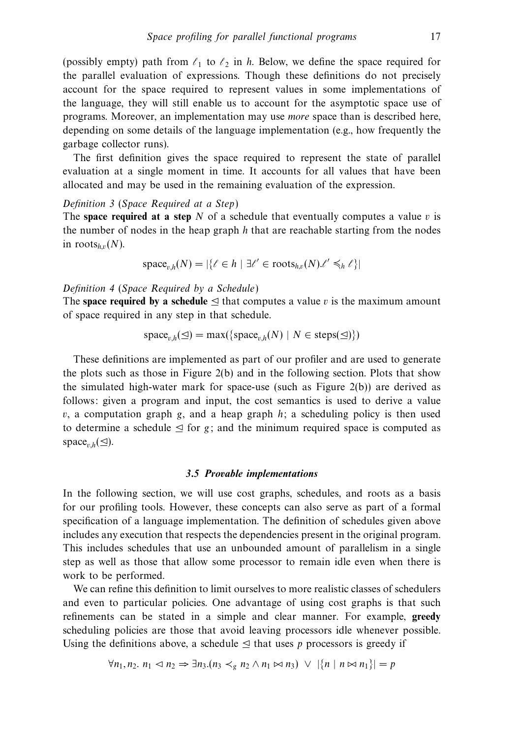(possibly empty) path from $\ell_1$ to $\ell_2$ in $h$. Below, we define the space required for the parallel evaluation of expressions. Though these definitions do not precisely account for the space required to represent values in some implementations of the language, they will still enable us to account for the asymptotic space use of programs. Moreover, an implementation may use *more* space than is described here, depending on some details of the language implementation (e.g., how frequently the garbage collector runs).

The first definition gives the space required to represent the state of parallel evaluation at a single moment in time. It accounts for all values that have been allocated and may be used in the remaining evaluation of the expression.

*Definition 3* (*Space Required at a Step*)
The **space required at a step** $N$ of a schedule that eventually computes a value $v$ is the number of nodes in the heap graph $h$ that are reachable starting from the nodes in $\text{roots}_{h,v}(N)$.

$$\text{space}_{v,h}(N) = |\{\ell \in h \mid \exists \ell' \in \text{roots}_{h,v}(N). \ell' \preccurlyeq_h \ell\}|$$

*Definition 4* (*Space Required by a Schedule*)
The **space required by a schedule** $\trianglelefteq$ that computes a value $v$ is the maximum amount of space required in any step in that schedule.

$$\text{space}_{v,h}(\trianglelefteq) = \max(\{\text{space}_{v,h}(N) \mid N \in \text{steps}(\trianglelefteq)\})$$

These definitions are implemented as part of our profiler and are used to generate the plots such as those in Figure 2(b) and in the following section. Plots that show the simulated high-water mark for space-use (such as Figure 2(b)) are derived as follows: given a program and input, the cost semantics is used to derive a value $v$, a computation graph $g$, and a heap graph $h$; a scheduling policy is then used to determine a schedule $\trianglelefteq$ for $g$; and the minimum required space is computed as $\text{space}_{v,h}(\trianglelefteq)$.

### 3.5 Provable implementations

In the following section, we will use cost graphs, schedules, and roots as a basis for our profiling tools. However, these concepts can also serve as part of a formal specification of a language implementation. The definition of schedules given above includes any execution that respects the dependencies present in the original program. This includes schedules that use an unbounded amount of parallelism in a single step as well as those that allow some processor to remain idle even when there is work to be performed.

We can refine this definition to limit ourselves to more realistic classes of schedulers and even to particular policies. One advantage of using cost graphs is that such refinements can be stated in a simple and clear manner. For example, **greedy** scheduling policies are those that avoid leaving processors idle whenever possible. Using the definitions above, a schedule $\trianglelefteq$ that uses $p$ processors is greedy if

$$\forall n_1, n_2.\ n_1 \lhd n_2 \Rightarrow \exists n_3.(n_3 \prec_g n_2 \wedge n_1 \bowtie n_3)\ \vee\ |\{n \mid n \bowtie n_1\}| = p$$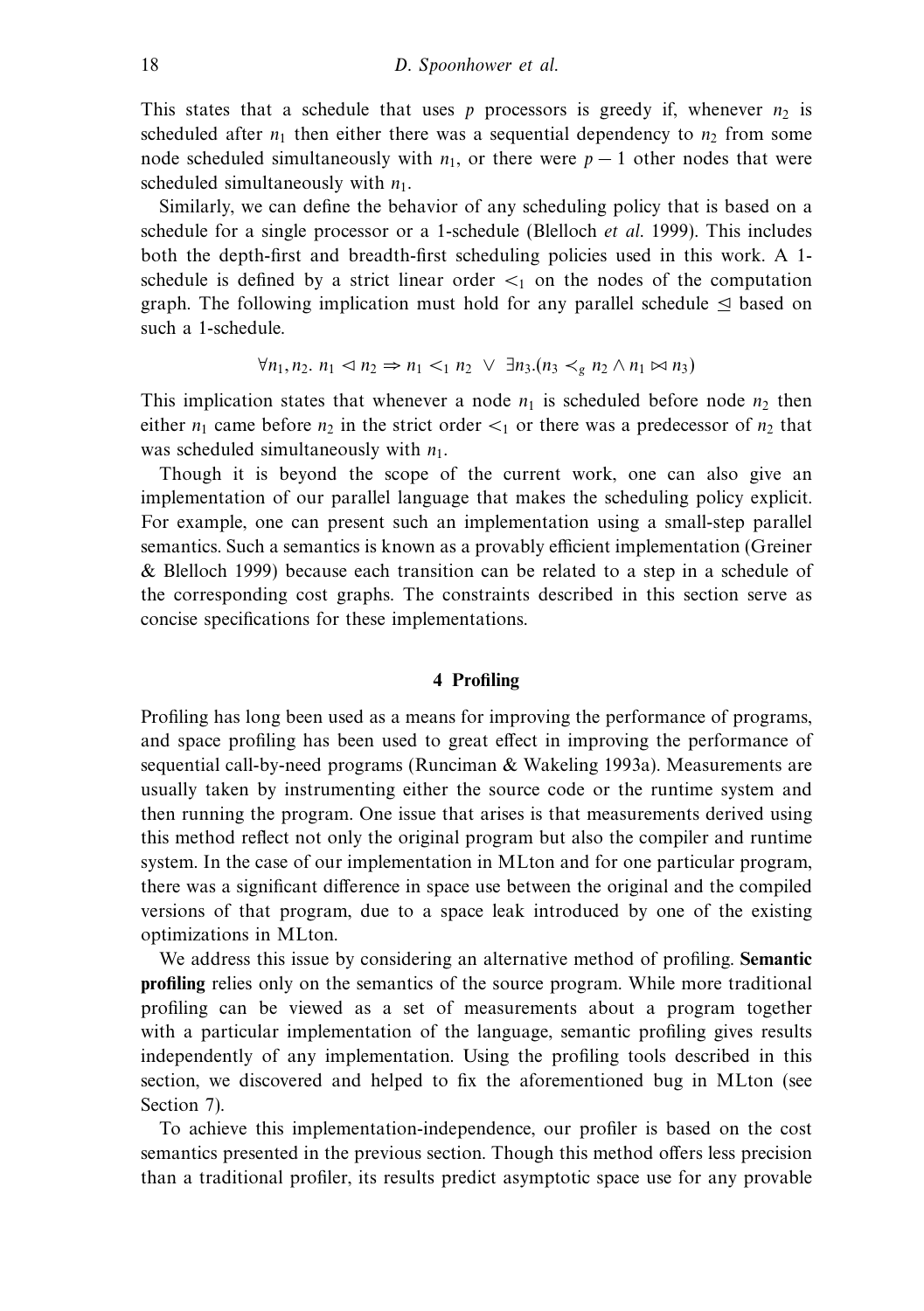This states that a schedule that uses $p$ processors is greedy if, whenever $n_2$ is scheduled after $n_1$ then either there was a sequential dependency to $n_2$ from some node scheduled simultaneously with $n_1$, or there were $p-1$ other nodes that were scheduled simultaneously with $n_1$.

Similarly, we can define the behavior of any scheduling policy that is based on a schedule for a single processor or a 1-schedule (Blelloch *et al.* 1999). This includes both the depth-first and breadth-first scheduling policies used in this work. A 1-schedule is defined by a strict linear order $<_1$ on the nodes of the computation graph. The following implication must hold for any parallel schedule $\trianglelefteq$ based on such a 1-schedule.

$$\forall n_1, n_2.\ n_1 \lhd n_2 \Rightarrow n_1 <_1 n_2 \ \vee\ \exists n_3.(n_3 \prec_g n_2 \wedge n_1 \bowtie n_3)$$

This implication states that whenever a node $n_1$ is scheduled before node $n_2$ then either $n_1$ came before $n_2$ in the strict order $<_1$ or there was a predecessor of $n_2$ that was scheduled simultaneously with $n_1$.

Though it is beyond the scope of the current work, one can also give an implementation of our parallel language that makes the scheduling policy explicit. For example, one can present such an implementation using a small-step parallel semantics. Such a semantics is known as a provably efficient implementation (Greiner & Blelloch 1999) because each transition can be related to a step in a schedule of the corresponding cost graphs. The constraints described in this section serve as concise specifications for these implementations.

## 4 Profiling

Profiling has long been used as a means for improving the performance of programs, and space profiling has been used to great effect in improving the performance of sequential call-by-need programs (Runciman & Wakeling 1993a). Measurements are usually taken by instrumenting either the source code or the runtime system and then running the program. One issue that arises is that measurements derived using this method reflect not only the original program but also the compiler and runtime system. In the case of our implementation in MLton and for one particular program, there was a significant difference in space use between the original and the compiled versions of that program, due to a space leak introduced by one of the existing optimizations in MLton.

We address this issue by considering an alternative method of profiling. **Semantic profiling** relies only on the semantics of the source program. While more traditional profiling can be viewed as a set of measurements about a program together with a particular implementation of the language, semantic profiling gives results independently of any implementation. Using the profiling tools described in this section, we discovered and helped to fix the aforementioned bug in MLton (see Section 7).

To achieve this implementation-independence, our profiler is based on the cost semantics presented in the previous section. Though this method offers less precision than a traditional profiler, its results predict asymptotic space use for any provable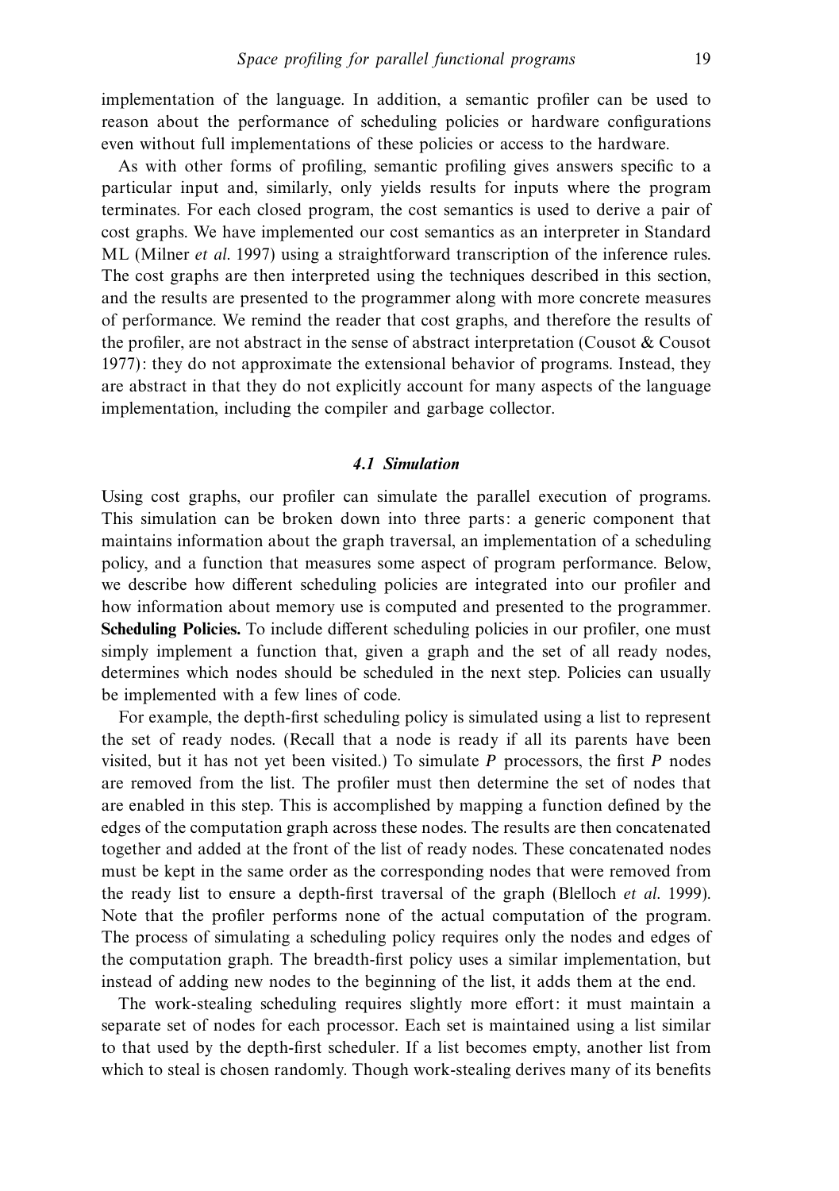implementation of the language. In addition, a semantic profiler can be used to reason about the performance of scheduling policies or hardware configurations even without full implementations of these policies or access to the hardware.

As with other forms of profiling, semantic profiling gives answers specific to a particular input and, similarly, only yields results for inputs where the program terminates. For each closed program, the cost semantics is used to derive a pair of cost graphs. We have implemented our cost semantics as an interpreter in Standard ML (Milner *et al.* 1997) using a straightforward transcription of the inference rules. The cost graphs are then interpreted using the techniques described in this section, and the results are presented to the programmer along with more concrete measures of performance. We remind the reader that cost graphs, and therefore the results of the profiler, are not abstract in the sense of abstract interpretation (Cousot & Cousot 1977): they do not approximate the extensional behavior of programs. Instead, they are abstract in that they do not explicitly account for many aspects of the language implementation, including the compiler and garbage collector.

### 4.1 Simulation

Using cost graphs, our profiler can simulate the parallel execution of programs. This simulation can be broken down into three parts: a generic component that maintains information about the graph traversal, an implementation of a scheduling policy, and a function that measures some aspect of program performance. Below, we describe how different scheduling policies are integrated into our profiler and how information about memory use is computed and presented to the programmer.

**Scheduling Policies.** To include different scheduling policies in our profiler, one must simply implement a function that, given a graph and the set of all ready nodes, determines which nodes should be scheduled in the next step. Policies can usually be implemented with a few lines of code.

For example, the depth-first scheduling policy is simulated using a list to represent the set of ready nodes. (Recall that a node is ready if all its parents have been visited, but it has not yet been visited.) To simulate $P$ processors, the first $P$ nodes are removed from the list. The profiler must then determine the set of nodes that are enabled in this step. This is accomplished by mapping a function defined by the edges of the computation graph across these nodes. The results are then concatenated together and added at the front of the list of ready nodes. These concatenated nodes must be kept in the same order as the corresponding nodes that were removed from the ready list to ensure a depth-first traversal of the graph (Blelloch *et al.* 1999). Note that the profiler performs none of the actual computation of the program. The process of simulating a scheduling policy requires only the nodes and edges of the computation graph. The breadth-first policy uses a similar implementation, but instead of adding new nodes to the beginning of the list, it adds them at the end.

The work-stealing scheduling requires slightly more effort: it must maintain a separate set of nodes for each processor. Each set is maintained using a list similar to that used by the depth-first scheduler. If a list becomes empty, another list from which to steal is chosen randomly. Though work-stealing derives many of its benefits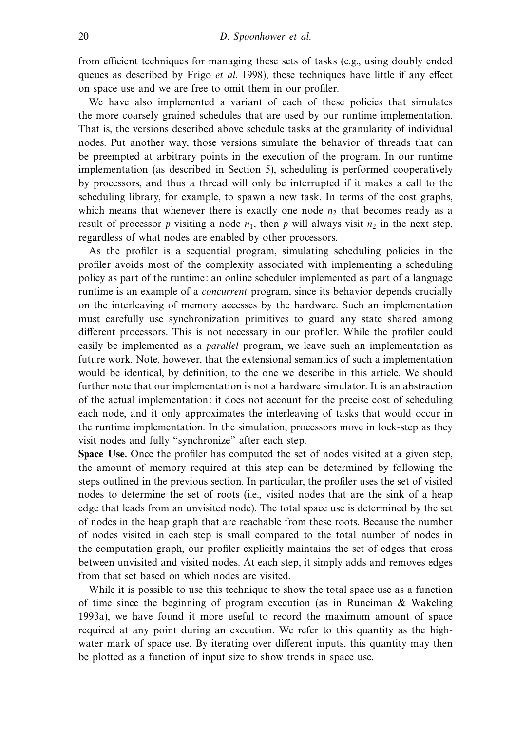from efficient techniques for managing these sets of tasks (e.g., using doubly ended queues as described by Frigo *et al.* 1998), these techniques have little if any effect on space use and we are free to omit them in our profiler.

We have also implemented a variant of each of these policies that simulates the more coarsely grained schedules that are used by our runtime implementation. That is, the versions described above schedule tasks at the granularity of individual nodes. Put another way, those versions simulate the behavior of threads that can be preempted at arbitrary points in the execution of the program. In our runtime implementation (as described in Section 5), scheduling is performed cooperatively by processors, and thus a thread will only be interrupted if it makes a call to the scheduling library, for example, to spawn a new task. In terms of the cost graphs, which means that whenever there is exactly one node $n_2$ that becomes ready as a result of processor $p$ visiting a node $n_1$, then $p$ will always visit $n_2$ in the next step, regardless of what nodes are enabled by other processors.

As the profiler is a sequential program, simulating scheduling policies in the profiler avoids most of the complexity associated with implementing a scheduling policy as part of the runtime: an online scheduler implemented as part of a language runtime is an example of a *concurrent* program, since its behavior depends crucially on the interleaving of memory accesses by the hardware. Such an implementation must carefully use synchronization primitives to guard any state shared among different processors. This is not necessary in our profiler. While the profiler could easily be implemented as a *parallel* program, we leave such an implementation as future work. Note, however, that the extensional semantics of such a implementation would be identical, by definition, to the one we describe in this article. We should further note that our implementation is not a hardware simulator. It is an abstraction of the actual implementation: it does not account for the precise cost of scheduling each node, and it only approximates the interleaving of tasks that would occur in the runtime implementation. In the simulation, processors move in lock-step as they visit nodes and fully "synchronize" after each step.

**Space Use.** Once the profiler has computed the set of nodes visited at a given step, the amount of memory required at this step can be determined by following the steps outlined in the previous section. In particular, the profiler uses the set of visited nodes to determine the set of roots (i.e., visited nodes that are the sink of a heap edge that leads from an unvisited node). The total space use is determined by the set of nodes in the heap graph that are reachable from these roots. Because the number of nodes visited in each step is small compared to the total number of nodes in the computation graph, our profiler explicitly maintains the set of edges that cross between unvisited and visited nodes. At each step, it simply adds and removes edges from that set based on which nodes are visited.

While it is possible to use this technique to show the total space use as a function of time since the beginning of program execution (as in Runciman & Wakeling 1993a), we have found it more useful to record the maximum amount of space required at any point during an execution. We refer to this quantity as the high-water mark of space use. By iterating over different inputs, this quantity may then be plotted as a function of input size to show trends in space use.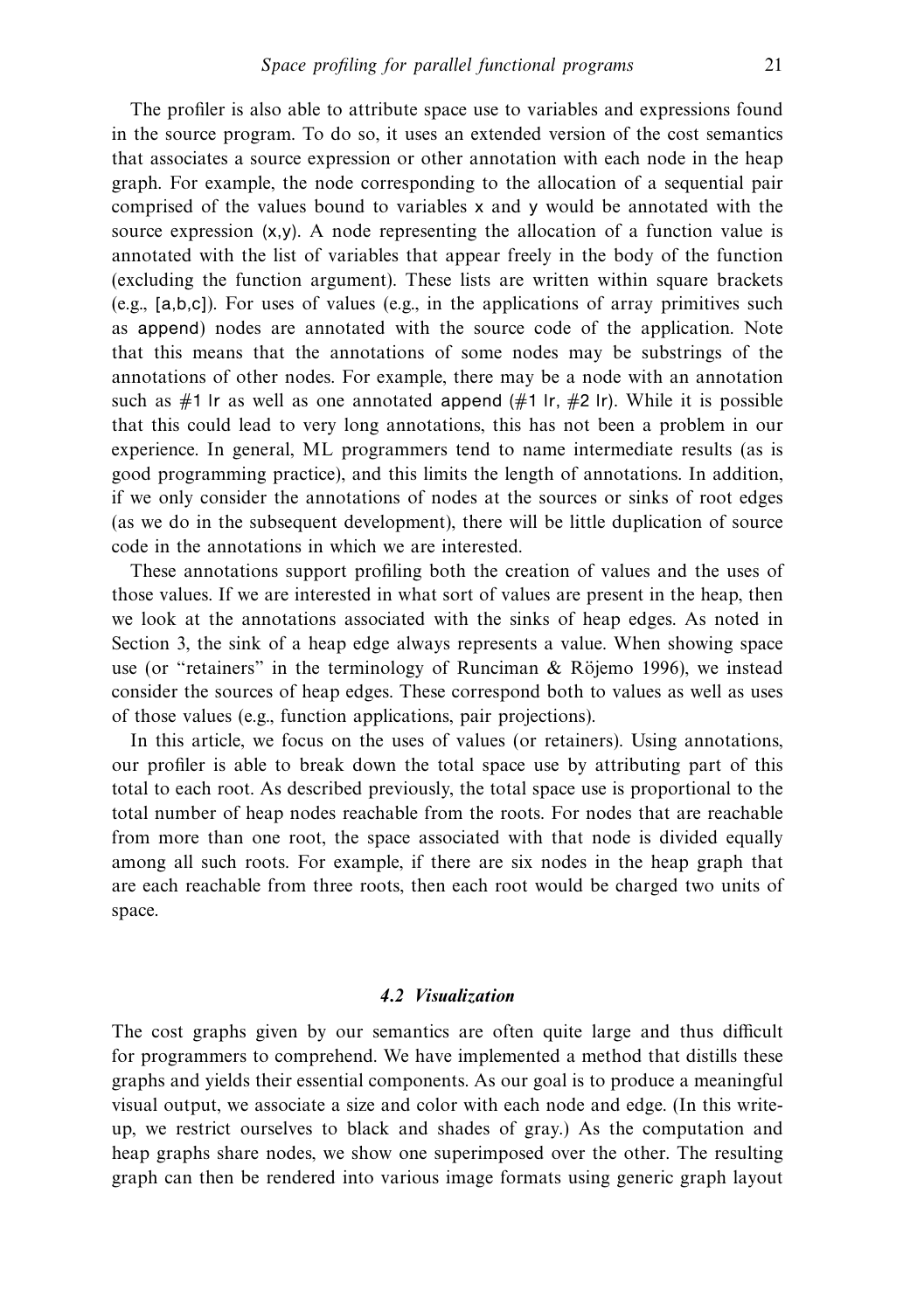The profiler is also able to attribute space use to variables and expressions found in the source program. To do so, it uses an extended version of the cost semantics that associates a source expression or other annotation with each node in the heap graph. For example, the node corresponding to the allocation of a sequential pair comprised of the values bound to variables x and y would be annotated with the source expression (x,y). A node representing the allocation of a function value is annotated with the list of variables that appear freely in the body of the function (excluding the function argument). These lists are written within square brackets (e.g., [a,b,c]). For uses of values (e.g., in the applications of array primitives such as append) nodes are annotated with the source code of the application. Note that this means that the annotations of some nodes may be substrings of the annotations of other nodes. For example, there may be a node with an annotation such as #1 lr as well as one annotated append (#1 lr, #2 lr). While it is possible that this could lead to very long annotations, this has not been a problem in our experience. In general, ML programmers tend to name intermediate results (as is good programming practice), and this limits the length of annotations. In addition, if we only consider the annotations of nodes at the sources or sinks of root edges (as we do in the subsequent development), there will be little duplication of source code in the annotations in which we are interested.

These annotations support profiling both the creation of values and the uses of those values. If we are interested in what sort of values are present in the heap, then we look at the annotations associated with the sinks of heap edges. As noted in Section 3, the sink of a heap edge always represents a value. When showing space use (or "retainers" in the terminology of Runciman & Röjemo 1996), we instead consider the sources of heap edges. These correspond both to values as well as uses of those values (e.g., function applications, pair projections).

In this article, we focus on the uses of values (or retainers). Using annotations, our profiler is able to break down the total space use by attributing part of this total to each root. As described previously, the total space use is proportional to the total number of heap nodes reachable from the roots. For nodes that are reachable from more than one root, the space associated with that node is divided equally among all such roots. For example, if there are six nodes in the heap graph that are each reachable from three roots, then each root would be charged two units of space.

### 4.2 Visualization

The cost graphs given by our semantics are often quite large and thus difficult for programmers to comprehend. We have implemented a method that distills these graphs and yields their essential components. As our goal is to produce a meaningful visual output, we associate a size and color with each node and edge. (In this write-up, we restrict ourselves to black and shades of gray.) As the computation and heap graphs share nodes, we show one superimposed over the other. The resulting graph can then be rendered into various image formats using generic graph layout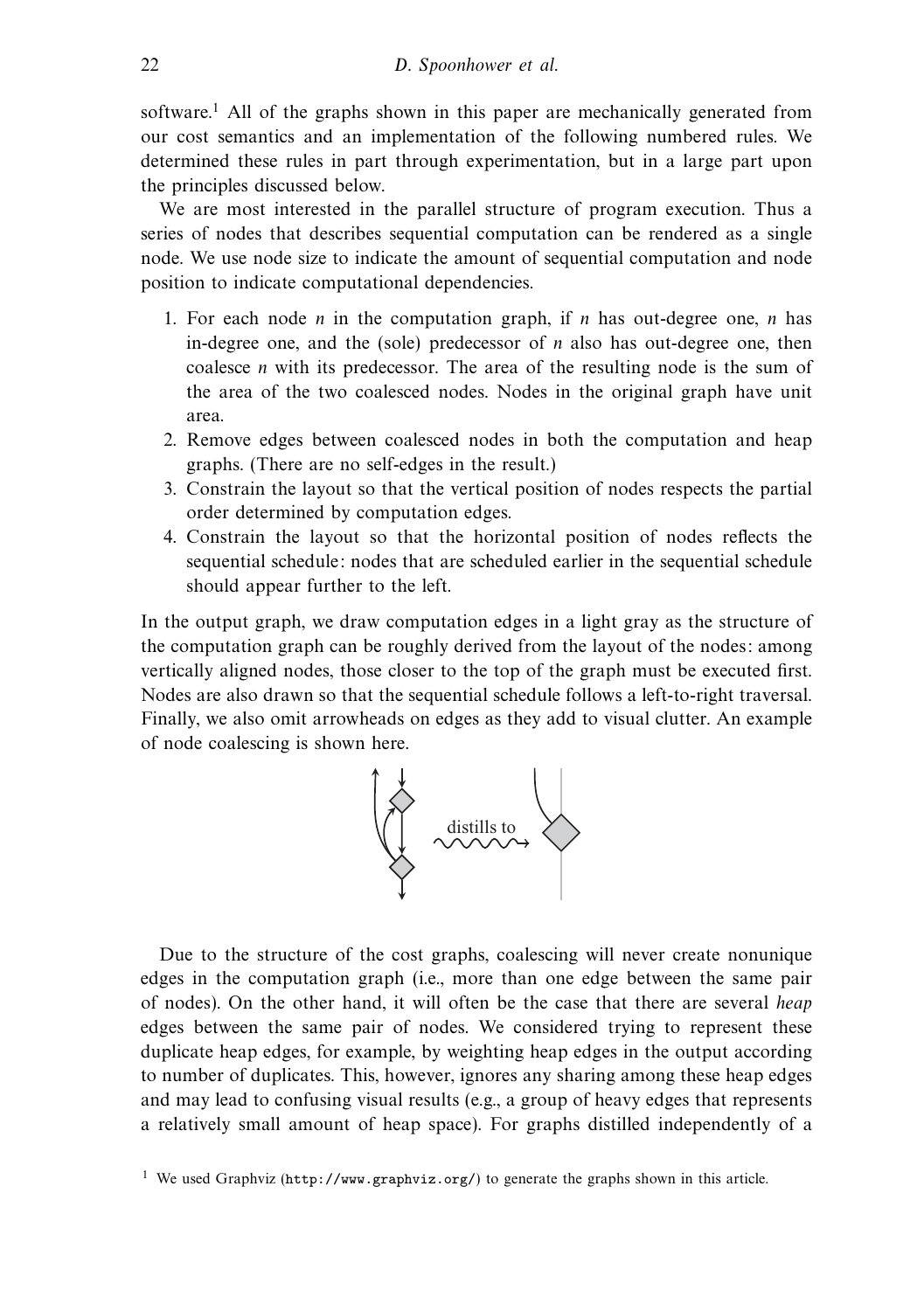software.[1] All of the graphs shown in this paper are mechanically generated from our cost semantics and an implementation of the following numbered rules. We determined these rules in part through experimentation, but in a large part upon the principles discussed below.

We are most interested in the parallel structure of program execution. Thus a series of nodes that describes sequential computation can be rendered as a single node. We use node size to indicate the amount of sequential computation and node position to indicate computational dependencies.

1. For each node $n$ in the computation graph, if $n$ has out-degree one, $n$ has in-degree one, and the (sole) predecessor of $n$ also has out-degree one, then coalesce $n$ with its predecessor. The area of the resulting node is the sum of the area of the two coalesced nodes. Nodes in the original graph have unit area.
2. Remove edges between coalesced nodes in both the computation and heap graphs. (There are no self-edges in the result.)
3. Constrain the layout so that the vertical position of nodes respects the partial order determined by computation edges.
4. Constrain the layout so that the horizontal position of nodes reflects the sequential schedule: nodes that are scheduled earlier in the sequential schedule should appear further to the left.

In the output graph, we draw computation edges in a light gray as the structure of the computation graph can be roughly derived from the layout of the nodes: among vertically aligned nodes, those closer to the top of the graph must be executed first. Nodes are also drawn so that the sequential schedule follows a left-to-right traversal. Finally, we also omit arrowheads on edges as they add to visual clutter. An example of node coalescing is shown here.

distills to

Due to the structure of the cost graphs, coalescing will never create nonunique edges in the computation graph (i.e., more than one edge between the same pair of nodes). On the other hand, it will often be the case that there are several *heap* edges between the same pair of nodes. We considered trying to represent these duplicate heap edges, for example, by weighting heap edges in the output according to number of duplicates. This, however, ignores any sharing among these heap edges and may lead to confusing visual results (e.g., a group of heavy edges that represents a relatively small amount of heap space). For graphs distilled independently of a

[1] We used Graphviz (http://www.graphviz.org/) to generate the graphs shown in this article.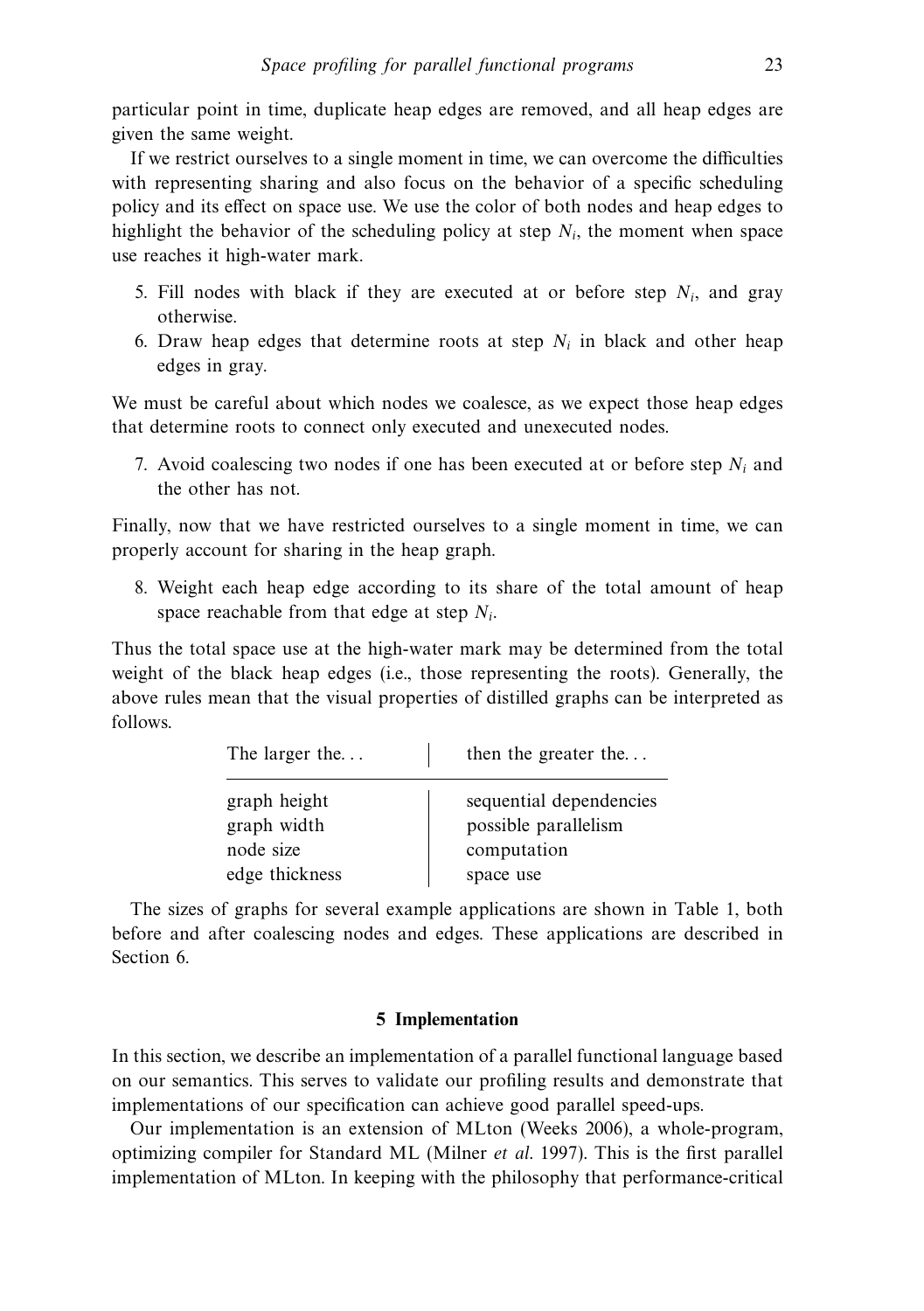particular point in time, duplicate heap edges are removed, and all heap edges are given the same weight.

If we restrict ourselves to a single moment in time, we can overcome the difficulties with representing sharing and also focus on the behavior of a specific scheduling policy and its effect on space use. We use the color of both nodes and heap edges to highlight the behavior of the scheduling policy at step $N_i$, the moment when space use reaches it high-water mark.

5. Fill nodes with black if they are executed at or before step $N_i$, and gray otherwise.
6. Draw heap edges that determine roots at step $N_i$ in black and other heap edges in gray.

We must be careful about which nodes we coalesce, as we expect those heap edges that determine roots to connect only executed and unexecuted nodes.

7. Avoid coalescing two nodes if one has been executed at or before step $N_i$ and the other has not.

Finally, now that we have restricted ourselves to a single moment in time, we can properly account for sharing in the heap graph.

8. Weight each heap edge according to its share of the total amount of heap space reachable from that edge at step $N_i$.

Thus the total space use at the high-water mark may be determined from the total weight of the black heap edges (i.e., those representing the roots). Generally, the above rules mean that the visual properties of distilled graphs can be interpreted as follows.

| The larger the... | then the greater the... |
|---|---|
| graph height | sequential dependencies |
| graph width | possible parallelism |
| node size | computation |
| edge thickness | space use |

The sizes of graphs for several example applications are shown in Table 1, both before and after coalescing nodes and edges. These applications are described in Section 6.

## 5 Implementation

In this section, we describe an implementation of a parallel functional language based on our semantics. This serves to validate our profiling results and demonstrate that implementations of our specification can achieve good parallel speed-ups.

Our implementation is an extension of MLton (Weeks 2006), a whole-program, optimizing compiler for Standard ML (Milner *et al.* 1997). This is the first parallel implementation of MLton. In keeping with the philosophy that performance-critical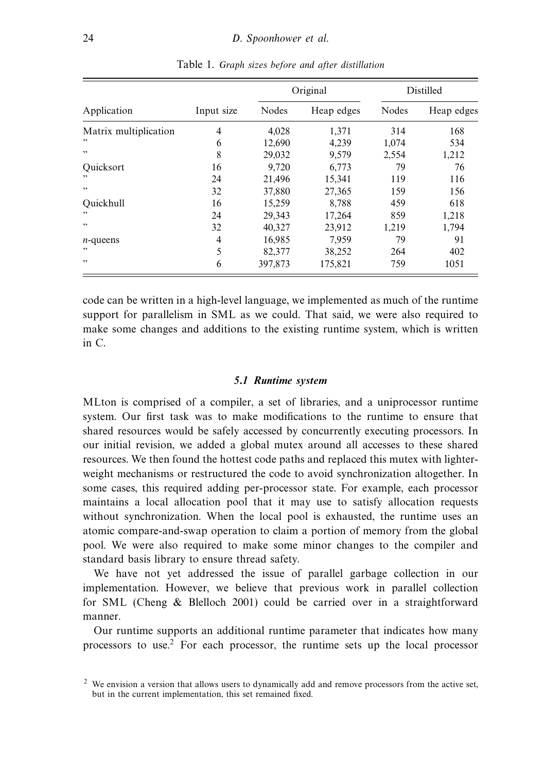Table 1. *Graph sizes before and after distillation*

| Application | Input size | Original | | Distilled | |
|---|---|---|---|---|---|
| | | Nodes | Heap edges | Nodes | Heap edges |
| Matrix multiplication | 4 | 4,028 | 1,371 | 314 | 168 |
| ” | 6 | 12,690 | 4,239 | 1,074 | 534 |
| ” | 8 | 29,032 | 9,579 | 2,554 | 1,212 |
| Quicksort | 16 | 9,720 | 6,773 | 79 | 76 |
| ” | 24 | 21,496 | 15,341 | 119 | 116 |
| ” | 32 | 37,880 | 27,365 | 159 | 156 |
| Quickhull | 16 | 15,259 | 8,788 | 459 | 618 |
| ” | 24 | 29,343 | 17,264 | 859 | 1,218 |
| ” | 32 | 40,327 | 23,912 | 1,219 | 1,794 |
| *n*-queens | 4 | 16,985 | 7,959 | 79 | 91 |
| ” | 5 | 82,377 | 38,252 | 264 | 402 |
| ” | 6 | 397,873 | 175,821 | 759 | 1051 |

code can be written in a high-level language, we implemented as much of the runtime support for parallelism in SML as we could. That said, we were also required to make some changes and additions to the existing runtime system, which is written in C.

### 5.1 Runtime system

MLton is comprised of a compiler, a set of libraries, and a uniprocessor runtime system. Our first task was to make modifications to the runtime to ensure that shared resources would be safely accessed by concurrently executing processors. In our initial revision, we added a global mutex around all accesses to these shared resources. We then found the hottest code paths and replaced this mutex with lighter-weight mechanisms or restructured the code to avoid synchronization altogether. In some cases, this required adding per-processor state. For example, each processor maintains a local allocation pool that it may use to satisfy allocation requests without synchronization. When the local pool is exhausted, the runtime uses an atomic compare-and-swap operation to claim a portion of memory from the global pool. We were also required to make some minor changes to the compiler and standard basis library to ensure thread safety.

We have not yet addressed the issue of parallel garbage collection in our implementation. However, we believe that previous work in parallel collection for SML (Cheng & Blelloch 2001) could be carried over in a straightforward manner.

Our runtime supports an additional runtime parameter that indicates how many processors to use.[2] For each processor, the runtime sets up the local processor

[2] We envision a version that allows users to dynamically add and remove processors from the active set, but in the current implementation, this set remained fixed.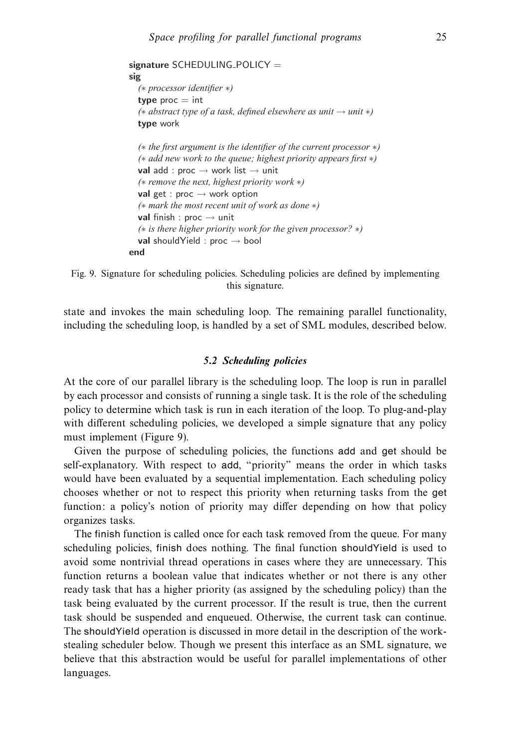```
signature SCHEDULING_POLICY =
sig
  (* processor identifier *)
  type proc = int
  (* abstract type of a task, defined elsewhere as unit → unit *)
  type work

  (* the first argument is the identifier of the current processor *)
  (* add new work to the queue; highest priority appears first *)
  val add : proc → work list → unit
  (* remove the next, highest priority work *)
  val get : proc → work option
  (* mark the most recent unit of work as done *)
  val finish : proc → unit
  (* is there higher priority work for the given processor? *)
  val shouldYield : proc → bool
end
```

Fig. 9. Signature for scheduling policies. Scheduling policies are defined by implementing this signature.

state and invokes the main scheduling loop. The remaining parallel functionality, including the scheduling loop, is handled by a set of SML modules, described below.

### 5.2 Scheduling policies

At the core of our parallel library is the scheduling loop. The loop is run in parallel by each processor and consists of running a single task. It is the role of the scheduling policy to determine which task is run in each iteration of the loop. To plug-and-play with different scheduling policies, we developed a simple signature that any policy must implement (Figure 9).

Given the purpose of scheduling policies, the functions add and get should be self-explanatory. With respect to add, "priority" means the order in which tasks would have been evaluated by a sequential implementation. Each scheduling policy chooses whether or not to respect this priority when returning tasks from the get function: a policy's notion of priority may differ depending on how that policy organizes tasks.

The finish function is called once for each task removed from the queue. For many scheduling policies, finish does nothing. The final function shouldYield is used to avoid some nontrivial thread operations in cases where they are unnecessary. This function returns a boolean value that indicates whether or not there is any other ready task that has a higher priority (as assigned by the scheduling policy) than the task being evaluated by the current processor. If the result is true, then the current task should be suspended and enqueued. Otherwise, the current task can continue. The shouldYield operation is discussed in more detail in the description of the work-stealing scheduler below. Though we present this interface as an SML signature, we believe that this abstraction would be useful for parallel implementations of other languages.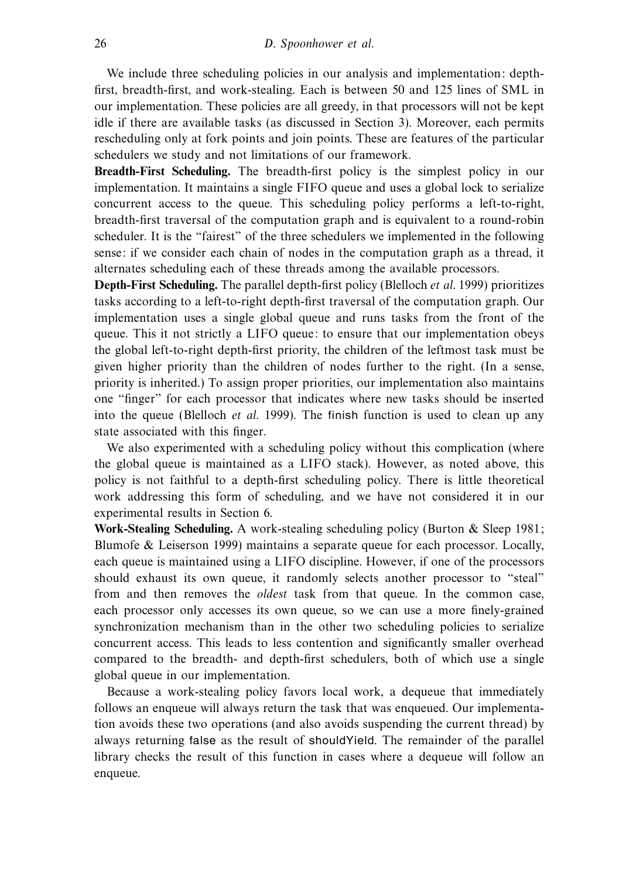We include three scheduling policies in our analysis and implementation: depth-first, breadth-first, and work-stealing. Each is between 50 and 125 lines of SML in our implementation. These policies are all greedy, in that processors will not be kept idle if there are available tasks (as discussed in Section 3). Moreover, each permits rescheduling only at fork points and join points. These are features of the particular schedulers we study and not limitations of our framework.

**Breadth-First Scheduling.** The breadth-first policy is the simplest policy in our implementation. It maintains a single FIFO queue and uses a global lock to serialize concurrent access to the queue. This scheduling policy performs a left-to-right, breadth-first traversal of the computation graph and is equivalent to a round-robin scheduler. It is the "fairest" of the three schedulers we implemented in the following sense: if we consider each chain of nodes in the computation graph as a thread, it alternates scheduling each of these threads among the available processors.

**Depth-First Scheduling.** The parallel depth-first policy (Blelloch *et al.* 1999) prioritizes tasks according to a left-to-right depth-first traversal of the computation graph. Our implementation uses a single global queue and runs tasks from the front of the queue. This it not strictly a LIFO queue: to ensure that our implementation obeys the global left-to-right depth-first priority, the children of the leftmost task must be given higher priority than the children of nodes further to the right. (In a sense, priority is inherited.) To assign proper priorities, our implementation also maintains one "finger" for each processor that indicates where new tasks should be inserted into the queue (Blelloch *et al.* 1999). The finish function is used to clean up any state associated with this finger.

We also experimented with a scheduling policy without this complication (where the global queue is maintained as a LIFO stack). However, as noted above, this policy is not faithful to a depth-first scheduling policy. There is little theoretical work addressing this form of scheduling, and we have not considered it in our experimental results in Section 6.

**Work-Stealing Scheduling.** A work-stealing scheduling policy (Burton & Sleep 1981; Blumofe & Leiserson 1999) maintains a separate queue for each processor. Locally, each queue is maintained using a LIFO discipline. However, if one of the processors should exhaust its own queue, it randomly selects another processor to "steal" from and then removes the *oldest* task from that queue. In the common case, each processor only accesses its own queue, so we can use a more finely-grained synchronization mechanism than in the other two scheduling policies to serialize concurrent access. This leads to less contention and significantly smaller overhead compared to the breadth- and depth-first schedulers, both of which use a single global queue in our implementation.

Because a work-stealing policy favors local work, a dequeue that immediately follows an enqueue will always return the task that was enqueued. Our implementation avoids these two operations (and also avoids suspending the current thread) by always returning false as the result of shouldYield. The remainder of the parallel library checks the result of this function in cases where a dequeue will follow an enqueue.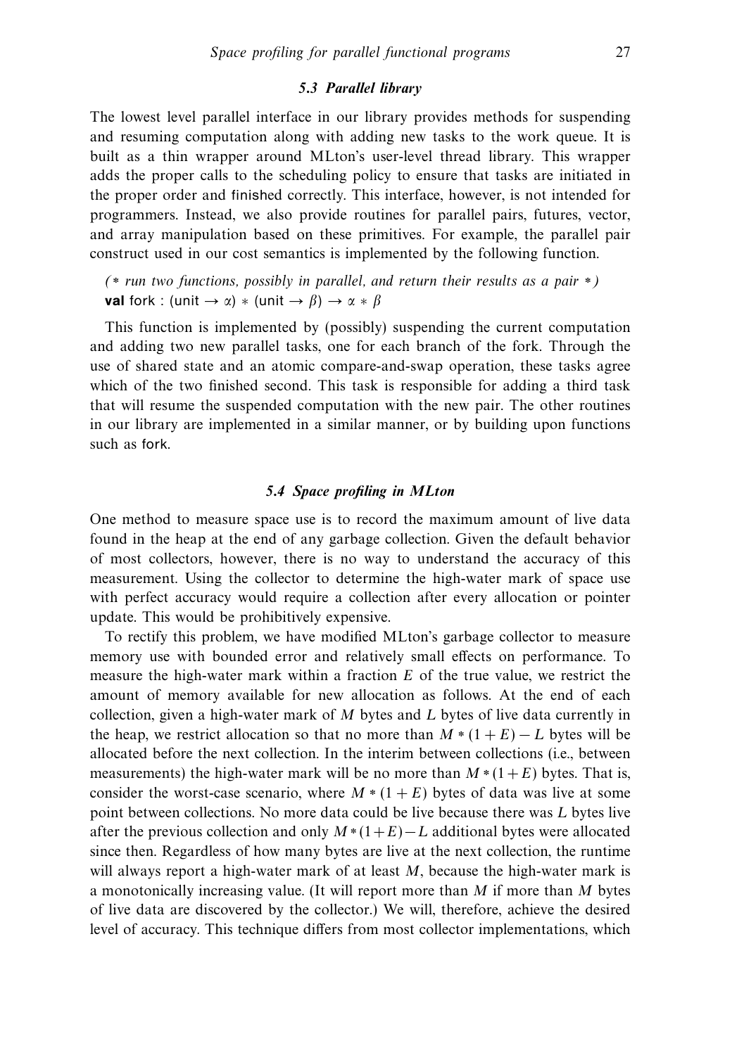### 5.3 Parallel library

The lowest level parallel interface in our library provides methods for suspending and resuming computation along with adding new tasks to the work queue. It is built as a thin wrapper around MLton's user-level thread library. This wrapper adds the proper calls to the scheduling policy to ensure that tasks are initiated in the proper order and finished correctly. This interface, however, is not intended for programmers. Instead, we also provide routines for parallel pairs, futures, vector, and array manipulation based on these primitives. For example, the parallel pair construct used in our cost semantics is implemented by the following function.

```
(* run two functions, possibly in parallel, and return their results as a pair *)
val fork : (unit → α) * (unit → β) → α * β
```

This function is implemented by (possibly) suspending the current computation and adding two new parallel tasks, one for each branch of the fork. Through the use of shared state and an atomic compare-and-swap operation, these tasks agree which of the two finished second. This task is responsible for adding a third task that will resume the suspended computation with the new pair. The other routines in our library are implemented in a similar manner, or by building upon functions such as fork.

### 5.4 Space profiling in MLton

One method to measure space use is to record the maximum amount of live data found in the heap at the end of any garbage collection. Given the default behavior of most collectors, however, there is no way to understand the accuracy of this measurement. Using the collector to determine the high-water mark of space use with perfect accuracy would require a collection after every allocation or pointer update. This would be prohibitively expensive.

To rectify this problem, we have modified MLton's garbage collector to measure memory use with bounded error and relatively small effects on performance. To measure the high-water mark within a fraction $E$ of the true value, we restrict the amount of memory available for new allocation as follows. At the end of each collection, given a high-water mark of $M$ bytes and $L$ bytes of live data currently in the heap, we restrict allocation so that no more than $M * (1 + E) - L$ bytes will be allocated before the next collection. In the interim between collections (i.e., between measurements) the high-water mark will be no more than $M * (1 + E)$ bytes. That is, consider the worst-case scenario, where $M * (1 + E)$ bytes of data was live at some point between collections. No more data could be live because there was $L$ bytes live after the previous collection and only $M*(1+E)-L$ additional bytes were allocated since then. Regardless of how many bytes are live at the next collection, the runtime will always report a high-water mark of at least $M$, because the high-water mark is a monotonically increasing value. (It will report more than $M$ if more than $M$ bytes of live data are discovered by the collector.) We will, therefore, achieve the desired level of accuracy. This technique differs from most collector implementations, which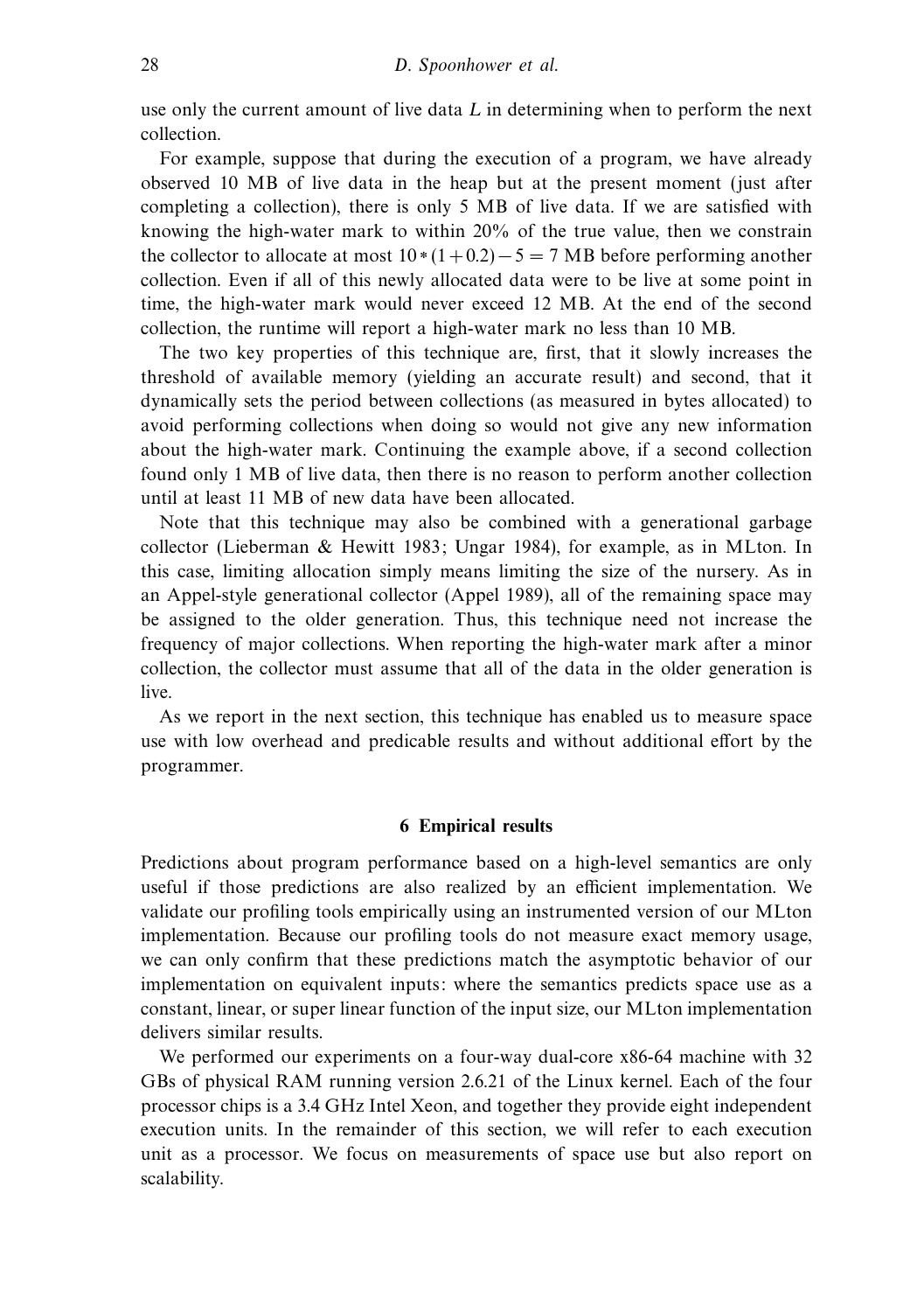use only the current amount of live data $L$ in determining when to perform the next collection.

For example, suppose that during the execution of a program, we have already observed 10 MB of live data in the heap but at the present moment (just after completing a collection), there is only 5 MB of live data. If we are satisfied with knowing the high-water mark to within 20% of the true value, then we constrain the collector to allocate at most $10 * (1 + 0.2) - 5 = 7$ MB before performing another collection. Even if all of this newly allocated data were to be live at some point in time, the high-water mark would never exceed 12 MB. At the end of the second collection, the runtime will report a high-water mark no less than 10 MB.

The two key properties of this technique are, first, that it slowly increases the threshold of available memory (yielding an accurate result) and second, that it dynamically sets the period between collections (as measured in bytes allocated) to avoid performing collections when doing so would not give any new information about the high-water mark. Continuing the example above, if a second collection found only 1 MB of live data, then there is no reason to perform another collection until at least 11 MB of new data have been allocated.

Note that this technique may also be combined with a generational garbage collector (Lieberman & Hewitt 1983; Ungar 1984), for example, as in MLton. In this case, limiting allocation simply means limiting the size of the nursery. As in an Appel-style generational collector (Appel 1989), all of the remaining space may be assigned to the older generation. Thus, this technique need not increase the frequency of major collections. When reporting the high-water mark after a minor collection, the collector must assume that all of the data in the older generation is live.

As we report in the next section, this technique has enabled us to measure space use with low overhead and predicable results and without additional effort by the programmer.

## 6 Empirical results

Predictions about program performance based on a high-level semantics are only useful if those predictions are also realized by an efficient implementation. We validate our profiling tools empirically using an instrumented version of our MLton implementation. Because our profiling tools do not measure exact memory usage, we can only confirm that these predictions match the asymptotic behavior of our implementation on equivalent inputs: where the semantics predicts space use as a constant, linear, or super linear function of the input size, our MLton implementation delivers similar results.

We performed our experiments on a four-way dual-core x86-64 machine with 32 GBs of physical RAM running version 2.6.21 of the Linux kernel. Each of the four processor chips is a 3.4 GHz Intel Xeon, and together they provide eight independent execution units. In the remainder of this section, we will refer to each execution unit as a processor. We focus on measurements of space use but also report on scalability.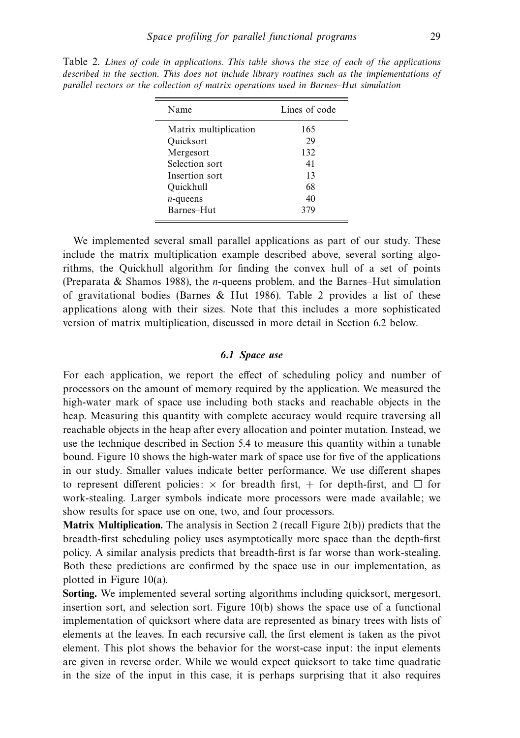Table 2. *Lines of code in applications. This table shows the size of each of the applications described in the section. This does not include library routines such as the implementations of parallel vectors or the collection of matrix operations used in Barnes–Hut simulation*

| Name | Lines of code |
|---|---|
| Matrix multiplication | 165 |
| Quicksort | 29 |
| Mergesort | 132 |
| Selection sort | 41 |
| Insertion sort | 13 |
| Quickhull | 68 |
| $n$-queens | 40 |
| Barnes–Hut | 379 |

We implemented several small parallel applications as part of our study. These include the matrix multiplication example described above, several sorting algorithms, the Quickhull algorithm for finding the convex hull of a set of points (Preparata & Shamos 1988), the $n$-queens problem, and the Barnes–Hut simulation of gravitational bodies (Barnes & Hut 1986). Table 2 provides a list of these applications along with their sizes. Note that this includes a more sophisticated version of matrix multiplication, discussed in more detail in Section 6.2 below.

### 6.1 Space use

For each application, we report the effect of scheduling policy and number of processors on the amount of memory required by the application. We measured the high-water mark of space use including both stacks and reachable objects in the heap. Measuring this quantity with complete accuracy would require traversing all reachable objects in the heap after every allocation and pointer mutation. Instead, we use the technique described in Section 5.4 to measure this quantity within a tunable bound. Figure 10 shows the high-water mark of space use for five of the applications in our study. Smaller values indicate better performance. We use different shapes to represent different policies: $\times$ for breadth first, $+$ for depth-first, and $\square$ for work-stealing. Larger symbols indicate more processors were made available; we show results for space use on one, two, and four processors.

**Matrix Multiplication.** The analysis in Section 2 (recall Figure 2(b)) predicts that the breadth-first scheduling policy uses asymptotically more space than the depth-first policy. A similar analysis predicts that breadth-first is far worse than work-stealing. Both these predictions are confirmed by the space use in our implementation, as plotted in Figure 10(a).

**Sorting.** We implemented several sorting algorithms including quicksort, mergesort, insertion sort, and selection sort. Figure 10(b) shows the space use of a functional implementation of quicksort where data are represented as binary trees with lists of elements at the leaves. In each recursive call, the first element is taken as the pivot element. This plot shows the behavior for the worst-case input: the input elements are given in reverse order. While we would expect quicksort to take time quadratic in the size of the input in this case, it is perhaps surprising that it also requires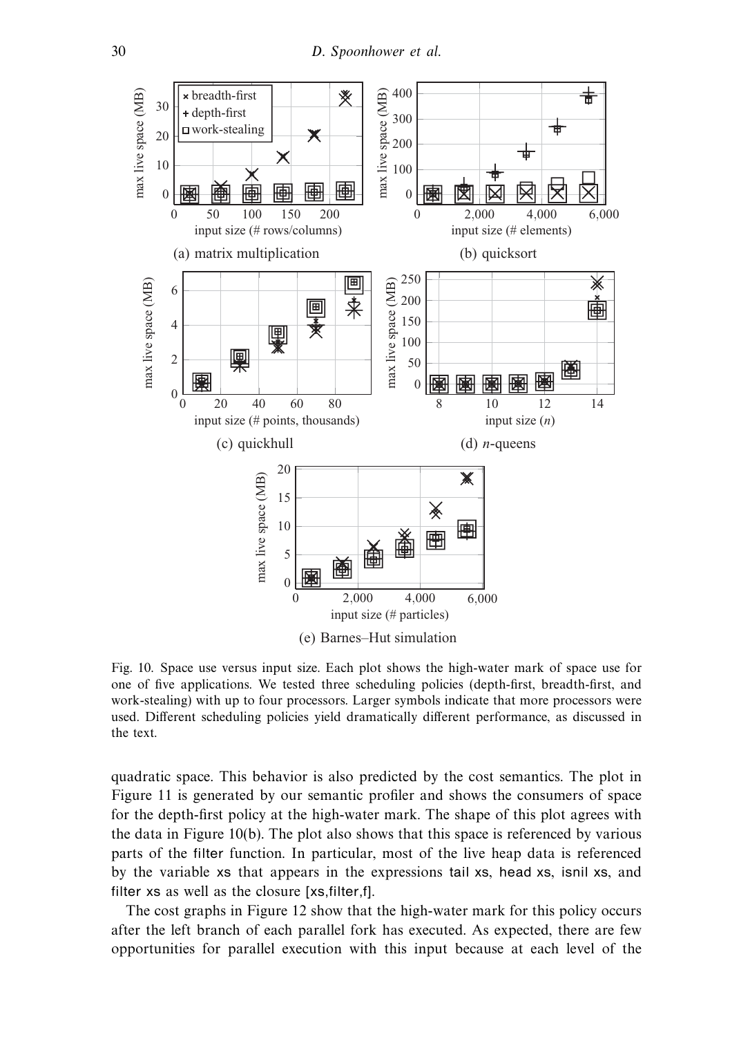Fig. 10. Space use versus input size. Each plot shows the high-water mark of space use for one of five applications. We tested three scheduling policies (depth-first, breadth-first, and work-stealing) with up to four processors. Larger symbols indicate that more processors were used. Different scheduling policies yield dramatically different performance, as discussed in the text.

quadratic space. This behavior is also predicted by the cost semantics. The plot in Figure 11 is generated by our semantic profiler and shows the consumers of space for the depth-first policy at the high-water mark. The shape of this plot agrees with the data in Figure 10(b). The plot also shows that this space is referenced by various parts of the filter function. In particular, most of the live heap data is referenced by the variable xs that appears in the expressions tail xs, head xs, isnil xs, and filter xs as well as the closure [xs,filter,f].

The cost graphs in Figure 12 show that the high-water mark for this policy occurs after the left branch of each parallel fork has executed. As expected, there are few opportunities for parallel execution with this input because at each level of the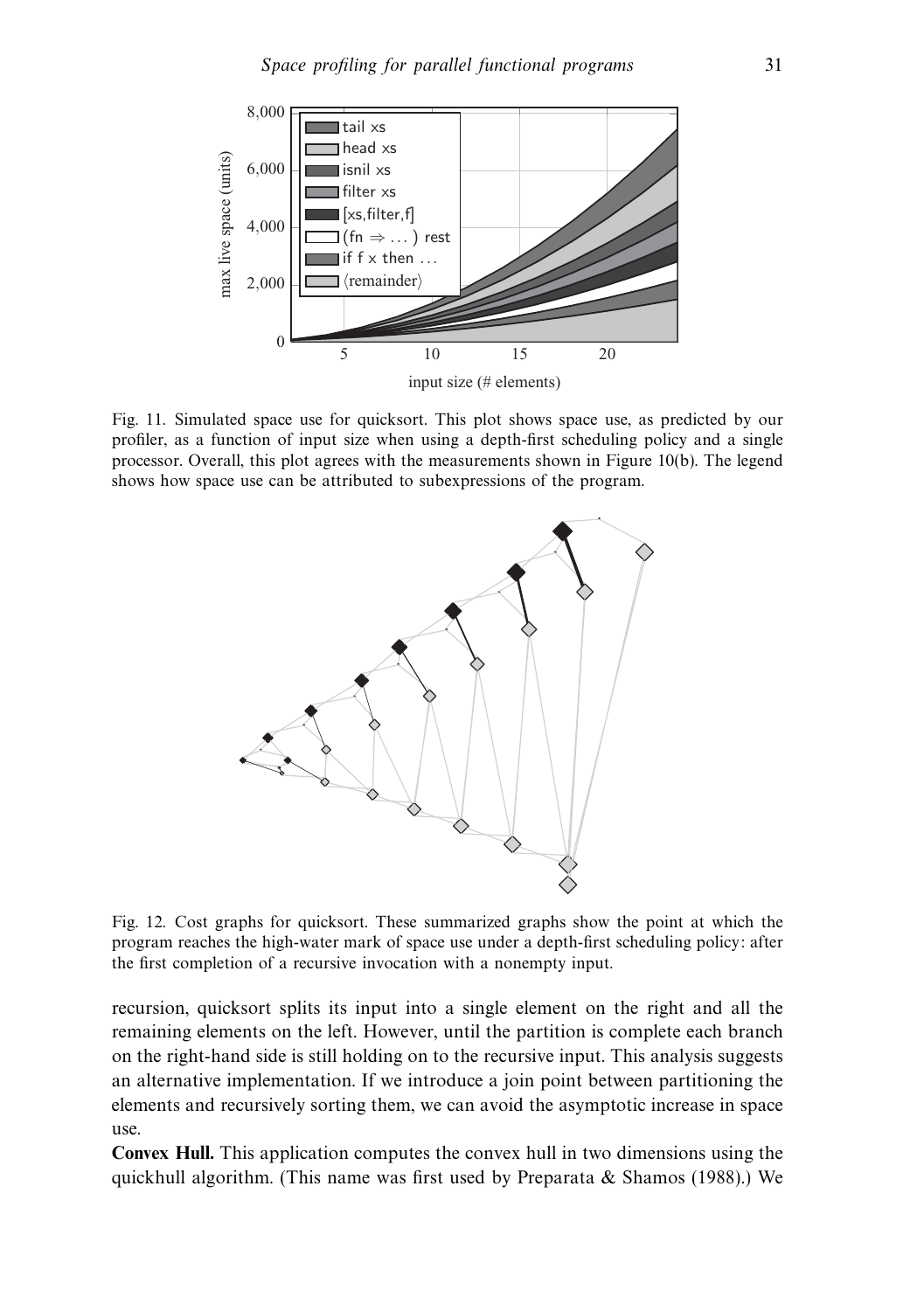8,000

6,000

4,000

2,000

0

max live space (units)

5 10 15 20

input size (# elements)

tail xs
head xs
isnil xs
filter xs
[xs,filter,f]
(fn ⇒ ... ) rest
if f x then ...
⟨remainder⟩

Fig. 11. Simulated space use for quicksort. This plot shows space use, as predicted by our profiler, as a function of input size when using a depth-first scheduling policy and a single processor. Overall, this plot agrees with the measurements shown in Figure 10(b). The legend shows how space use can be attributed to subexpressions of the program.

Fig. 12. Cost graphs for quicksort. These summarized graphs show the point at which the program reaches the high-water mark of space use under a depth-first scheduling policy: after the first completion of a recursive invocation with a nonempty input.

recursion, quicksort splits its input into a single element on the right and all the remaining elements on the left. However, until the partition is complete each branch on the right-hand side is still holding on to the recursive input. This analysis suggests an alternative implementation. If we introduce a join point between partitioning the elements and recursively sorting them, we can avoid the asymptotic increase in space use.

**Convex Hull.** This application computes the convex hull in two dimensions using the quickhull algorithm. (This name was first used by Preparata & Shamos (1988).) We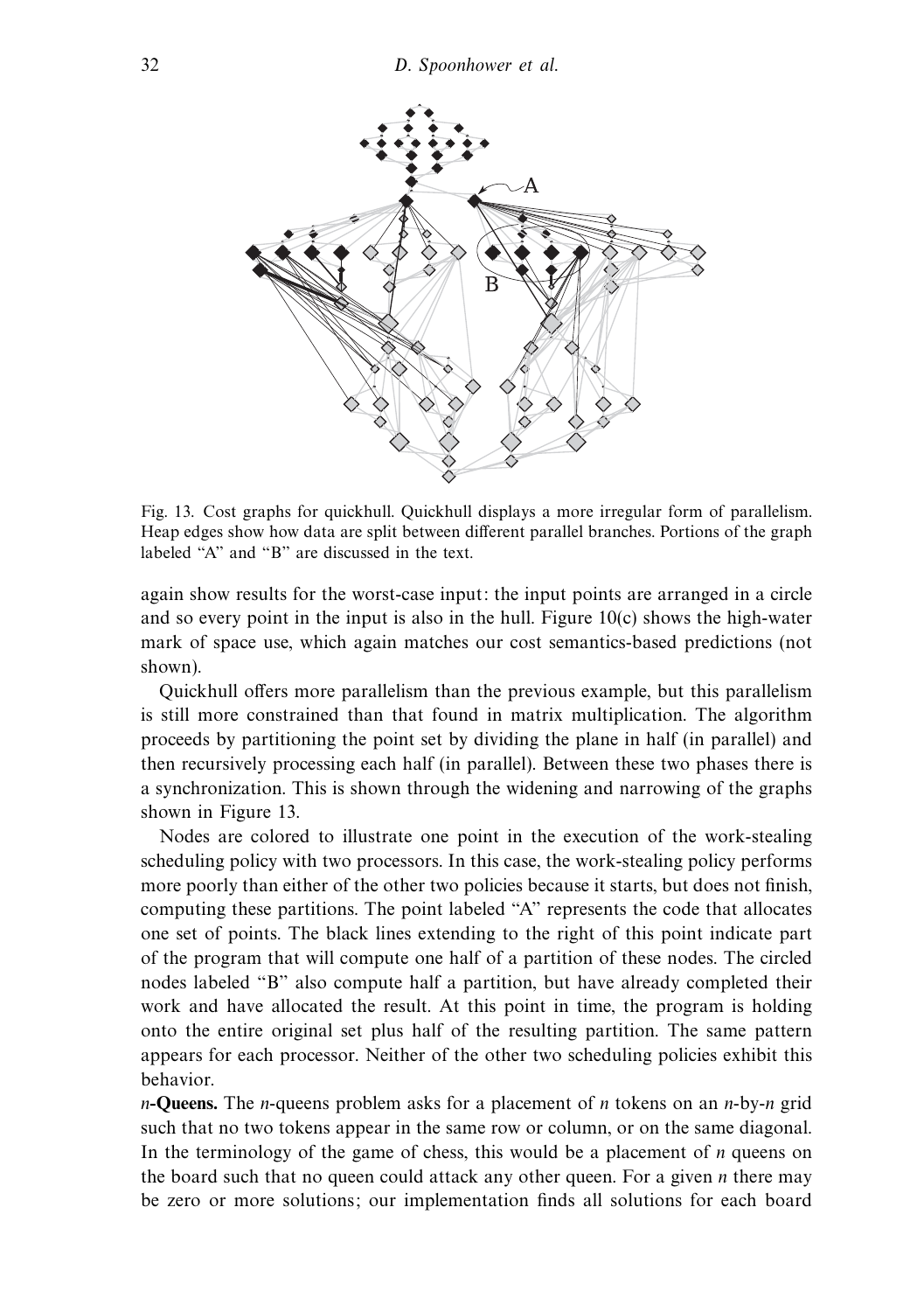A

B

Fig. 13. Cost graphs for quickhull. Quickhull displays a more irregular form of parallelism. Heap edges show how data are split between different parallel branches. Portions of the graph labeled "A" and "B" are discussed in the text.

again show results for the worst-case input: the input points are arranged in a circle and so every point in the input is also in the hull. Figure 10(c) shows the high-water mark of space use, which again matches our cost semantics-based predictions (not shown).

Quickhull offers more parallelism than the previous example, but this parallelism is still more constrained than that found in matrix multiplication. The algorithm proceeds by partitioning the point set by dividing the plane in half (in parallel) and then recursively processing each half (in parallel). Between these two phases there is a synchronization. This is shown through the widening and narrowing of the graphs shown in Figure 13.

Nodes are colored to illustrate one point in the execution of the work-stealing scheduling policy with two processors. In this case, the work-stealing policy performs more poorly than either of the other two policies because it starts, but does not finish, computing these partitions. The point labeled "A" represents the code that allocates one set of points. The black lines extending to the right of this point indicate part of the program that will compute one half of a partition of these nodes. The circled nodes labeled "B" also compute half a partition, but have already completed their work and have allocated the result. At this point in time, the program is holding onto the entire original set plus half of the resulting partition. The same pattern appears for each processor. Neither of the other two scheduling policies exhibit this behavior.

***n*-Queens.** The *n*-queens problem asks for a placement of *n* tokens on an *n*-by-*n* grid such that no two tokens appear in the same row or column, or on the same diagonal. In the terminology of the game of chess, this would be a placement of *n* queens on the board such that no queen could attack any other queen. For a given *n* there may be zero or more solutions; our implementation finds all solutions for each board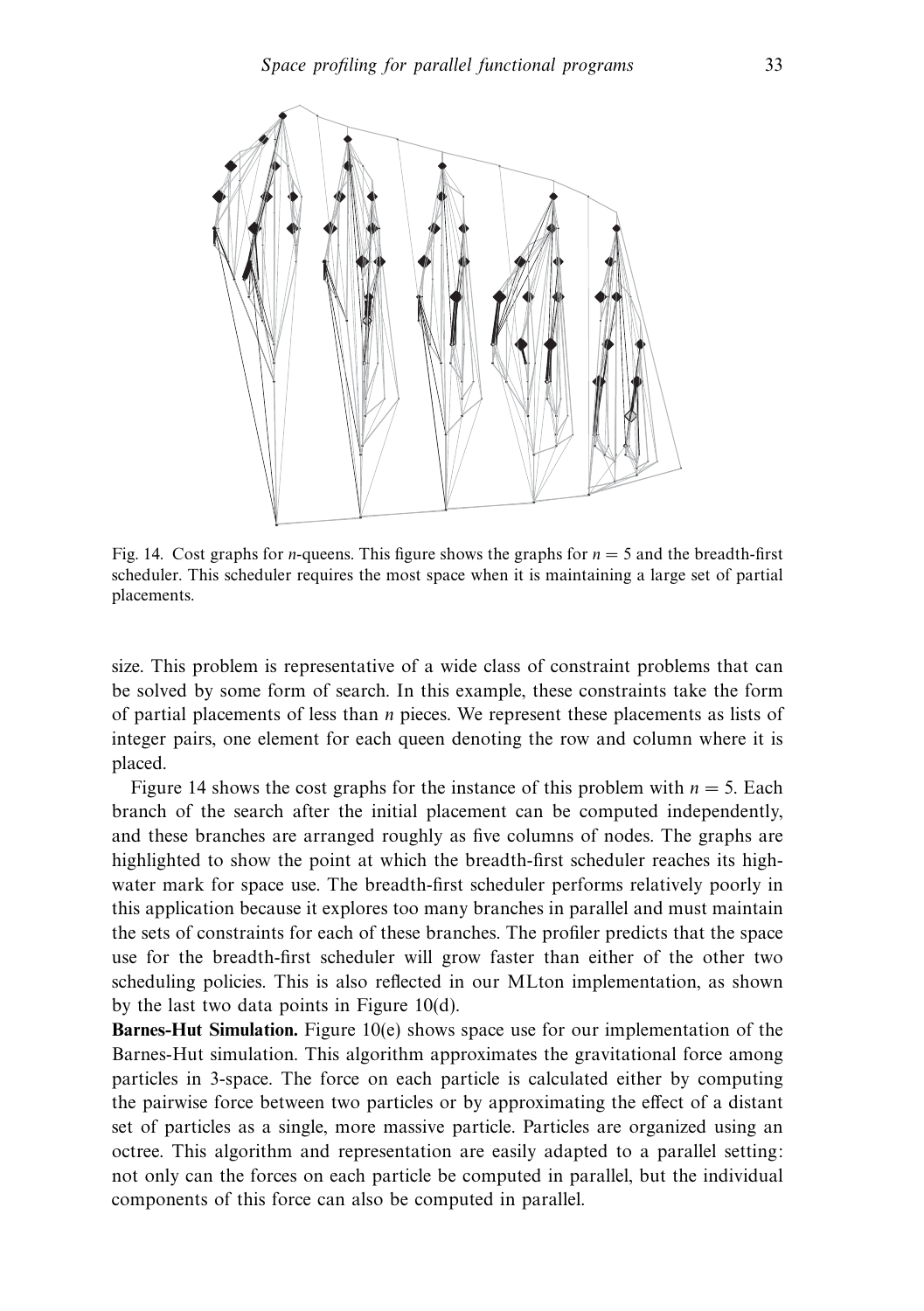Fig. 14. Cost graphs for $n$-queens. This figure shows the graphs for $n = 5$ and the breadth-first scheduler. This scheduler requires the most space when it is maintaining a large set of partial placements.

size. This problem is representative of a wide class of constraint problems that can be solved by some form of search. In this example, these constraints take the form of partial placements of less than $n$ pieces. We represent these placements as lists of integer pairs, one element for each queen denoting the row and column where it is placed.

Figure 14 shows the cost graphs for the instance of this problem with $n = 5$. Each branch of the search after the initial placement can be computed independently, and these branches are arranged roughly as five columns of nodes. The graphs are highlighted to show the point at which the breadth-first scheduler reaches its high-water mark for space use. The breadth-first scheduler performs relatively poorly in this application because it explores too many branches in parallel and must maintain the sets of constraints for each of these branches. The profiler predicts that the space use for the breadth-first scheduler will grow faster than either of the other two scheduling policies. This is also reflected in our MLton implementation, as shown by the last two data points in Figure 10(d).

**Barnes-Hut Simulation.** Figure 10(e) shows space use for our implementation of the Barnes-Hut simulation. This algorithm approximates the gravitational force among particles in 3-space. The force on each particle is calculated either by computing the pairwise force between two particles or by approximating the effect of a distant set of particles as a single, more massive particle. Particles are organized using an octree. This algorithm and representation are easily adapted to a parallel setting: not only can the forces on each particle be computed in parallel, but the individual components of this force can also be computed in parallel.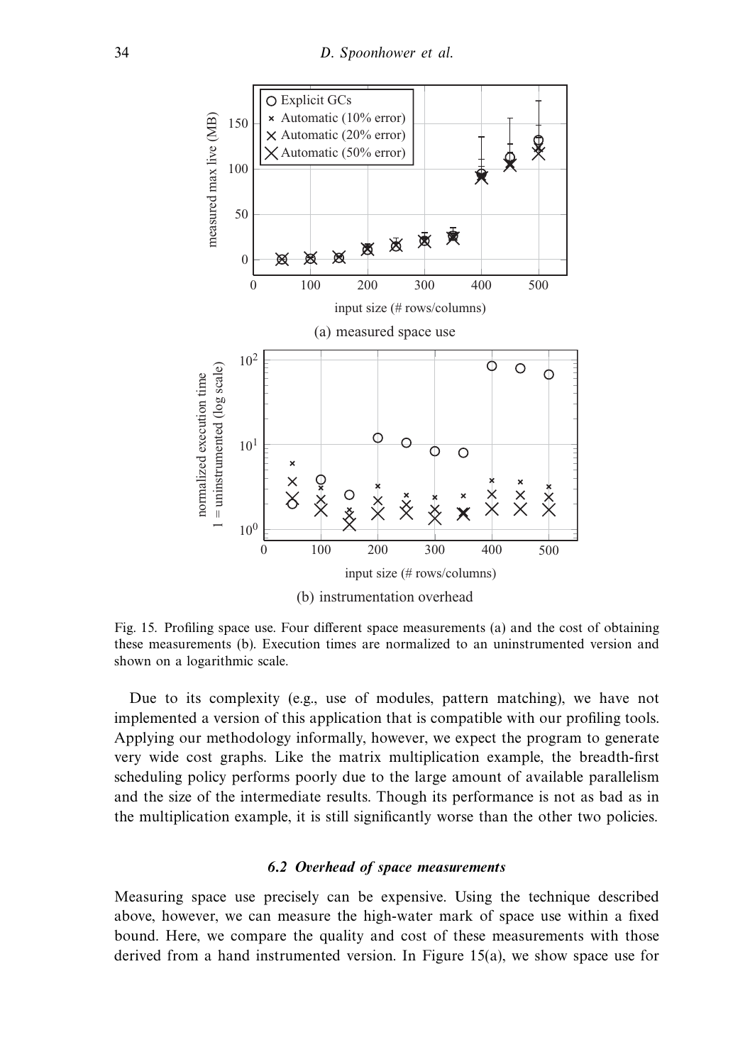Explicit GCs
Automatic (10% error)
Automatic (20% error)
Automatic (50% error)

measured max live (MB)

0
50
100
150

0
100
200
300
400
500

input size (# rows/columns)

(a) measured space use

normalized execution time
1 = uninstrumented (log scale)

$10^0$
$10^1$
$10^2$

0
100
200
300
400
500

input size (# rows/columns)

(b) instrumentation overhead

Fig. 15. Profiling space use. Four different space measurements (a) and the cost of obtaining these measurements (b). Execution times are normalized to an uninstrumented version and shown on a logarithmic scale.

Due to its complexity (e.g., use of modules, pattern matching), we have not implemented a version of this application that is compatible with our profiling tools. Applying our methodology informally, however, we expect the program to generate very wide cost graphs. Like the matrix multiplication example, the breadth-first scheduling policy performs poorly due to the large amount of available parallelism and the size of the intermediate results. Though its performance is not as bad as in the multiplication example, it is still significantly worse than the other two policies.

### 6.2 Overhead of space measurements

Measuring space use precisely can be expensive. Using the technique described above, however, we can measure the high-water mark of space use within a fixed bound. Here, we compare the quality and cost of these measurements with those derived from a hand instrumented version. In Figure 15(a), we show space use for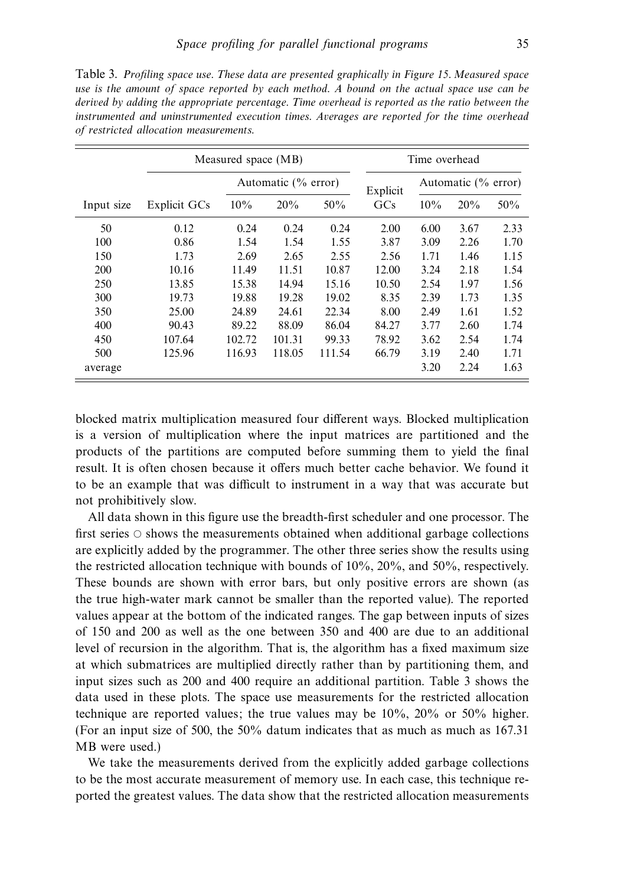Table 3. *Profiling space use. These data are presented graphically in Figure 15. Measured space use is the amount of space reported by each method. A bound on the actual space use can be derived by adding the appropriate percentage. Time overhead is reported as the ratio between the instrumented and uninstrumented execution times. Averages are reported for the time overhead of restricted allocation measurements.*

| | Measured space (MB) | | | | Time overhead | | | |
|---|---|---|---|---|---|---|---|---|
| | | Automatic (% error) | | | Explicit | Automatic (% error) | | |
| Input size | Explicit GCs | 10% | 20% | 50% | GCs | 10% | 20% | 50% |
| 50 | 0.12 | 0.24 | 0.24 | 0.24 | 2.00 | 6.00 | 3.67 | 2.33 |
| 100 | 0.86 | 1.54 | 1.54 | 1.55 | 3.87 | 3.09 | 2.26 | 1.70 |
| 150 | 1.73 | 2.69 | 2.65 | 2.55 | 2.56 | 1.71 | 1.46 | 1.15 |
| 200 | 10.16 | 11.49 | 11.51 | 10.87 | 12.00 | 3.24 | 2.18 | 1.54 |
| 250 | 13.85 | 15.38 | 14.94 | 15.16 | 10.50 | 2.54 | 1.97 | 1.56 |
| 300 | 19.73 | 19.88 | 19.28 | 19.02 | 8.35 | 2.39 | 1.73 | 1.35 |
| 350 | 25.00 | 24.89 | 24.61 | 22.34 | 8.00 | 2.49 | 1.61 | 1.52 |
| 400 | 90.43 | 89.22 | 88.09 | 86.04 | 84.27 | 3.77 | 2.60 | 1.74 |
| 450 | 107.64 | 102.72 | 101.31 | 99.33 | 78.92 | 3.62 | 2.54 | 1.74 |
| 500 | 125.96 | 116.93 | 118.05 | 111.54 | 66.79 | 3.19 | 2.40 | 1.71 |
| average | | | | | | 3.20 | 2.24 | 1.63 |

blocked matrix multiplication measured four different ways. Blocked multiplication is a version of multiplication where the input matrices are partitioned and the products of the partitions are computed before summing them to yield the final result. It is often chosen because it offers much better cache behavior. We found it to be an example that was difficult to instrument in a way that was accurate but not prohibitively slow.

All data shown in this figure use the breadth-first scheduler and one processor. The first series ○ shows the measurements obtained when additional garbage collections are explicitly added by the programmer. The other three series show the results using the restricted allocation technique with bounds of 10%, 20%, and 50%, respectively. These bounds are shown with error bars, but only positive errors are shown (as the true high-water mark cannot be smaller than the reported value). The reported values appear at the bottom of the indicated ranges. The gap between inputs of sizes of 150 and 200 as well as the one between 350 and 400 are due to an additional level of recursion in the algorithm. That is, the algorithm has a fixed maximum size at which submatrices are multiplied directly rather than by partitioning them, and input sizes such as 200 and 400 require an additional partition. Table 3 shows the data used in these plots. The space use measurements for the restricted allocation technique are reported values; the true values may be 10%, 20% or 50% higher. (For an input size of 500, the 50% datum indicates that as much as much as 167.31 MB were used.)

We take the measurements derived from the explicitly added garbage collections to be the most accurate measurement of memory use. In each case, this technique reported the greatest values. The data show that the restricted allocation measurements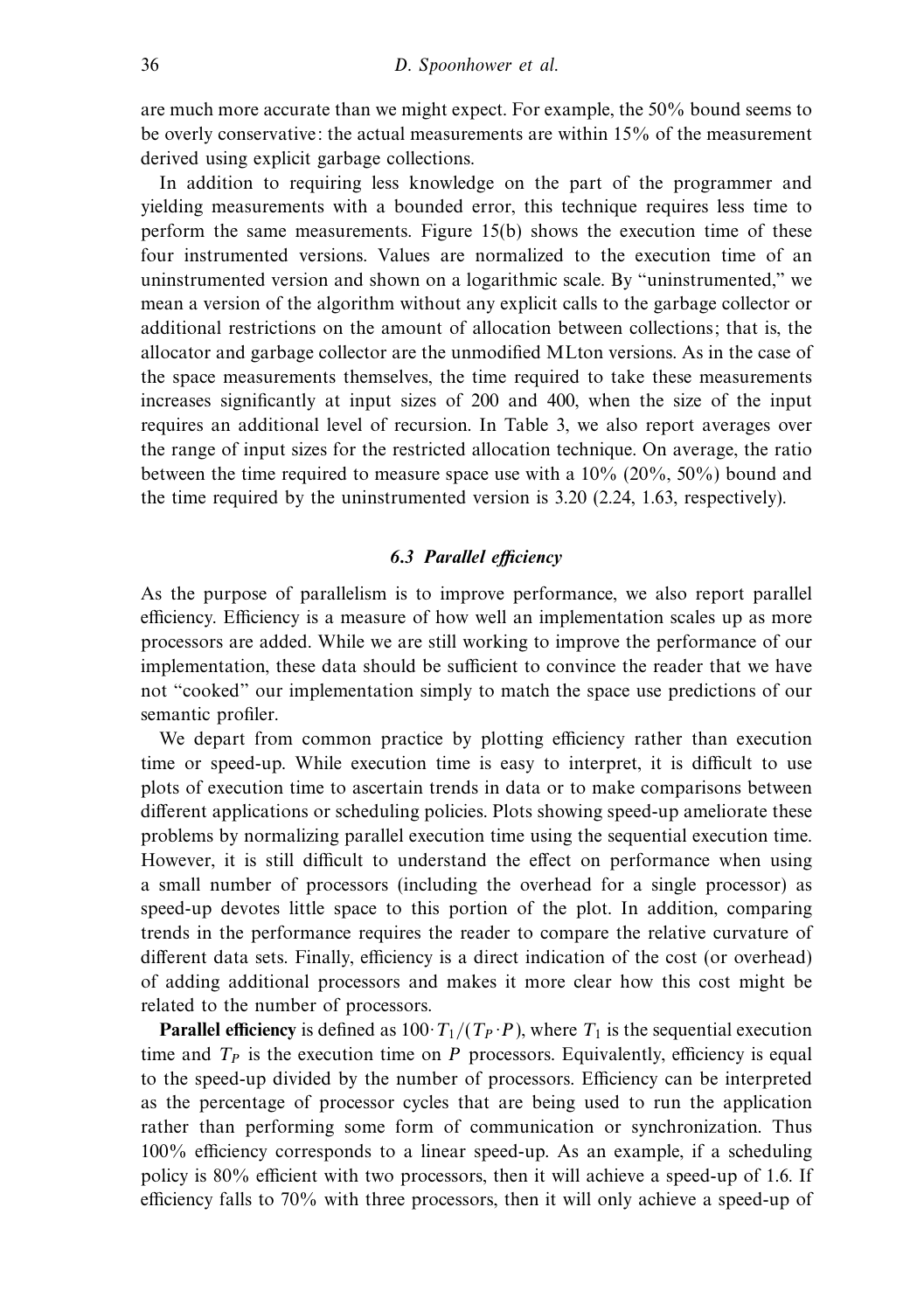are much more accurate than we might expect. For example, the 50% bound seems to be overly conservative: the actual measurements are within 15% of the measurement derived using explicit garbage collections.

In addition to requiring less knowledge on the part of the programmer and yielding measurements with a bounded error, this technique requires less time to perform the same measurements. Figure 15(b) shows the execution time of these four instrumented versions. Values are normalized to the execution time of an uninstrumented version and shown on a logarithmic scale. By "uninstrumented," we mean a version of the algorithm without any explicit calls to the garbage collector or additional restrictions on the amount of allocation between collections; that is, the allocator and garbage collector are the unmodified MLton versions. As in the case of the space measurements themselves, the time required to take these measurements increases significantly at input sizes of 200 and 400, when the size of the input requires an additional level of recursion. In Table 3, we also report averages over the range of input sizes for the restricted allocation technique. On average, the ratio between the time required to measure space use with a 10% (20%, 50%) bound and the time required by the uninstrumented version is 3.20 (2.24, 1.63, respectively).

### 6.3 *Parallel efficiency*

As the purpose of parallelism is to improve performance, we also report parallel efficiency. Efficiency is a measure of how well an implementation scales up as more processors are added. While we are still working to improve the performance of our implementation, these data should be sufficient to convince the reader that we have not "cooked" our implementation simply to match the space use predictions of our semantic profiler.

We depart from common practice by plotting efficiency rather than execution time or speed-up. While execution time is easy to interpret, it is difficult to use plots of execution time to ascertain trends in data or to make comparisons between different applications or scheduling policies. Plots showing speed-up ameliorate these problems by normalizing parallel execution time using the sequential execution time. However, it is still difficult to understand the effect on performance when using a small number of processors (including the overhead for a single processor) as speed-up devotes little space to this portion of the plot. In addition, comparing trends in the performance requires the reader to compare the relative curvature of different data sets. Finally, efficiency is a direct indication of the cost (or overhead) of adding additional processors and makes it more clear how this cost might be related to the number of processors.

**Parallel efficiency** is defined as $100 \cdot T_1/(T_P \cdot P)$, where $T_1$ is the sequential execution time and $T_P$ is the execution time on $P$ processors. Equivalently, efficiency is equal to the speed-up divided by the number of processors. Efficiency can be interpreted as the percentage of processor cycles that are being used to run the application rather than performing some form of communication or synchronization. Thus 100% efficiency corresponds to a linear speed-up. As an example, if a scheduling policy is 80% efficient with two processors, then it will achieve a speed-up of 1.6. If efficiency falls to 70% with three processors, then it will only achieve a speed-up of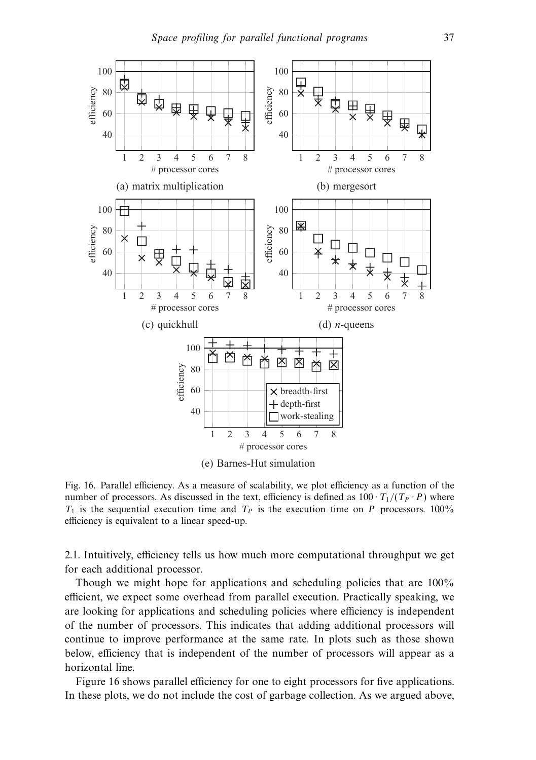100
80
60
40
efficiency
1 2 3 4 5 6 7 8
# processor cores

(a) matrix multiplication

100
80
60
40
efficiency
1 2 3 4 5 6 7 8
# processor cores

(b) mergesort

100
80
60
40
efficiency
1 2 3 4 5 6 7 8
# processor cores

(c) quickhull

100
80
60
40
efficiency
1 2 3 4 5 6 7 8
# processor cores

(d) *n*-queens

100
80
60
40
efficiency
1 2 3 4 5 6 7 8
# processor cores

× breadth-first
+ depth-first
□ work-stealing

(e) Barnes-Hut simulation

Fig. 16. Parallel efficiency. As a measure of scalability, we plot efficiency as a function of the number of processors. As discussed in the text, efficiency is defined as $100 \cdot T_1/(T_P \cdot P)$ where $T_1$ is the sequential execution time and $T_P$ is the execution time on $P$ processors. 100% efficiency is equivalent to a linear speed-up.

2.1. Intuitively, efficiency tells us how much more computational throughput we get for each additional processor.

Though we might hope for applications and scheduling policies that are 100% efficient, we expect some overhead from parallel execution. Practically speaking, we are looking for applications and scheduling policies where efficiency is independent of the number of processors. This indicates that adding additional processors will continue to improve performance at the same rate. In plots such as those shown below, efficiency that is independent of the number of processors will appear as a horizontal line.

Figure 16 shows parallel efficiency for one to eight processors for five applications. In these plots, we do not include the cost of garbage collection. As we argued above,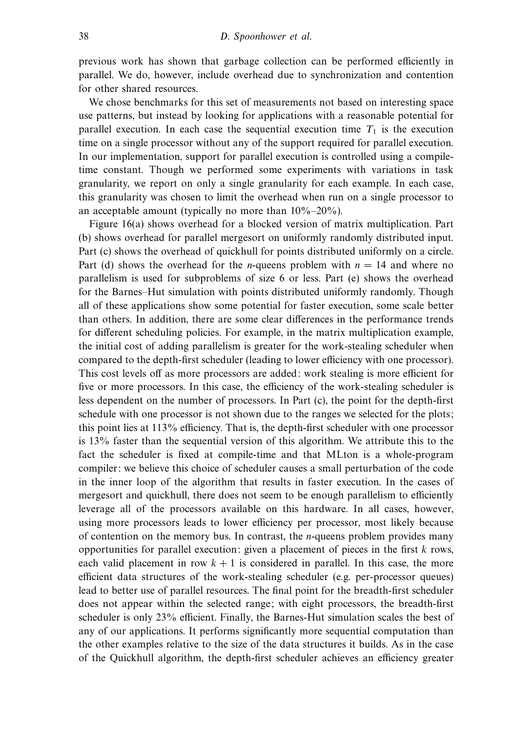previous work has shown that garbage collection can be performed efficiently in parallel. We do, however, include overhead due to synchronization and contention for other shared resources.

We chose benchmarks for this set of measurements not based on interesting space use patterns, but instead by looking for applications with a reasonable potential for parallel execution. In each case the sequential execution time $T_1$ is the execution time on a single processor without any of the support required for parallel execution. In our implementation, support for parallel execution is controlled using a compile-time constant. Though we performed some experiments with variations in task granularity, we report on only a single granularity for each example. In each case, this granularity was chosen to limit the overhead when run on a single processor to an acceptable amount (typically no more than 10%–20%).

Figure 16(a) shows overhead for a blocked version of matrix multiplication. Part (b) shows overhead for parallel mergesort on uniformly randomly distributed input. Part (c) shows the overhead of quickhull for points distributed uniformly on a circle. Part (d) shows the overhead for the *n*-queens problem with $n = 14$ and where no parallelism is used for subproblems of size 6 or less. Part (e) shows the overhead for the Barnes–Hut simulation with points distributed uniformly randomly. Though all of these applications show some potential for faster execution, some scale better than others. In addition, there are some clear differences in the performance trends for different scheduling policies. For example, in the matrix multiplication example, the initial cost of adding parallelism is greater for the work-stealing scheduler when compared to the depth-first scheduler (leading to lower efficiency with one processor). This cost levels off as more processors are added: work stealing is more efficient for five or more processors. In this case, the efficiency of the work-stealing scheduler is less dependent on the number of processors. In Part (c), the point for the depth-first schedule with one processor is not shown due to the ranges we selected for the plots; this point lies at 113% efficiency. That is, the depth-first scheduler with one processor is 13% faster than the sequential version of this algorithm. We attribute this to the fact the scheduler is fixed at compile-time and that MLton is a whole-program compiler: we believe this choice of scheduler causes a small perturbation of the code in the inner loop of the algorithm that results in faster execution. In the cases of mergesort and quickhull, there does not seem to be enough parallelism to efficiently leverage all of the processors available on this hardware. In all cases, however, using more processors leads to lower efficiency per processor, most likely because of contention on the memory bus. In contrast, the *n*-queens problem provides many opportunities for parallel execution: given a placement of pieces in the first $k$ rows, each valid placement in row $k + 1$ is considered in parallel. In this case, the more efficient data structures of the work-stealing scheduler (e.g. per-processor queues) lead to better use of parallel resources. The final point for the breadth-first scheduler does not appear within the selected range; with eight processors, the breadth-first scheduler is only 23% efficient. Finally, the Barnes-Hut simulation scales the best of any of our applications. It performs significantly more sequential computation than the other examples relative to the size of the data structures it builds. As in the case of the Quickhull algorithm, the depth-first scheduler achieves an efficiency greater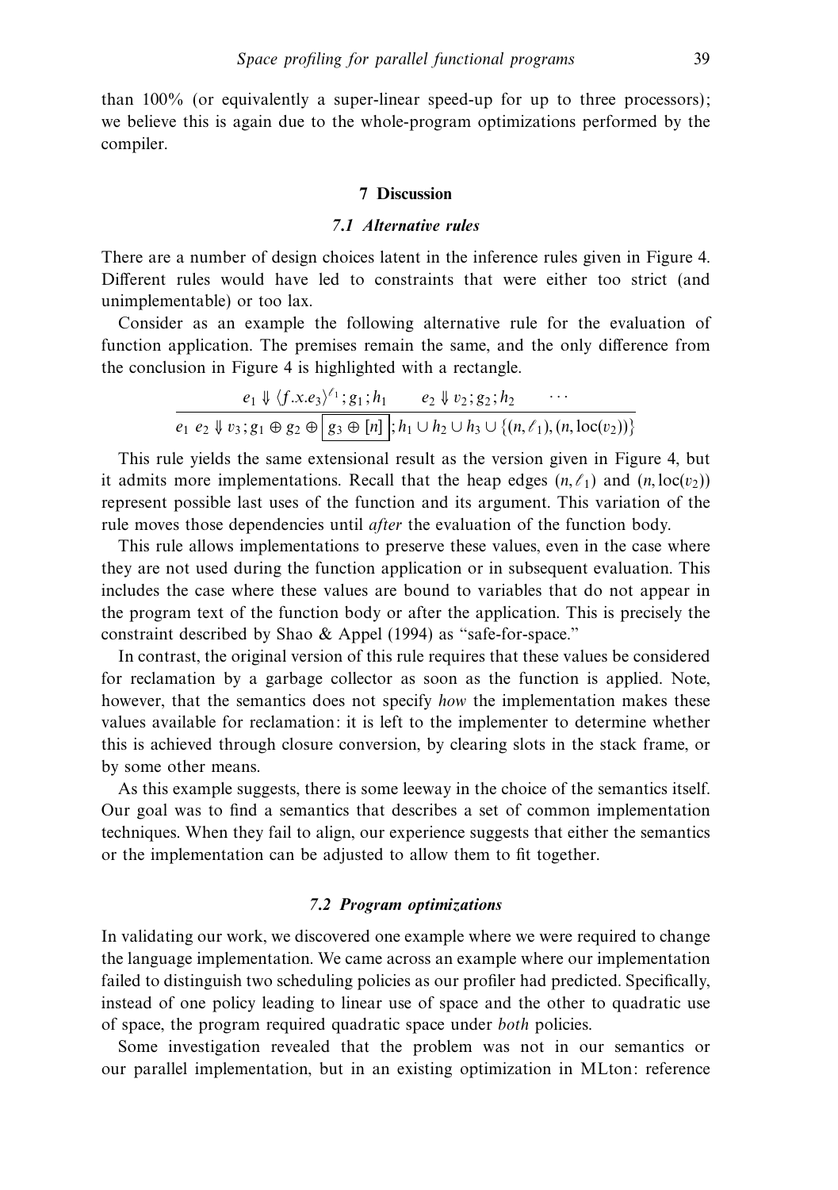than 100% (or equivalently a super-linear speed-up for up to three processors); we believe this is again due to the whole-program optimizations performed by the compiler.

## 7 Discussion

### 7.1 Alternative rules

There are a number of design choices latent in the inference rules given in Figure 4. Different rules would have led to constraints that were either too strict (and unimplementable) or too lax.

Consider as an example the following alternative rule for the evaluation of function application. The premises remain the same, and the only difference from the conclusion in Figure 4 is highlighted with a rectangle.

$$\frac{e_1 \Downarrow \langle f.x.e_3\rangle^{\ell_1}; g_1; h_1 \qquad e_2 \Downarrow v_2; g_2; h_2 \qquad \cdots}{e_1\ e_2 \Downarrow v_3; g_1 \oplus g_2 \oplus \boxed{g_3 \oplus [n]}; h_1 \cup h_2 \cup h_3 \cup \{(n, \ell_1), (n, \mathrm{loc}(v_2))\}}$$

This rule yields the same extensional result as the version given in Figure 4, but it admits more implementations. Recall that the heap edges $(n, \ell_1)$ and $(n, \mathrm{loc}(v_2))$ represent possible last uses of the function and its argument. This variation of the rule moves those dependencies until *after* the evaluation of the function body.

This rule allows implementations to preserve these values, even in the case where they are not used during the function application or in subsequent evaluation. This includes the case where these values are bound to variables that do not appear in the program text of the function body or after the application. This is precisely the constraint described by Shao & Appel (1994) as "safe-for-space."

In contrast, the original version of this rule requires that these values be considered for reclamation by a garbage collector as soon as the function is applied. Note, however, that the semantics does not specify *how* the implementation makes these values available for reclamation: it is left to the implementer to determine whether this is achieved through closure conversion, by clearing slots in the stack frame, or by some other means.

As this example suggests, there is some leeway in the choice of the semantics itself. Our goal was to find a semantics that describes a set of common implementation techniques. When they fail to align, our experience suggests that either the semantics or the implementation can be adjusted to allow them to fit together.

### 7.2 Program optimizations

In validating our work, we discovered one example where we were required to change the language implementation. We came across an example where our implementation failed to distinguish two scheduling policies as our profiler had predicted. Specifically, instead of one policy leading to linear use of space and the other to quadratic use of space, the program required quadratic space under *both* policies.

Some investigation revealed that the problem was not in our semantics or our parallel implementation, but in an existing optimization in MLton: reference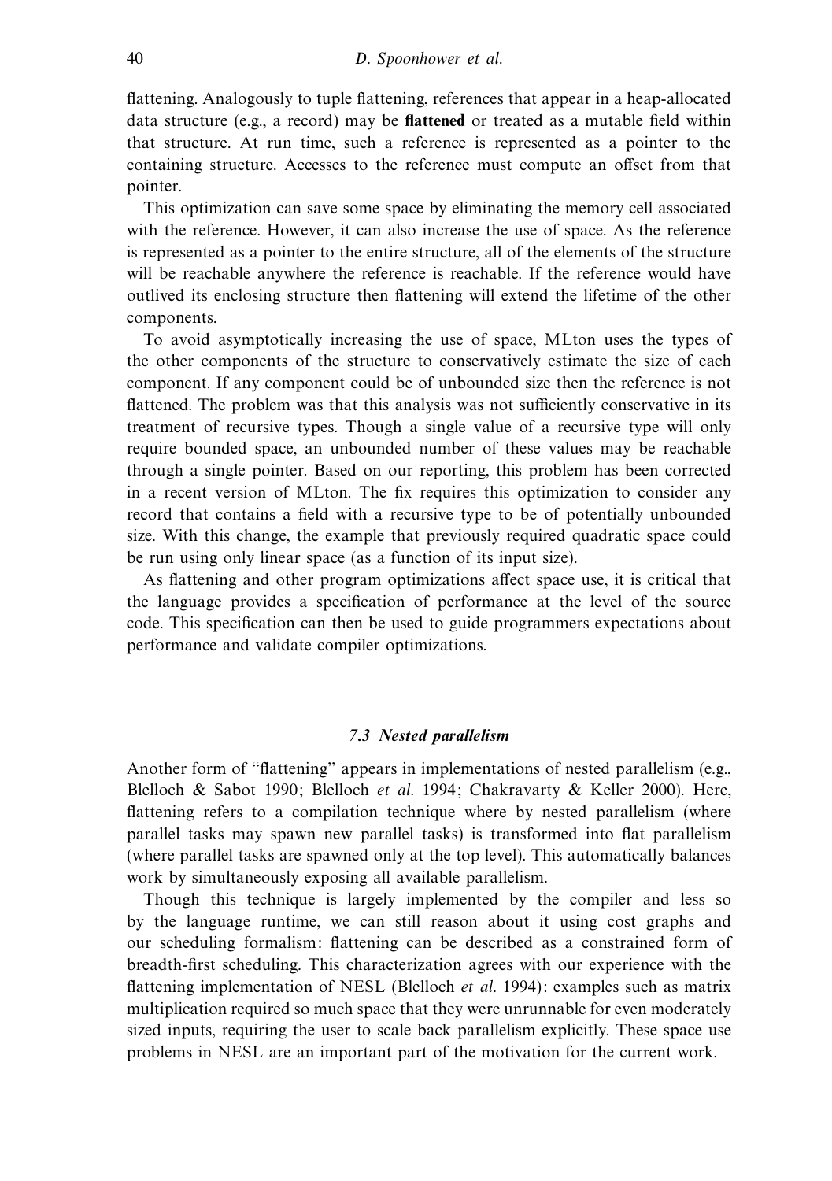flattening. Analogously to tuple flattening, references that appear in a heap-allocated data structure (e.g., a record) may be **flattened** or treated as a mutable field within that structure. At run time, such a reference is represented as a pointer to the containing structure. Accesses to the reference must compute an offset from that pointer.

This optimization can save some space by eliminating the memory cell associated with the reference. However, it can also increase the use of space. As the reference is represented as a pointer to the entire structure, all of the elements of the structure will be reachable anywhere the reference is reachable. If the reference would have outlived its enclosing structure then flattening will extend the lifetime of the other components.

To avoid asymptotically increasing the use of space, MLton uses the types of the other components of the structure to conservatively estimate the size of each component. If any component could be of unbounded size then the reference is not flattened. The problem was that this analysis was not sufficiently conservative in its treatment of recursive types. Though a single value of a recursive type will only require bounded space, an unbounded number of these values may be reachable through a single pointer. Based on our reporting, this problem has been corrected in a recent version of MLton. The fix requires this optimization to consider any record that contains a field with a recursive type to be of potentially unbounded size. With this change, the example that previously required quadratic space could be run using only linear space (as a function of its input size).

As flattening and other program optimizations affect space use, it is critical that the language provides a specification of performance at the level of the source code. This specification can then be used to guide programmers expectations about performance and validate compiler optimizations.

### *7.3 Nested parallelism*

Another form of "flattening" appears in implementations of nested parallelism (e.g., Blelloch & Sabot 1990; Blelloch *et al.* 1994; Chakravarty & Keller 2000). Here, flattening refers to a compilation technique where by nested parallelism (where parallel tasks may spawn new parallel tasks) is transformed into flat parallelism (where parallel tasks are spawned only at the top level). This automatically balances work by simultaneously exposing all available parallelism.

Though this technique is largely implemented by the compiler and less so by the language runtime, we can still reason about it using cost graphs and our scheduling formalism: flattening can be described as a constrained form of breadth-first scheduling. This characterization agrees with our experience with the flattening implementation of NESL (Blelloch *et al.* 1994): examples such as matrix multiplication required so much space that they were unrunnable for even moderately sized inputs, requiring the user to scale back parallelism explicitly. These space use problems in NESL are an important part of the motivation for the current work.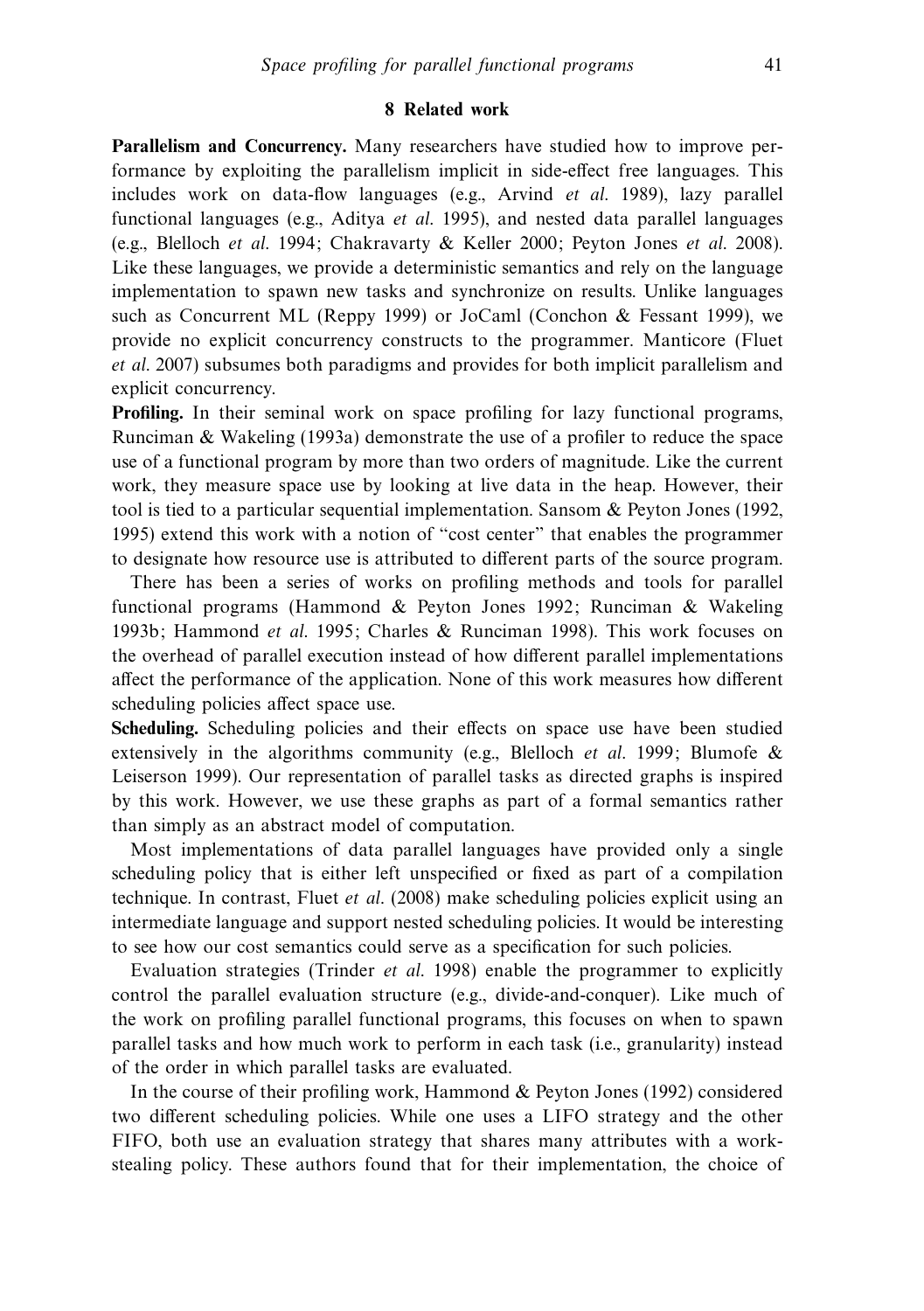## 8 Related work

**Parallelism and Concurrency.** Many researchers have studied how to improve performance by exploiting the parallelism implicit in side-effect free languages. This includes work on data-flow languages (e.g., Arvind *et al.* 1989), lazy parallel functional languages (e.g., Aditya *et al.* 1995), and nested data parallel languages (e.g., Blelloch *et al.* 1994; Chakravarty & Keller 2000; Peyton Jones *et al.* 2008). Like these languages, we provide a deterministic semantics and rely on the language implementation to spawn new tasks and synchronize on results. Unlike languages such as Concurrent ML (Reppy 1999) or JoCaml (Conchon & Fessant 1999), we provide no explicit concurrency constructs to the programmer. Manticore (Fluet *et al.* 2007) subsumes both paradigms and provides for both implicit parallelism and explicit concurrency.

**Profiling.** In their seminal work on space profiling for lazy functional programs, Runciman & Wakeling (1993a) demonstrate the use of a profiler to reduce the space use of a functional program by more than two orders of magnitude. Like the current work, they measure space use by looking at live data in the heap. However, their tool is tied to a particular sequential implementation. Sansom & Peyton Jones (1992, 1995) extend this work with a notion of "cost center" that enables the programmer to designate how resource use is attributed to different parts of the source program.

There has been a series of works on profiling methods and tools for parallel functional programs (Hammond & Peyton Jones 1992; Runciman & Wakeling 1993b; Hammond *et al.* 1995; Charles & Runciman 1998). This work focuses on the overhead of parallel execution instead of how different parallel implementations affect the performance of the application. None of this work measures how different scheduling policies affect space use.

**Scheduling.** Scheduling policies and their effects on space use have been studied extensively in the algorithms community (e.g., Blelloch *et al.* 1999; Blumofe & Leiserson 1999). Our representation of parallel tasks as directed graphs is inspired by this work. However, we use these graphs as part of a formal semantics rather than simply as an abstract model of computation.

Most implementations of data parallel languages have provided only a single scheduling policy that is either left unspecified or fixed as part of a compilation technique. In contrast, Fluet *et al.* (2008) make scheduling policies explicit using an intermediate language and support nested scheduling policies. It would be interesting to see how our cost semantics could serve as a specification for such policies.

Evaluation strategies (Trinder *et al.* 1998) enable the programmer to explicitly control the parallel evaluation structure (e.g., divide-and-conquer). Like much of the work on profiling parallel functional programs, this focuses on when to spawn parallel tasks and how much work to perform in each task (i.e., granularity) instead of the order in which parallel tasks are evaluated.

In the course of their profiling work, Hammond & Peyton Jones (1992) considered two different scheduling policies. While one uses a LIFO strategy and the other FIFO, both use an evaluation strategy that shares many attributes with a work-stealing policy. These authors found that for their implementation, the choice of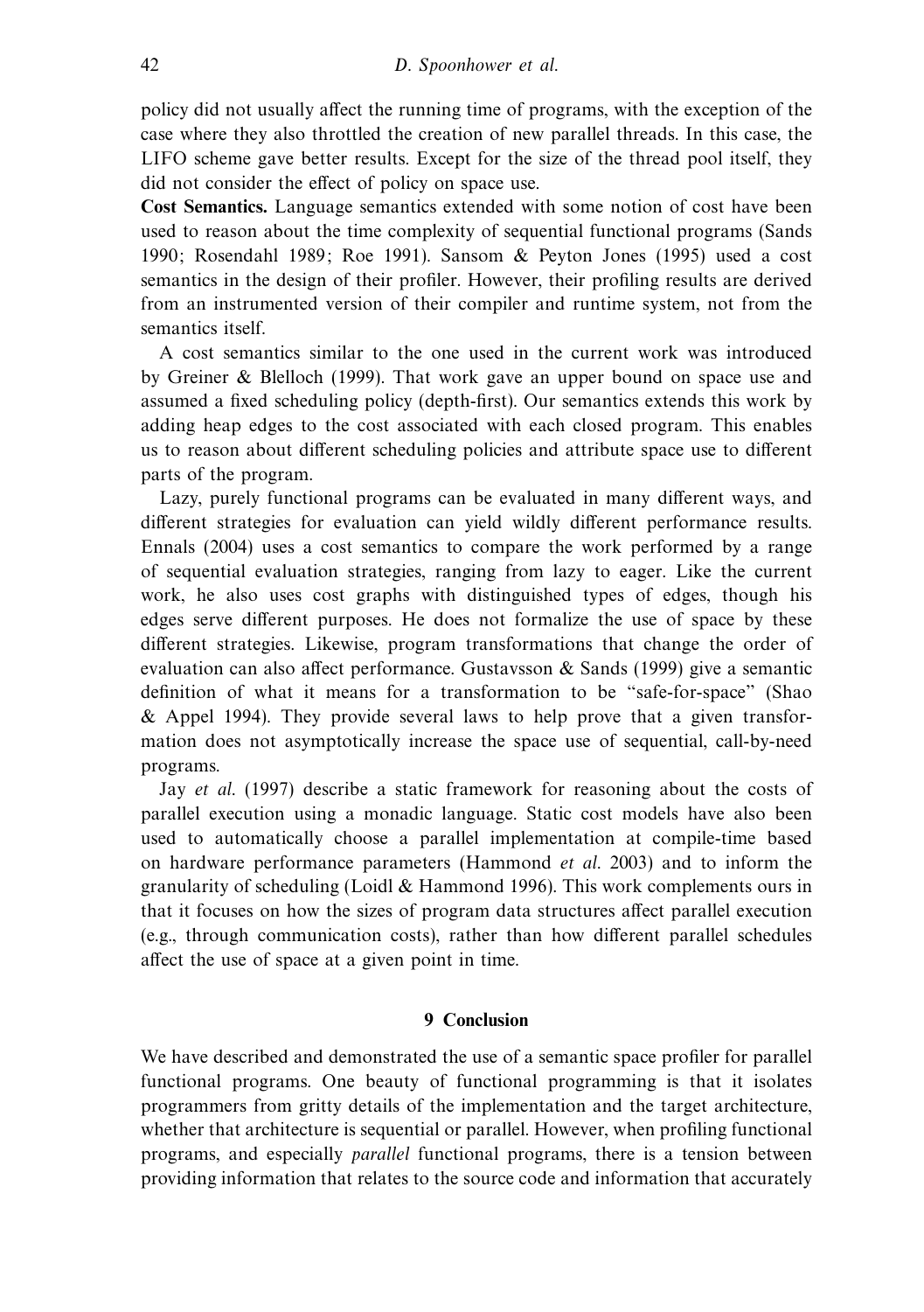policy did not usually affect the running time of programs, with the exception of the case where they also throttled the creation of new parallel threads. In this case, the LIFO scheme gave better results. Except for the size of the thread pool itself, they did not consider the effect of policy on space use.

**Cost Semantics.** Language semantics extended with some notion of cost have been used to reason about the time complexity of sequential functional programs (Sands 1990; Rosendahl 1989; Roe 1991). Sansom & Peyton Jones (1995) used a cost semantics in the design of their profiler. However, their profiling results are derived from an instrumented version of their compiler and runtime system, not from the semantics itself.

A cost semantics similar to the one used in the current work was introduced by Greiner & Blelloch (1999). That work gave an upper bound on space use and assumed a fixed scheduling policy (depth-first). Our semantics extends this work by adding heap edges to the cost associated with each closed program. This enables us to reason about different scheduling policies and attribute space use to different parts of the program.

Lazy, purely functional programs can be evaluated in many different ways, and different strategies for evaluation can yield wildly different performance results. Ennals (2004) uses a cost semantics to compare the work performed by a range of sequential evaluation strategies, ranging from lazy to eager. Like the current work, he also uses cost graphs with distinguished types of edges, though his edges serve different purposes. He does not formalize the use of space by these different strategies. Likewise, program transformations that change the order of evaluation can also affect performance. Gustavsson & Sands (1999) give a semantic definition of what it means for a transformation to be "safe-for-space" (Shao & Appel 1994). They provide several laws to help prove that a given transformation does not asymptotically increase the space use of sequential, call-by-need programs.

Jay *et al.* (1997) describe a static framework for reasoning about the costs of parallel execution using a monadic language. Static cost models have also been used to automatically choose a parallel implementation at compile-time based on hardware performance parameters (Hammond *et al.* 2003) and to inform the granularity of scheduling (Loidl & Hammond 1996). This work complements ours in that it focuses on how the sizes of program data structures affect parallel execution (e.g., through communication costs), rather than how different parallel schedules affect the use of space at a given point in time.

## 9 Conclusion

We have described and demonstrated the use of a semantic space profiler for parallel functional programs. One beauty of functional programming is that it isolates programmers from gritty details of the implementation and the target architecture, whether that architecture is sequential or parallel. However, when profiling functional programs, and especially *parallel* functional programs, there is a tension between providing information that relates to the source code and information that accurately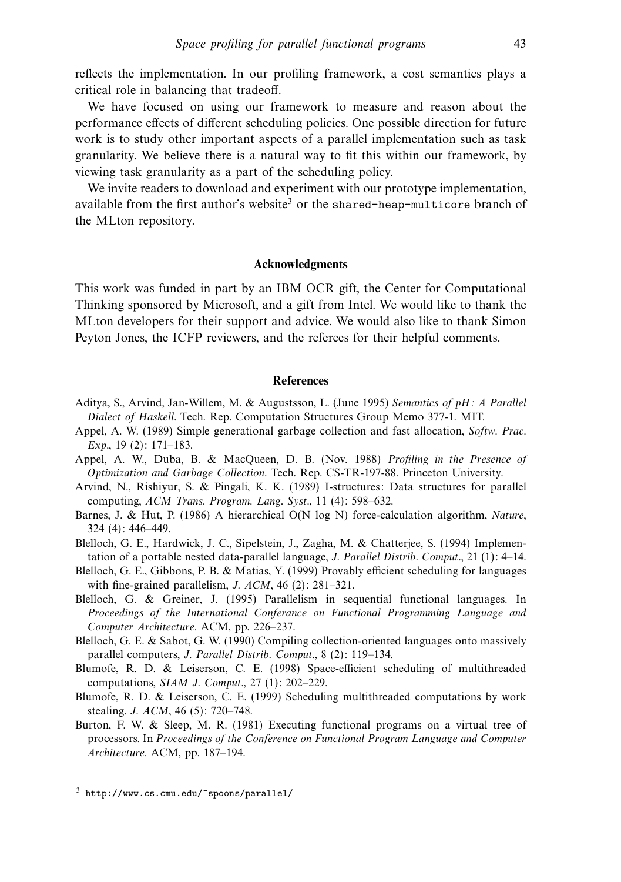reflects the implementation. In our profiling framework, a cost semantics plays a critical role in balancing that tradeoff.

We have focused on using our framework to measure and reason about the performance effects of different scheduling policies. One possible direction for future work is to study other important aspects of a parallel implementation such as task granularity. We believe there is a natural way to fit this within our framework, by viewing task granularity as a part of the scheduling policy.

We invite readers to download and experiment with our prototype implementation, available from the first author's website[3] or the `shared-heap-multicore` branch of the MLton repository.

## Acknowledgments

This work was funded in part by an IBM OCR gift, the Center for Computational Thinking sponsored by Microsoft, and a gift from Intel. We would like to thank the MLton developers for their support and advice. We would also like to thank Simon Peyton Jones, the ICFP reviewers, and the referees for their helpful comments.

## References

Aditya, S., Arvind, Jan-Willem, M. & Augustsson, L. (June 1995) *Semantics of pH: A Parallel Dialect of Haskell*. Tech. Rep. Computation Structures Group Memo 377-1. MIT.

Appel, A. W. (1989) Simple generational garbage collection and fast allocation, *Softw. Prac. Exp.*, 19 (2): 171–183.

Appel, A. W., Duba, B. & MacQueen, D. B. (Nov. 1988) *Profiling in the Presence of Optimization and Garbage Collection*. Tech. Rep. CS-TR-197-88. Princeton University.

Arvind, N., Rishiyur, S. & Pingali, K. K. (1989) I-structures: Data structures for parallel computing, *ACM Trans. Program. Lang. Syst.*, 11 (4): 598–632.

Barnes, J. & Hut, P. (1986) A hierarchical O(N log N) force-calculation algorithm, *Nature*, 324 (4): 446–449.

Blelloch, G. E., Hardwick, J. C., Sipelstein, J., Zagha, M. & Chatterjee, S. (1994) Implementation of a portable nested data-parallel language, *J. Parallel Distrib. Comput.*, 21 (1): 4–14.

Blelloch, G. E., Gibbons, P. B. & Matias, Y. (1999) Provably efficient scheduling for languages with fine-grained parallelism, *J. ACM*, 46 (2): 281–321.

Blelloch, G. & Greiner, J. (1995) Parallelism in sequential functional languages. In *Proceedings of the International Conferance on Functional Programming Language and Computer Architecture*. ACM, pp. 226–237.

Blelloch, G. E. & Sabot, G. W. (1990) Compiling collection-oriented languages onto massively parallel computers, *J. Parallel Distrib. Comput.*, 8 (2): 119–134.

Blumofe, R. D. & Leiserson, C. E. (1998) Space-efficient scheduling of multithreaded computations, *SIAM J. Comput.*, 27 (1): 202–229.

Blumofe, R. D. & Leiserson, C. E. (1999) Scheduling multithreaded computations by work stealing. *J. ACM*, 46 (5): 720–748.

Burton, F. W. & Sleep, M. R. (1981) Executing functional programs on a virtual tree of processors. In *Proceedings of the Conference on Functional Program Language and Computer Architecture*. ACM, pp. 187–194.

[3] http://www.cs.cmu.edu/~spoons/parallel/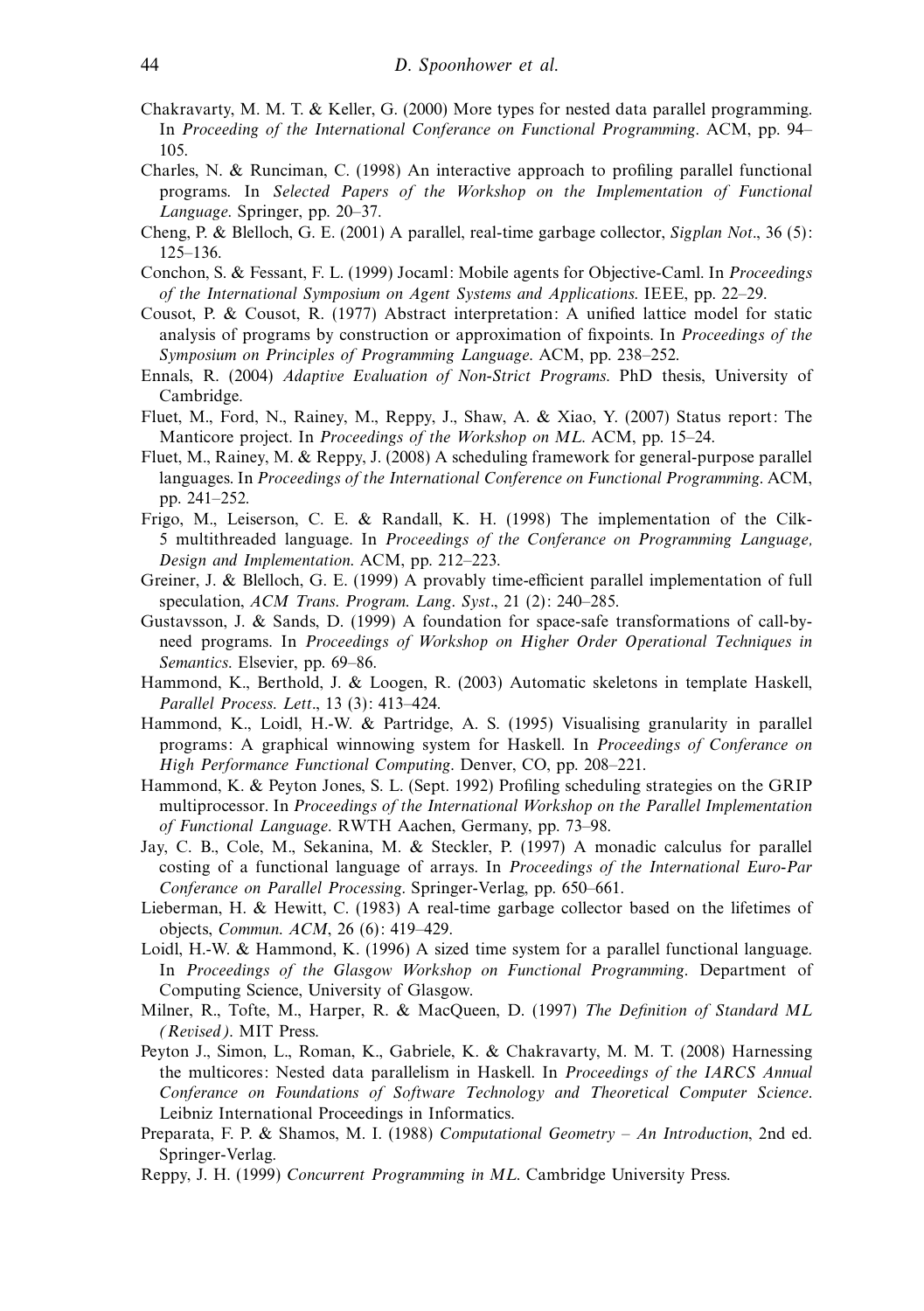Chakravarty, M. M. T. & Keller, G. (2000) More types for nested data parallel programming. In *Proceeding of the International Conferance on Functional Programming*. ACM, pp. 94–105.

Charles, N. & Runciman, C. (1998) An interactive approach to profiling parallel functional programs. In *Selected Papers of the Workshop on the Implementation of Functional Language*. Springer, pp. 20–37.

Cheng, P. & Blelloch, G. E. (2001) A parallel, real-time garbage collector, *Sigplan Not*., 36 (5): 125–136.

Conchon, S. & Fessant, F. L. (1999) Jocaml: Mobile agents for Objective-Caml. In *Proceedings of the International Symposium on Agent Systems and Applications*. IEEE, pp. 22–29.

Cousot, P. & Cousot, R. (1977) Abstract interpretation: A unified lattice model for static analysis of programs by construction or approximation of fixpoints. In *Proceedings of the Symposium on Principles of Programming Language*. ACM, pp. 238–252.

Ennals, R. (2004) *Adaptive Evaluation of Non-Strict Programs*. PhD thesis, University of Cambridge.

Fluet, M., Ford, N., Rainey, M., Reppy, J., Shaw, A. & Xiao, Y. (2007) Status report: The Manticore project. In *Proceedings of the Workshop on ML*. ACM, pp. 15–24.

Fluet, M., Rainey, M. & Reppy, J. (2008) A scheduling framework for general-purpose parallel languages. In *Proceedings of the International Conference on Functional Programming*. ACM, pp. 241–252.

Frigo, M., Leiserson, C. E. & Randall, K. H. (1998) The implementation of the Cilk-5 multithreaded language. In *Proceedings of the Conferance on Programming Language, Design and Implementation*. ACM, pp. 212–223.

Greiner, J. & Blelloch, G. E. (1999) A provably time-efficient parallel implementation of full speculation, *ACM Trans. Program. Lang. Syst*., 21 (2): 240–285.

Gustavsson, J. & Sands, D. (1999) A foundation for space-safe transformations of call-by-need programs. In *Proceedings of Workshop on Higher Order Operational Techniques in Semantics*. Elsevier, pp. 69–86.

Hammond, K., Berthold, J. & Loogen, R. (2003) Automatic skeletons in template Haskell, *Parallel Process. Lett*., 13 (3): 413–424.

Hammond, K., Loidl, H.-W. & Partridge, A. S. (1995) Visualising granularity in parallel programs: A graphical winnowing system for Haskell. In *Proceedings of Conferance on High Performance Functional Computing*. Denver, CO, pp. 208–221.

Hammond, K. & Peyton Jones, S. L. (Sept. 1992) Profiling scheduling strategies on the GRIP multiprocessor. In *Proceedings of the International Workshop on the Parallel Implementation of Functional Language*. RWTH Aachen, Germany, pp. 73–98.

Jay, C. B., Cole, M., Sekanina, M. & Steckler, P. (1997) A monadic calculus for parallel costing of a functional language of arrays. In *Proceedings of the International Euro-Par Conferance on Parallel Processing*. Springer-Verlag, pp. 650–661.

Lieberman, H. & Hewitt, C. (1983) A real-time garbage collector based on the lifetimes of objects, *Commun. ACM*, 26 (6): 419–429.

Loidl, H.-W. & Hammond, K. (1996) A sized time system for a parallel functional language. In *Proceedings of the Glasgow Workshop on Functional Programming*. Department of Computing Science, University of Glasgow.

Milner, R., Tofte, M., Harper, R. & MacQueen, D. (1997) *The Definition of Standard ML (Revised)*. MIT Press.

Peyton J., Simon, L., Roman, K., Gabriele, K. & Chakravarty, M. M. T. (2008) Harnessing the multicores: Nested data parallelism in Haskell. In *Proceedings of the IARCS Annual Conferance on Foundations of Software Technology and Theoretical Computer Science*. Leibniz International Proceedings in Informatics.

Preparata, F. P. & Shamos, M. I. (1988) *Computational Geometry – An Introduction*, 2nd ed. Springer-Verlag.

Reppy, J. H. (1999) *Concurrent Programming in ML*. Cambridge University Press.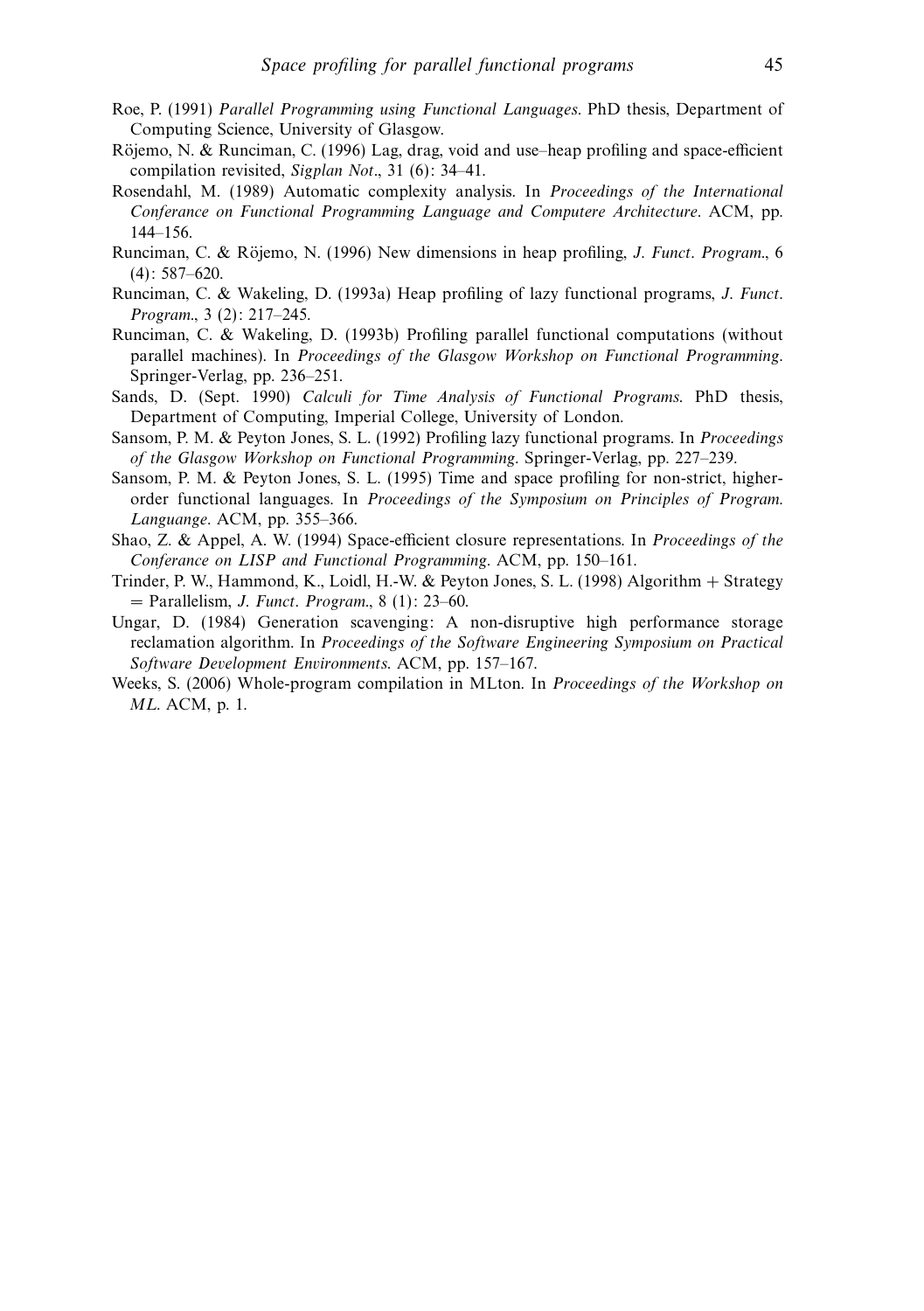Roe, P. (1991) *Parallel Programming using Functional Languages*. PhD thesis, Department of Computing Science, University of Glasgow.

Röjemo, N. & Runciman, C. (1996) Lag, drag, void and use–heap profiling and space-efficient compilation revisited, *Sigplan Not.*, 31 (6): 34–41.

Rosendahl, M. (1989) Automatic complexity analysis. In *Proceedings of the International Conferance on Functional Programming Language and Computere Architecture*. ACM, pp. 144–156.

Runciman, C. & Röjemo, N. (1996) New dimensions in heap profiling, *J. Funct. Program.*, 6 (4): 587–620.

Runciman, C. & Wakeling, D. (1993a) Heap profiling of lazy functional programs, *J. Funct. Program.*, 3 (2): 217–245.

Runciman, C. & Wakeling, D. (1993b) Profiling parallel functional computations (without parallel machines). In *Proceedings of the Glasgow Workshop on Functional Programming*. Springer-Verlag, pp. 236–251.

Sands, D. (Sept. 1990) *Calculi for Time Analysis of Functional Programs*. PhD thesis, Department of Computing, Imperial College, University of London.

Sansom, P. M. & Peyton Jones, S. L. (1992) Profiling lazy functional programs. In *Proceedings of the Glasgow Workshop on Functional Programming*. Springer-Verlag, pp. 227–239.

Sansom, P. M. & Peyton Jones, S. L. (1995) Time and space profiling for non-strict, higher-order functional languages. In *Proceedings of the Symposium on Principles of Program. Languange*. ACM, pp. 355–366.

Shao, Z. & Appel, A. W. (1994) Space-efficient closure representations. In *Proceedings of the Conferance on LISP and Functional Programming*. ACM, pp. 150–161.

Trinder, P. W., Hammond, K., Loidl, H.-W. & Peyton Jones, S. L. (1998) Algorithm + Strategy = Parallelism, *J. Funct. Program.*, 8 (1): 23–60.

Ungar, D. (1984) Generation scavenging: A non-disruptive high performance storage reclamation algorithm. In *Proceedings of the Software Engineering Symposium on Practical Software Development Environments*. ACM, pp. 157–167.

Weeks, S. (2006) Whole-program compilation in MLton. In *Proceedings of the Workshop on ML*. ACM, p. 1.